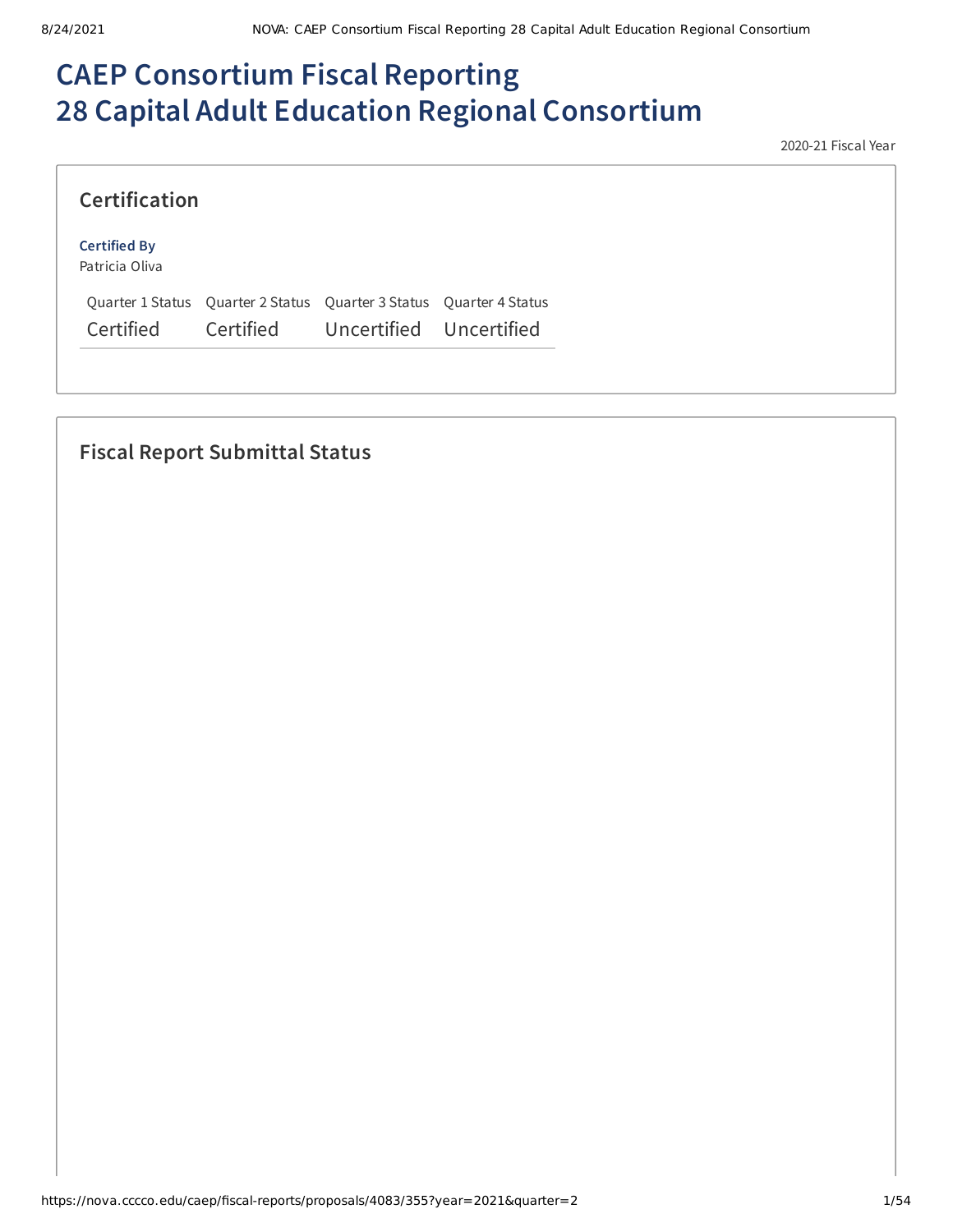# CAEP Consortium Fiscal Reporting
# 28 Capital Adult Education Regional Consortium

2020-21 Fiscal Year

## Certification

**Certified By**
Patricia Oliva

| Quarter 1 Status | Quarter 2 Status | Quarter 3 Status | Quarter 4 Status |
|---|---|---|---|
| Certified | Certified | Uncertified | Uncertified |

## Fiscal Report Submittal Status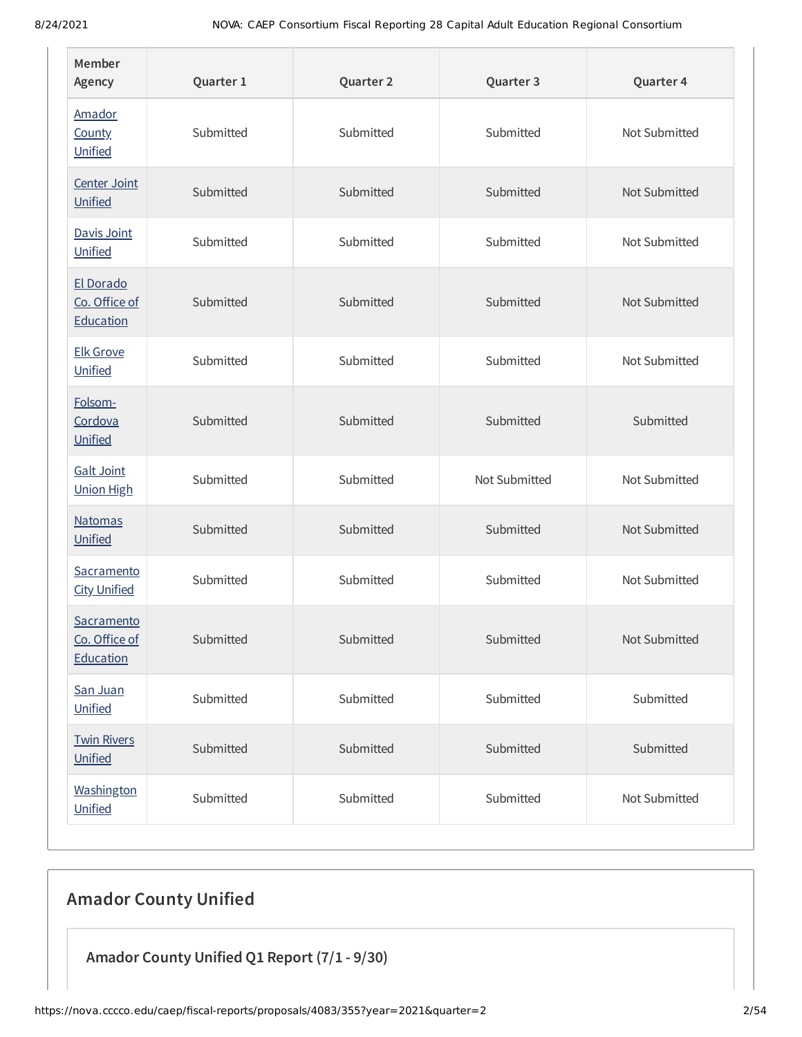| Member Agency | Quarter 1 | Quarter 2 | Quarter 3 | Quarter 4 |
|---|---|---|---|---|
| Amador County Unified | Submitted | Submitted | Submitted | Not Submitted |
| Center Joint Unified | Submitted | Submitted | Submitted | Not Submitted |
| Davis Joint Unified | Submitted | Submitted | Submitted | Not Submitted |
| El Dorado Co. Office of Education | Submitted | Submitted | Submitted | Not Submitted |
| Elk Grove Unified | Submitted | Submitted | Submitted | Not Submitted |
| Folsom-Cordova Unified | Submitted | Submitted | Submitted | Submitted |
| Galt Joint Union High | Submitted | Submitted | Not Submitted | Not Submitted |
| Natomas Unified | Submitted | Submitted | Submitted | Not Submitted |
| Sacramento City Unified | Submitted | Submitted | Submitted | Not Submitted |
| Sacramento Co. Office of Education | Submitted | Submitted | Submitted | Not Submitted |
| San Juan Unified | Submitted | Submitted | Submitted | Submitted |
| Twin Rivers Unified | Submitted | Submitted | Submitted | Submitted |
| Washington Unified | Submitted | Submitted | Submitted | Not Submitted |

## Amador County Unified

### Amador County Unified Q1 Report (7/1 - 9/30)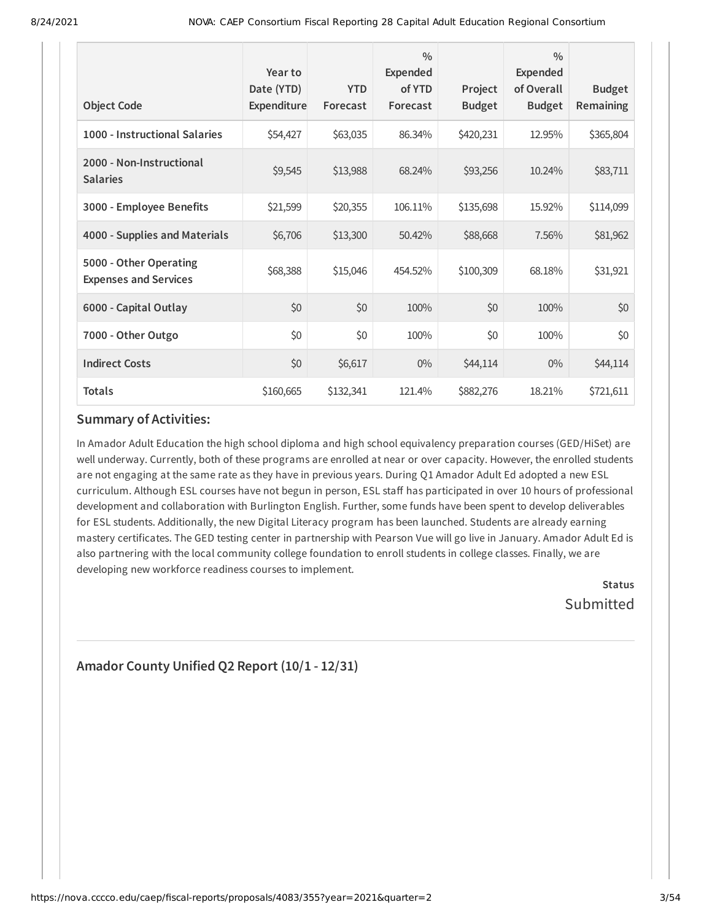| Object Code | Year to Date (YTD) Expenditure | YTD Forecast | % Expended of YTD Forecast | Project Budget | % Expended of Overall Budget | Budget Remaining |
|---|---|---|---|---|---|---|
| **1000 - Instructional Salaries** | $54,427 | $63,035 | 86.34% | $420,231 | 12.95% | $365,804 |
| **2000 - Non-Instructional Salaries** | $9,545 | $13,988 | 68.24% | $93,256 | 10.24% | $83,711 |
| **3000 - Employee Benefits** | $21,599 | $20,355 | 106.11% | $135,698 | 15.92% | $114,099 |
| **4000 - Supplies and Materials** | $6,706 | $13,300 | 50.42% | $88,668 | 7.56% | $81,962 |
| **5000 - Other Operating Expenses and Services** | $68,388 | $15,046 | 454.52% | $100,309 | 68.18% | $31,921 |
| **6000 - Capital Outlay** | $0 | $0 | 100% | $0 | 100% | $0 |
| **7000 - Other Outgo** | $0 | $0 | 100% | $0 | 100% | $0 |
| **Indirect Costs** | $0 | $6,617 | 0% | $44,114 | 0% | $44,114 |
| **Totals** | $160,665 | $132,341 | 121.4% | $882,276 | 18.21% | $721,611 |

### Summary of Activities:

In Amador Adult Education the high school diploma and high school equivalency preparation courses (GED/HiSet) are well underway. Currently, both of these programs are enrolled at near or over capacity. However, the enrolled students are not engaging at the same rate as they have in previous years. During Q1 Amador Adult Ed adopted a new ESL curriculum. Although ESL courses have not begun in person, ESL staff has participated in over 10 hours of professional development and collaboration with Burlington English. Further, some funds have been spent to develop deliverables for ESL students. Additionally, the new Digital Literacy program has been launched. Students are already earning mastery certificates. The GED testing center in partnership with Pearson Vue will go live in January. Amador Adult Ed is also partnering with the local community college foundation to enroll students in college classes. Finally, we are developing new workforce readiness courses to implement.

**Status**
Submitted

## Amador County Unified Q2 Report (10/1 - 12/31)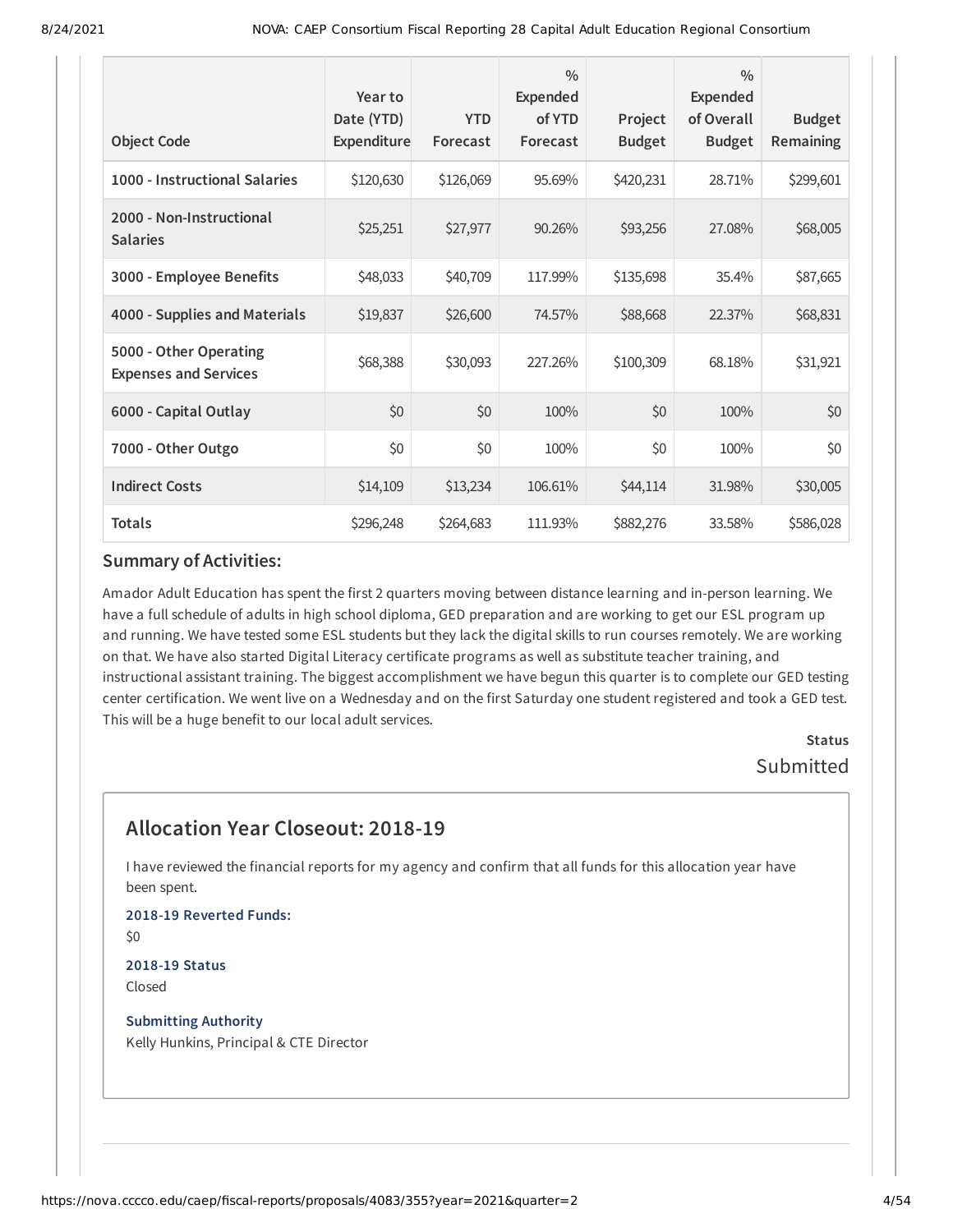| Object Code | Year to Date (YTD) Expenditure | YTD Forecast | % Expended of YTD Forecast | Project Budget | % Expended of Overall Budget | Budget Remaining |
|---|---|---|---|---|---|---|
| 1000 - Instructional Salaries | $120,630 | $126,069 | 95.69% | $420,231 | 28.71% | $299,601 |
| 2000 - Non-Instructional Salaries | $25,251 | $27,977 | 90.26% | $93,256 | 27.08% | $68,005 |
| 3000 - Employee Benefits | $48,033 | $40,709 | 117.99% | $135,698 | 35.4% | $87,665 |
| 4000 - Supplies and Materials | $19,837 | $26,600 | 74.57% | $88,668 | 22.37% | $68,831 |
| 5000 - Other Operating Expenses and Services | $68,388 | $30,093 | 227.26% | $100,309 | 68.18% | $31,921 |
| 6000 - Capital Outlay | $0 | $0 | 100% | $0 | 100% | $0 |
| 7000 - Other Outgo | $0 | $0 | 100% | $0 | 100% | $0 |
| Indirect Costs | $14,109 | $13,234 | 106.61% | $44,114 | 31.98% | $30,005 |
| Totals | $296,248 | $264,683 | 111.93% | $882,276 | 33.58% | $586,028 |

### Summary of Activities:

Amador Adult Education has spent the first 2 quarters moving between distance learning and in-person learning. We have a full schedule of adults in high school diploma, GED preparation and are working to get our ESL program up and running. We have tested some ESL students but they lack the digital skills to run courses remotely. We are working on that. We have also started Digital Literacy certificate programs as well as substitute teacher training, and instructional assistant training. The biggest accomplishment we have begun this quarter is to complete our GED testing center certification. We went live on a Wednesday and on the first Saturday one student registered and took a GED test. This will be a huge benefit to our local adult services.

**Status**

Submitted

## Allocation Year Closeout: 2018-19

I have reviewed the financial reports for my agency and confirm that all funds for this allocation year have been spent.

**2018-19 Reverted Funds:**

$0

**2018-19 Status**

Closed

**Submitting Authority**

Kelly Hunkins, Principal & CTE Director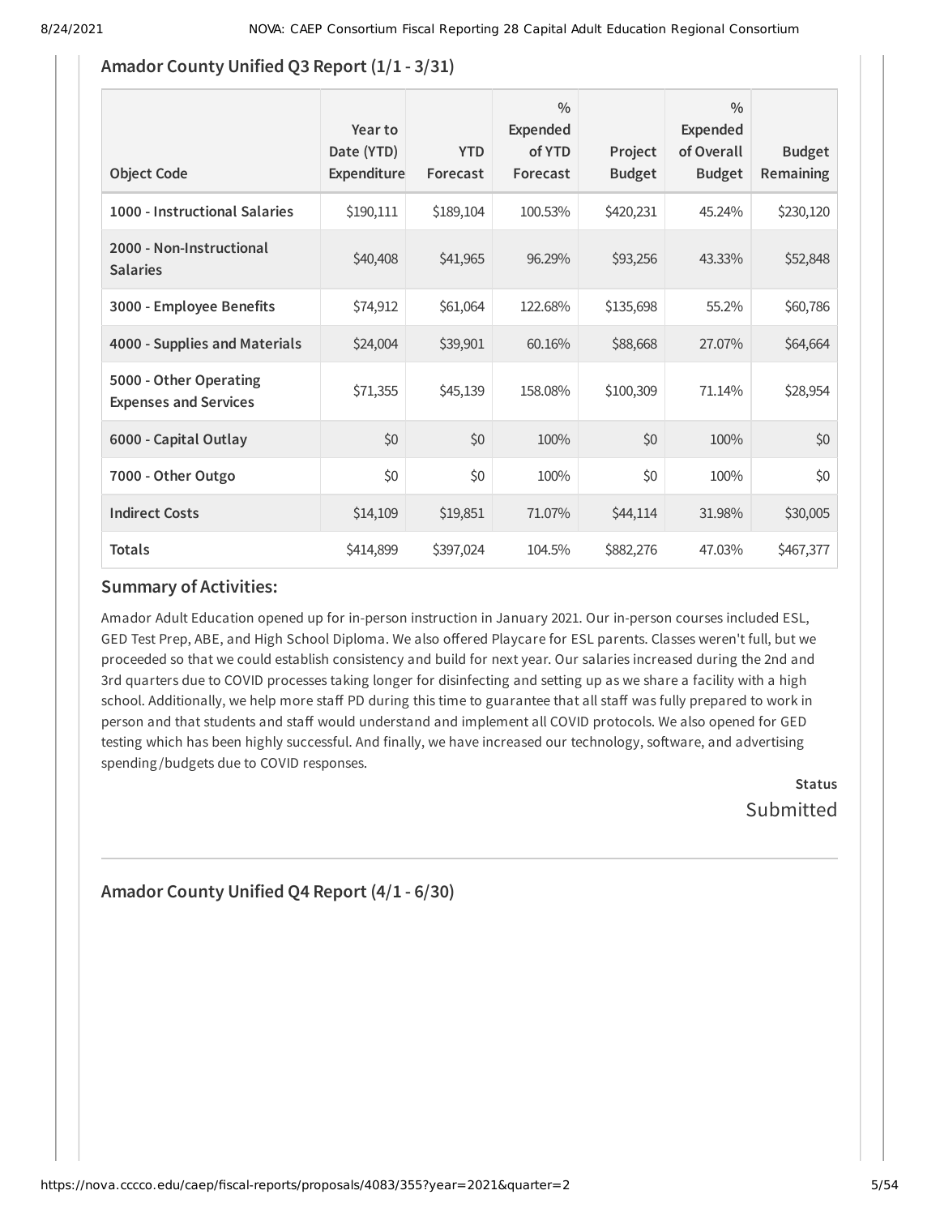## Amador County Unified Q3 Report (1/1 - 3/31)

| Object Code | Year to Date (YTD) Expenditure | YTD Forecast | % Expended of YTD Forecast | Project Budget | % Expended of Overall Budget | Budget Remaining |
|---|---|---|---|---|---|---|
| **1000 - Instructional Salaries** | $190,111 | $189,104 | 100.53% | $420,231 | 45.24% | $230,120 |
| **2000 - Non-Instructional Salaries** | $40,408 | $41,965 | 96.29% | $93,256 | 43.33% | $52,848 |
| **3000 - Employee Benefits** | $74,912 | $61,064 | 122.68% | $135,698 | 55.2% | $60,786 |
| **4000 - Supplies and Materials** | $24,004 | $39,901 | 60.16% | $88,668 | 27.07% | $64,664 |
| **5000 - Other Operating Expenses and Services** | $71,355 | $45,139 | 158.08% | $100,309 | 71.14% | $28,954 |
| **6000 - Capital Outlay** | $0 | $0 | 100% | $0 | 100% | $0 |
| **7000 - Other Outgo** | $0 | $0 | 100% | $0 | 100% | $0 |
| **Indirect Costs** | $14,109 | $19,851 | 71.07% | $44,114 | 31.98% | $30,005 |
| **Totals** | $414,899 | $397,024 | 104.5% | $882,276 | 47.03% | $467,377 |

### Summary of Activities:

Amador Adult Education opened up for in-person instruction in January 2021. Our in-person courses included ESL, GED Test Prep, ABE, and High School Diploma. We also offered Playcare for ESL parents. Classes weren't full, but we proceeded so that we could establish consistency and build for next year. Our salaries increased during the 2nd and 3rd quarters due to COVID processes taking longer for disinfecting and setting up as we share a facility with a high school. Additionally, we help more staff PD during this time to guarantee that all staff was fully prepared to work in person and that students and staff would understand and implement all COVID protocols. We also opened for GED testing which has been highly successful. And finally, we have increased our technology, software, and advertising spending/budgets due to COVID responses.

**Status**
Submitted

## Amador County Unified Q4 Report (4/1 - 6/30)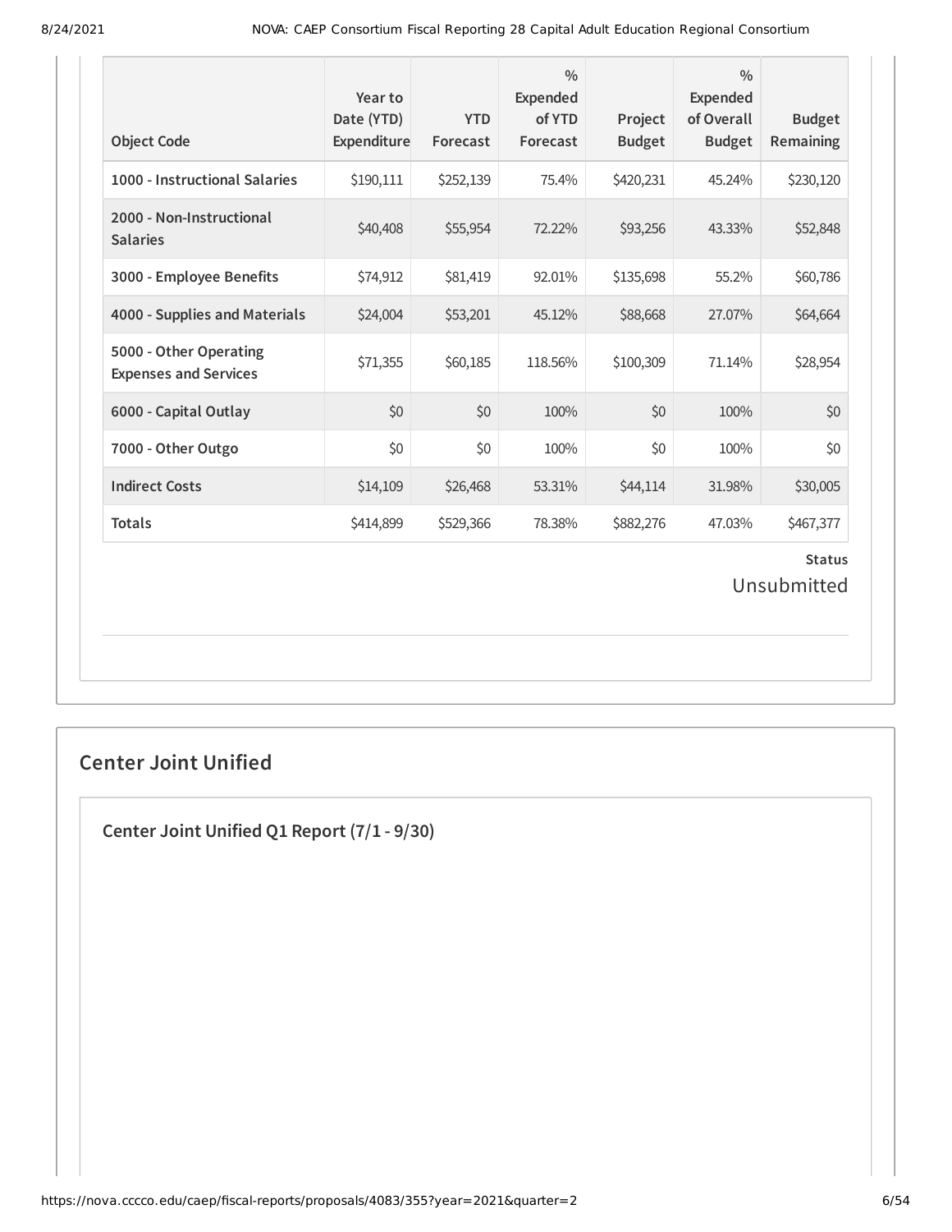| Object Code | Year to Date (YTD) Expenditure | YTD Forecast | % Expended of YTD Forecast | Project Budget | % Expended of Overall Budget | Budget Remaining |
|---|---|---|---|---|---|---|
| 1000 - Instructional Salaries | $190,111 | $252,139 | 75.4% | $420,231 | 45.24% | $230,120 |
| 2000 - Non-Instructional Salaries | $40,408 | $55,954 | 72.22% | $93,256 | 43.33% | $52,848 |
| 3000 - Employee Benefits | $74,912 | $81,419 | 92.01% | $135,698 | 55.2% | $60,786 |
| 4000 - Supplies and Materials | $24,004 | $53,201 | 45.12% | $88,668 | 27.07% | $64,664 |
| 5000 - Other Operating Expenses and Services | $71,355 | $60,185 | 118.56% | $100,309 | 71.14% | $28,954 |
| 6000 - Capital Outlay | $0 | $0 | 100% | $0 | 100% | $0 |
| 7000 - Other Outgo | $0 | $0 | 100% | $0 | 100% | $0 |
| Indirect Costs | $14,109 | $26,468 | 53.31% | $44,114 | 31.98% | $30,005 |
| Totals | $414,899 | $529,366 | 78.38% | $882,276 | 47.03% | $467,377 |

**Status**

Unsubmitted

## Center Joint Unified

### Center Joint Unified Q1 Report (7/1 - 9/30)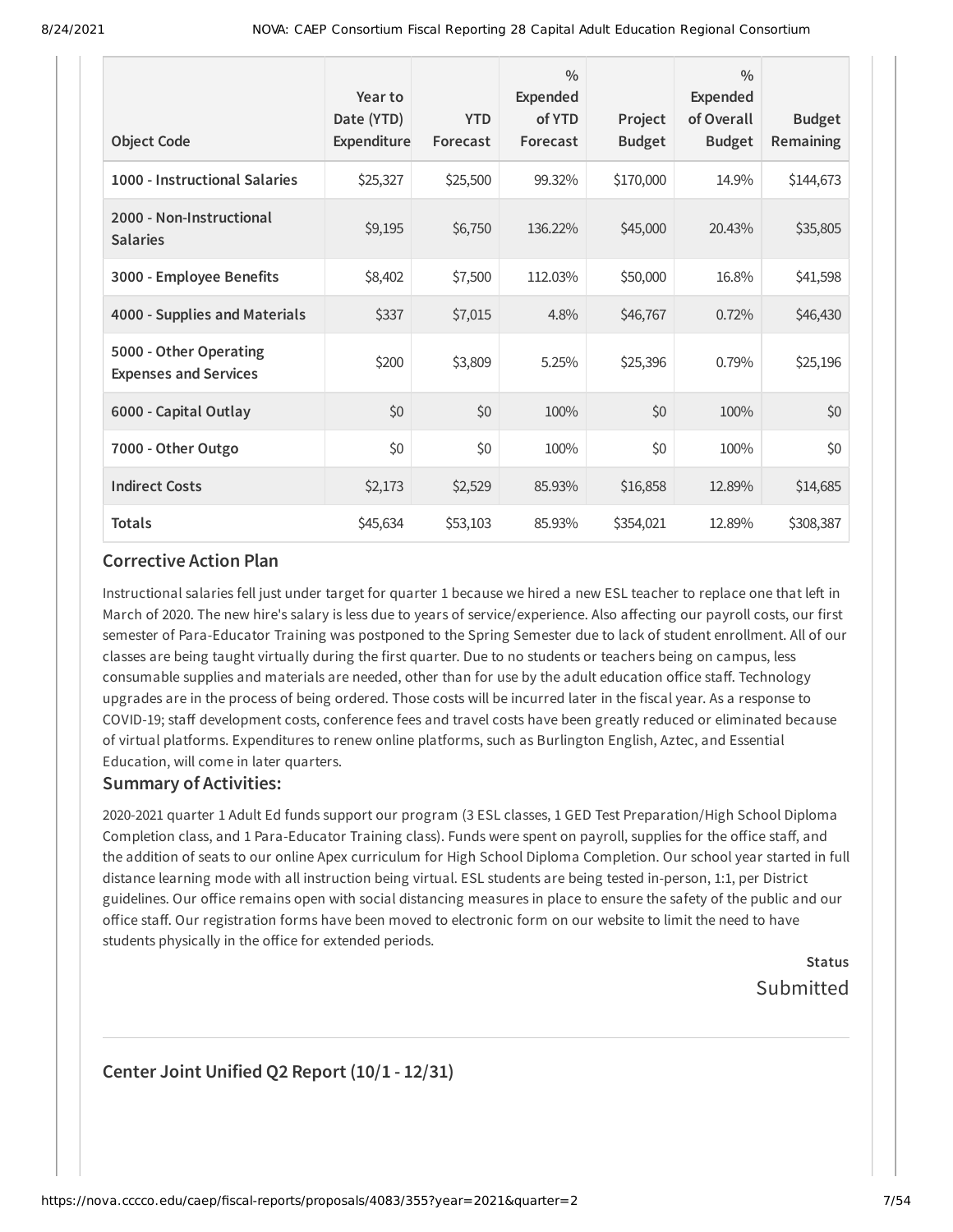| Object Code | Year to Date (YTD) Expenditure | YTD Forecast | % Expended of YTD Forecast | Project Budget | % Expended of Overall Budget | Budget Remaining |
|---|---|---|---|---|---|---|
| **1000 - Instructional Salaries** | $25,327 | $25,500 | 99.32% | $170,000 | 14.9% | $144,673 |
| **2000 - Non-Instructional Salaries** | $9,195 | $6,750 | 136.22% | $45,000 | 20.43% | $35,805 |
| **3000 - Employee Benefits** | $8,402 | $7,500 | 112.03% | $50,000 | 16.8% | $41,598 |
| **4000 - Supplies and Materials** | $337 | $7,015 | 4.8% | $46,767 | 0.72% | $46,430 |
| **5000 - Other Operating Expenses and Services** | $200 | $3,809 | 5.25% | $25,396 | 0.79% | $25,196 |
| **6000 - Capital Outlay** | $0 | $0 | 100% | $0 | 100% | $0 |
| **7000 - Other Outgo** | $0 | $0 | 100% | $0 | 100% | $0 |
| **Indirect Costs** | $2,173 | $2,529 | 85.93% | $16,858 | 12.89% | $14,685 |
| **Totals** | $45,634 | $53,103 | 85.93% | $354,021 | 12.89% | $308,387 |

## Corrective Action Plan

Instructional salaries fell just under target for quarter 1 because we hired a new ESL teacher to replace one that left in March of 2020. The new hire's salary is less due to years of service/experience. Also affecting our payroll costs, our first semester of Para-Educator Training was postponed to the Spring Semester due to lack of student enrollment. All of our classes are being taught virtually during the first quarter. Due to no students or teachers being on campus, less consumable supplies and materials are needed, other than for use by the adult education office staff. Technology upgrades are in the process of being ordered. Those costs will be incurred later in the fiscal year. As a response to COVID-19; staff development costs, conference fees and travel costs have been greatly reduced or eliminated because of virtual platforms. Expenditures to renew online platforms, such as Burlington English, Aztec, and Essential Education, will come in later quarters.

## Summary of Activities:

2020-2021 quarter 1 Adult Ed funds support our program (3 ESL classes, 1 GED Test Preparation/High School Diploma Completion class, and 1 Para-Educator Training class). Funds were spent on payroll, supplies for the office staff, and the addition of seats to our online Apex curriculum for High School Diploma Completion. Our school year started in full distance learning mode with all instruction being virtual. ESL students are being tested in-person, 1:1, per District guidelines. Our office remains open with social distancing measures in place to ensure the safety of the public and our office staff. Our registration forms have been moved to electronic form on our website to limit the need to have students physically in the office for extended periods.

**Status**
Submitted

## Center Joint Unified Q2 Report (10/1 - 12/31)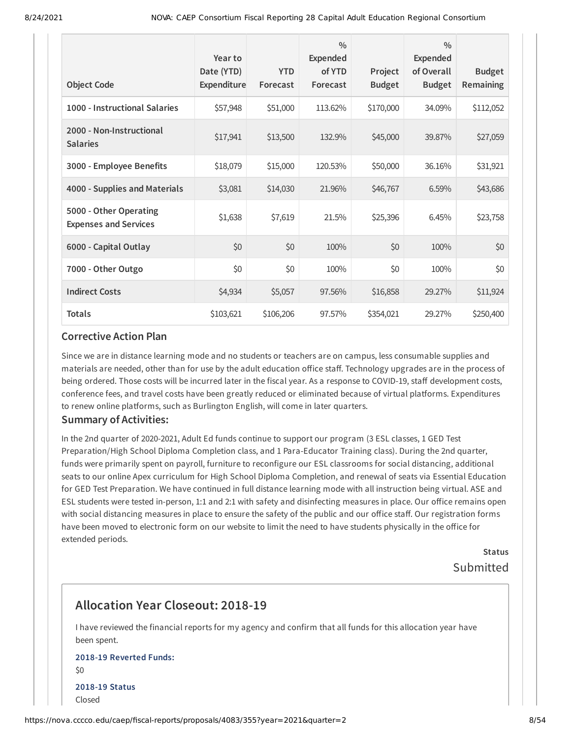| Object Code | Year to Date (YTD) Expenditure | YTD Forecast | % Expended of YTD Forecast | Project Budget | % Expended of Overall Budget | Budget Remaining |
|---|---|---|---|---|---|---|
| **1000 - Instructional Salaries** | $57,948 | $51,000 | 113.62% | $170,000 | 34.09% | $112,052 |
| **2000 - Non-Instructional Salaries** | $17,941 | $13,500 | 132.9% | $45,000 | 39.87% | $27,059 |
| **3000 - Employee Benefits** | $18,079 | $15,000 | 120.53% | $50,000 | 36.16% | $31,921 |
| **4000 - Supplies and Materials** | $3,081 | $14,030 | 21.96% | $46,767 | 6.59% | $43,686 |
| **5000 - Other Operating Expenses and Services** | $1,638 | $7,619 | 21.5% | $25,396 | 6.45% | $23,758 |
| **6000 - Capital Outlay** | $0 | $0 | 100% | $0 | 100% | $0 |
| **7000 - Other Outgo** | $0 | $0 | 100% | $0 | 100% | $0 |
| **Indirect Costs** | $4,934 | $5,057 | 97.56% | $16,858 | 29.27% | $11,924 |
| **Totals** | $103,621 | $106,206 | 97.57% | $354,021 | 29.27% | $250,400 |

### Corrective Action Plan

Since we are in distance learning mode and no students or teachers are on campus, less consumable supplies and materials are needed, other than for use by the adult education office staff. Technology upgrades are in the process of being ordered. Those costs will be incurred later in the fiscal year. As a response to COVID-19, staff development costs, conference fees, and travel costs have been greatly reduced or eliminated because of virtual platforms. Expenditures to renew online platforms, such as Burlington English, will come in later quarters.

### Summary of Activities:

In the 2nd quarter of 2020-2021, Adult Ed funds continue to support our program (3 ESL classes, 1 GED Test Preparation/High School Diploma Completion class, and 1 Para-Educator Training class). During the 2nd quarter, funds were primarily spent on payroll, furniture to reconfigure our ESL classrooms for social distancing, additional seats to our online Apex curriculum for High School Diploma Completion, and renewal of seats via Essential Education for GED Test Preparation. We have continued in full distance learning mode with all instruction being virtual. ASE and ESL students were tested in-person, 1:1 and 2:1 with safety and disinfecting measures in place. Our office remains open with social distancing measures in place to ensure the safety of the public and our office staff. Our registration forms have been moved to electronic form on our website to limit the need to have students physically in the office for extended periods.

**Status**

Submitted

## Allocation Year Closeout: 2018-19

I have reviewed the financial reports for my agency and confirm that all funds for this allocation year have been spent.

**2018-19 Reverted Funds:**

$0

**2018-19 Status**

Closed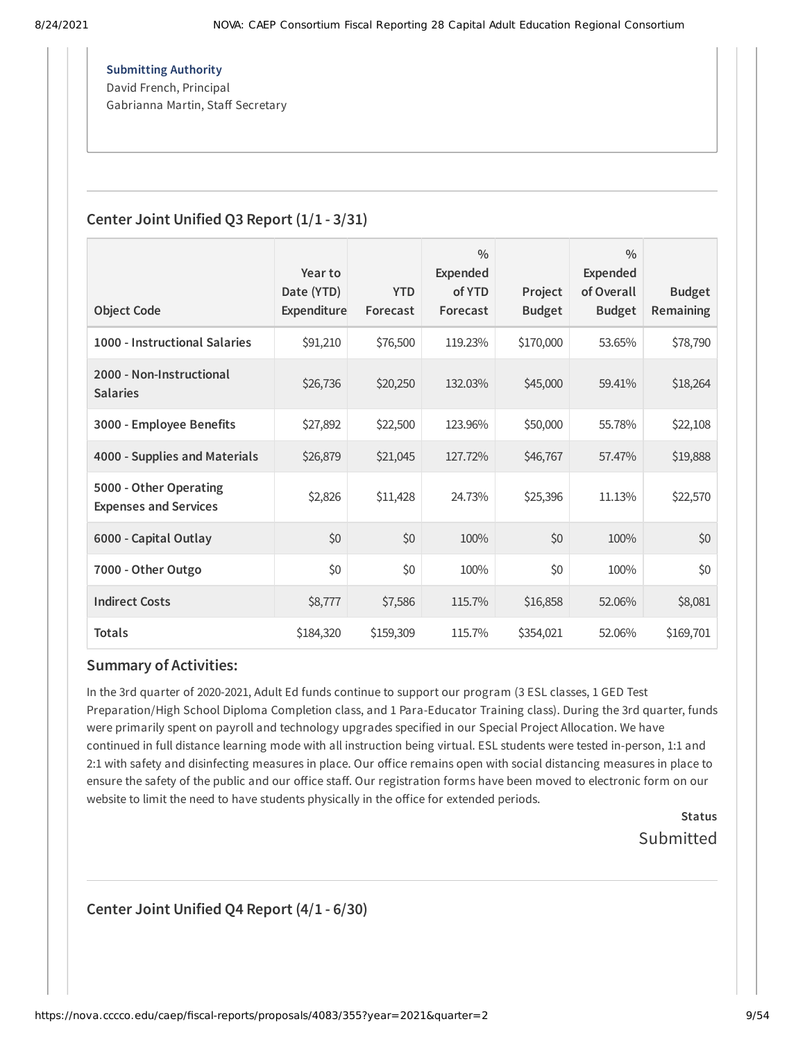**Submitting Authority**
David French, Principal
Gabrianna Martin, Staff Secretary

## Center Joint Unified Q3 Report (1/1 - 3/31)

| Object Code | Year to Date (YTD) Expenditure | YTD Forecast | % Expended of YTD Forecast | Project Budget | % Expended of Overall Budget | Budget Remaining |
|---|---|---|---|---|---|---|
| **1000 - Instructional Salaries** | $91,210 | $76,500 | 119.23% | $170,000 | 53.65% | $78,790 |
| **2000 - Non-Instructional Salaries** | $26,736 | $20,250 | 132.03% | $45,000 | 59.41% | $18,264 |
| **3000 - Employee Benefits** | $27,892 | $22,500 | 123.96% | $50,000 | 55.78% | $22,108 |
| **4000 - Supplies and Materials** | $26,879 | $21,045 | 127.72% | $46,767 | 57.47% | $19,888 |
| **5000 - Other Operating Expenses and Services** | $2,826 | $11,428 | 24.73% | $25,396 | 11.13% | $22,570 |
| **6000 - Capital Outlay** | $0 | $0 | 100% | $0 | 100% | $0 |
| **7000 - Other Outgo** | $0 | $0 | 100% | $0 | 100% | $0 |
| **Indirect Costs** | $8,777 | $7,586 | 115.7% | $16,858 | 52.06% | $8,081 |
| **Totals** | $184,320 | $159,309 | 115.7% | $354,021 | 52.06% | $169,701 |

### Summary of Activities:

In the 3rd quarter of 2020-2021, Adult Ed funds continue to support our program (3 ESL classes, 1 GED Test Preparation/High School Diploma Completion class, and 1 Para-Educator Training class). During the 3rd quarter, funds were primarily spent on payroll and technology upgrades specified in our Special Project Allocation. We have continued in full distance learning mode with all instruction being virtual. ESL students were tested in-person, 1:1 and 2:1 with safety and disinfecting measures in place. Our office remains open with social distancing measures in place to ensure the safety of the public and our office staff. Our registration forms have been moved to electronic form on our website to limit the need to have students physically in the office for extended periods.

**Status**
Submitted

## Center Joint Unified Q4 Report (4/1 - 6/30)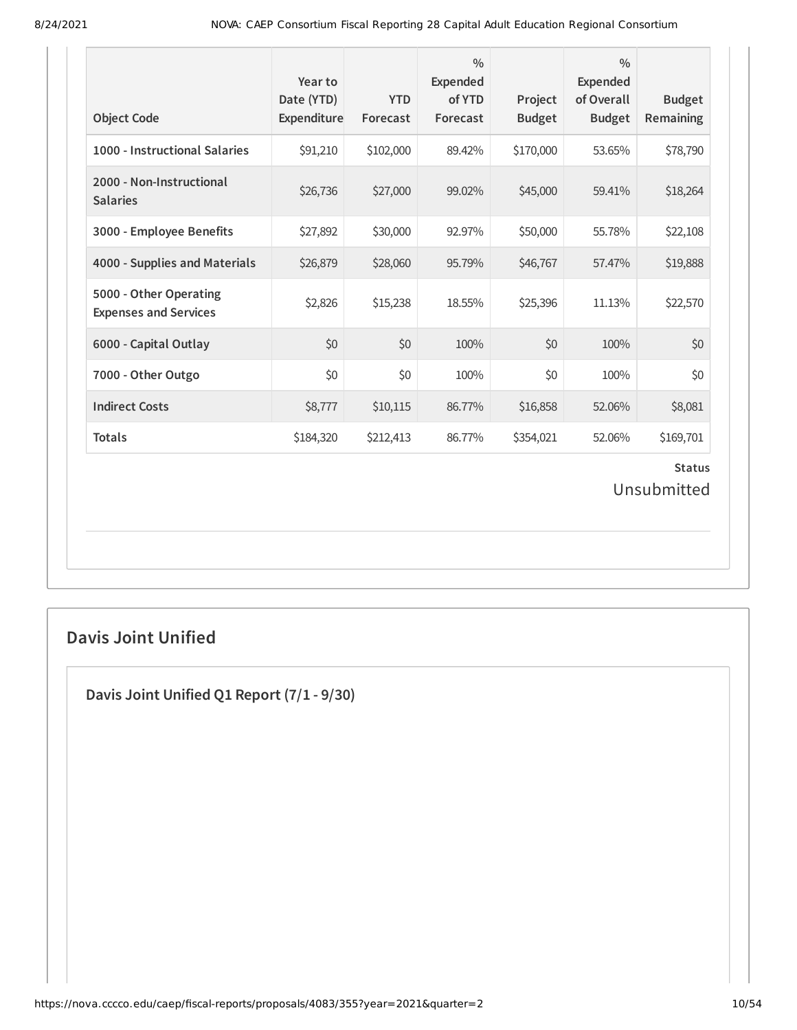| Object Code | Year to Date (YTD) Expenditure | YTD Forecast | % Expended of YTD Forecast | Project Budget | % Expended of Overall Budget | Budget Remaining |
|---|---|---|---|---|---|---|
| 1000 - Instructional Salaries | $91,210 | $102,000 | 89.42% | $170,000 | 53.65% | $78,790 |
| 2000 - Non-Instructional Salaries | $26,736 | $27,000 | 99.02% | $45,000 | 59.41% | $18,264 |
| 3000 - Employee Benefits | $27,892 | $30,000 | 92.97% | $50,000 | 55.78% | $22,108 |
| 4000 - Supplies and Materials | $26,879 | $28,060 | 95.79% | $46,767 | 57.47% | $19,888 |
| 5000 - Other Operating Expenses and Services | $2,826 | $15,238 | 18.55% | $25,396 | 11.13% | $22,570 |
| 6000 - Capital Outlay | $0 | $0 | 100% | $0 | 100% | $0 |
| 7000 - Other Outgo | $0 | $0 | 100% | $0 | 100% | $0 |
| Indirect Costs | $8,777 | $10,115 | 86.77% | $16,858 | 52.06% | $8,081 |
| Totals | $184,320 | $212,413 | 86.77% | $354,021 | 52.06% | $169,701 |

**Status**

Unsubmitted

## Davis Joint Unified

### Davis Joint Unified Q1 Report (7/1 - 9/30)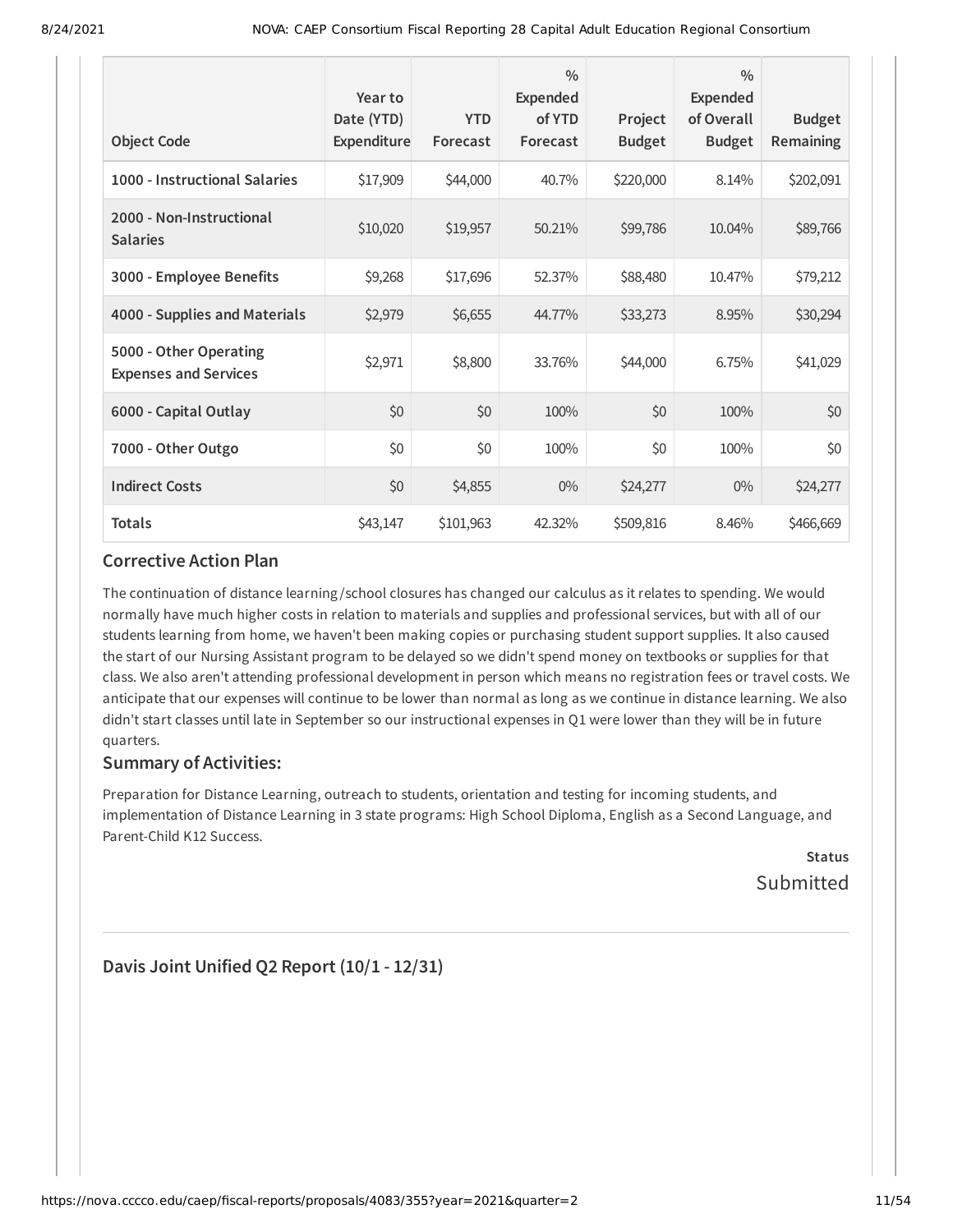| Object Code | Year to Date (YTD) Expenditure | YTD Forecast | % Expended of YTD Forecast | Project Budget | % Expended of Overall Budget | Budget Remaining |
|---|---|---|---|---|---|---|
| 1000 - Instructional Salaries | $17,909 | $44,000 | 40.7% | $220,000 | 8.14% | $202,091 |
| 2000 - Non-Instructional Salaries | $10,020 | $19,957 | 50.21% | $99,786 | 10.04% | $89,766 |
| 3000 - Employee Benefits | $9,268 | $17,696 | 52.37% | $88,480 | 10.47% | $79,212 |
| 4000 - Supplies and Materials | $2,979 | $6,655 | 44.77% | $33,273 | 8.95% | $30,294 |
| 5000 - Other Operating Expenses and Services | $2,971 | $8,800 | 33.76% | $44,000 | 6.75% | $41,029 |
| 6000 - Capital Outlay | $0 | $0 | 100% | $0 | 100% | $0 |
| 7000 - Other Outgo | $0 | $0 | 100% | $0 | 100% | $0 |
| Indirect Costs | $0 | $4,855 | 0% | $24,277 | 0% | $24,277 |
| Totals | $43,147 | $101,963 | 42.32% | $509,816 | 8.46% | $466,669 |

### Corrective Action Plan

The continuation of distance learning/school closures has changed our calculus as it relates to spending. We would normally have much higher costs in relation to materials and supplies and professional services, but with all of our students learning from home, we haven't been making copies or purchasing student support supplies. It also caused the start of our Nursing Assistant program to be delayed so we didn't spend money on textbooks or supplies for that class. We also aren't attending professional development in person which means no registration fees or travel costs. We anticipate that our expenses will continue to be lower than normal as long as we continue in distance learning. We also didn't start classes until late in September so our instructional expenses in Q1 were lower than they will be in future quarters.

### Summary of Activities:

Preparation for Distance Learning, outreach to students, orientation and testing for incoming students, and implementation of Distance Learning in 3 state programs: High School Diploma, English as a Second Language, and Parent-Child K12 Success.

**Status**
Submitted

## Davis Joint Unified Q2 Report (10/1 - 12/31)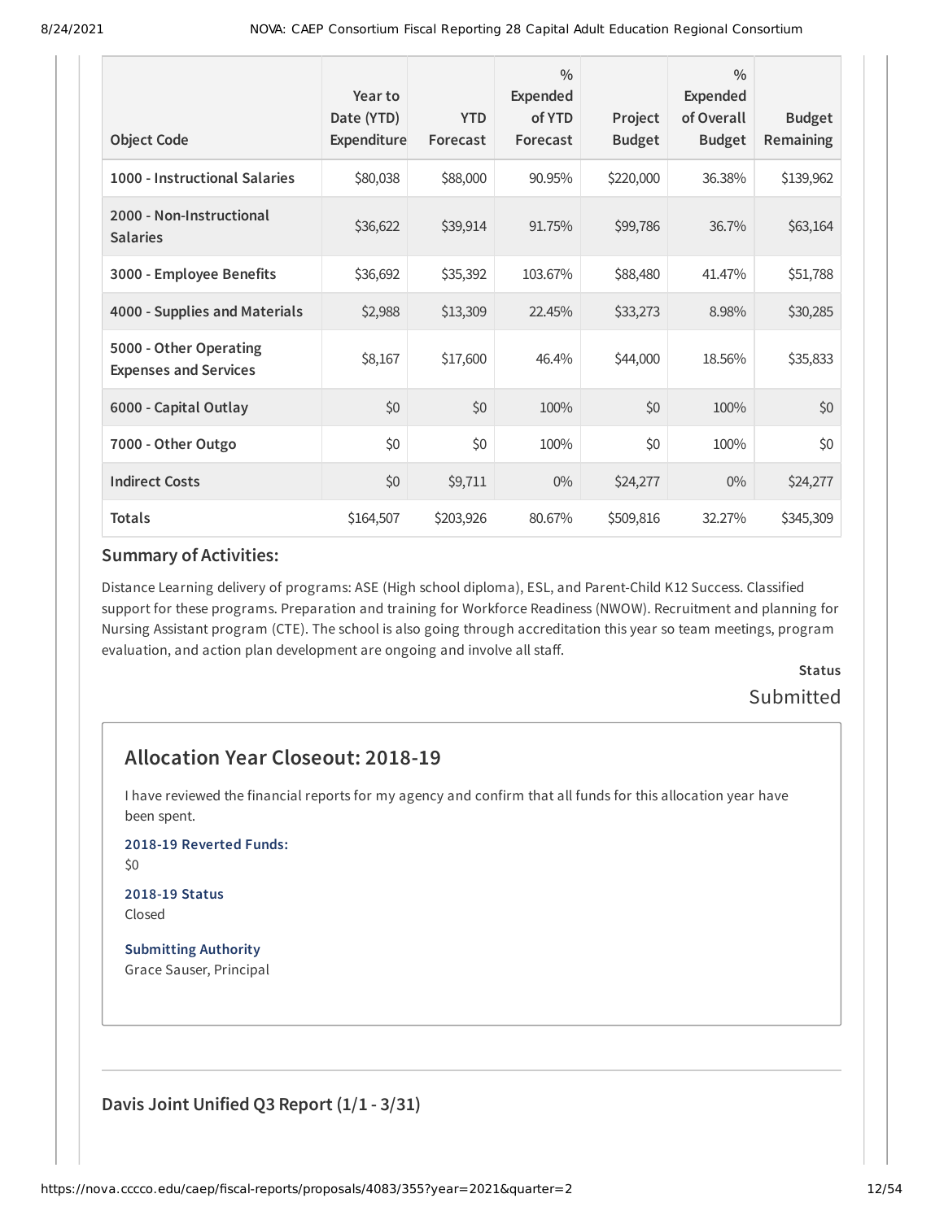| Object Code | Year to Date (YTD) Expenditure | YTD Forecast | % Expended of YTD Forecast | Project Budget | % Expended of Overall Budget | Budget Remaining |
|---|---|---|---|---|---|---|
| 1000 - Instructional Salaries | $80,038 | $88,000 | 90.95% | $220,000 | 36.38% | $139,962 |
| 2000 - Non-Instructional Salaries | $36,622 | $39,914 | 91.75% | $99,786 | 36.7% | $63,164 |
| 3000 - Employee Benefits | $36,692 | $35,392 | 103.67% | $88,480 | 41.47% | $51,788 |
| 4000 - Supplies and Materials | $2,988 | $13,309 | 22.45% | $33,273 | 8.98% | $30,285 |
| 5000 - Other Operating Expenses and Services | $8,167 | $17,600 | 46.4% | $44,000 | 18.56% | $35,833 |
| 6000 - Capital Outlay | $0 | $0 | 100% | $0 | 100% | $0 |
| 7000 - Other Outgo | $0 | $0 | 100% | $0 | 100% | $0 |
| Indirect Costs | $0 | $9,711 | 0% | $24,277 | 0% | $24,277 |
| Totals | $164,507 | $203,926 | 80.67% | $509,816 | 32.27% | $345,309 |

### Summary of Activities:

Distance Learning delivery of programs: ASE (High school diploma), ESL, and Parent-Child K12 Success. Classified support for these programs. Preparation and training for Workforce Readiness (NWOW). Recruitment and planning for Nursing Assistant program (CTE). The school is also going through accreditation this year so team meetings, program evaluation, and action plan development are ongoing and involve all staff.

**Status**

Submitted

## Allocation Year Closeout: 2018-19

I have reviewed the financial reports for my agency and confirm that all funds for this allocation year have been spent.

**2018-19 Reverted Funds:**

$0

**2018-19 Status**

Closed

**Submitting Authority**

Grace Sauser, Principal

### Davis Joint Unified Q3 Report (1/1 - 3/31)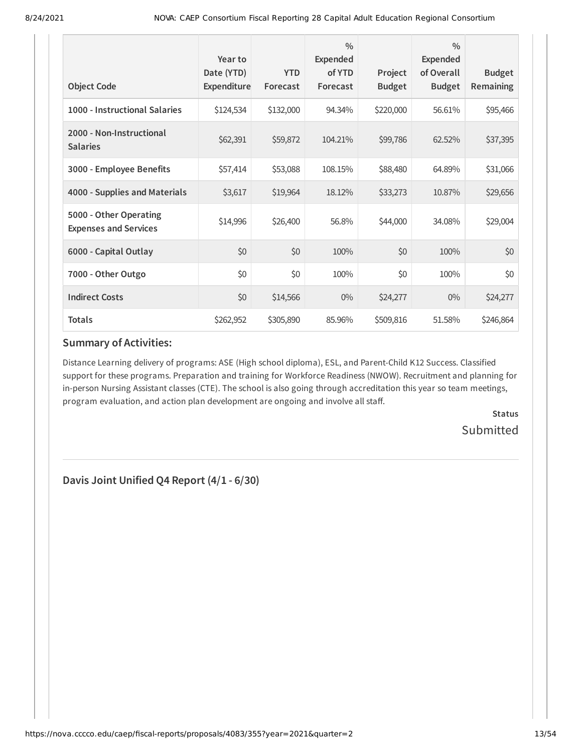| Object Code | Year to Date (YTD) Expenditure | YTD Forecast | % Expended of YTD Forecast | Project Budget | % Expended of Overall Budget | Budget Remaining |
|---|---|---|---|---|---|---|
| **1000 - Instructional Salaries** | $124,534 | $132,000 | 94.34% | $220,000 | 56.61% | $95,466 |
| **2000 - Non-Instructional Salaries** | $62,391 | $59,872 | 104.21% | $99,786 | 62.52% | $37,395 |
| **3000 - Employee Benefits** | $57,414 | $53,088 | 108.15% | $88,480 | 64.89% | $31,066 |
| **4000 - Supplies and Materials** | $3,617 | $19,964 | 18.12% | $33,273 | 10.87% | $29,656 |
| **5000 - Other Operating Expenses and Services** | $14,996 | $26,400 | 56.8% | $44,000 | 34.08% | $29,004 |
| **6000 - Capital Outlay** | $0 | $0 | 100% | $0 | 100% | $0 |
| **7000 - Other Outgo** | $0 | $0 | 100% | $0 | 100% | $0 |
| **Indirect Costs** | $0 | $14,566 | 0% | $24,277 | 0% | $24,277 |
| **Totals** | $262,952 | $305,890 | 85.96% | $509,816 | 51.58% | $246,864 |

## Summary of Activities:

Distance Learning delivery of programs: ASE (High school diploma), ESL, and Parent-Child K12 Success. Classified support for these programs. Preparation and training for Workforce Readiness (NWOW). Recruitment and planning for in-person Nursing Assistant classes (CTE). The school is also going through accreditation this year so team meetings, program evaluation, and action plan development are ongoing and involve all staff.

**Status**

Submitted

---

## Davis Joint Unified Q4 Report (4/1 - 6/30)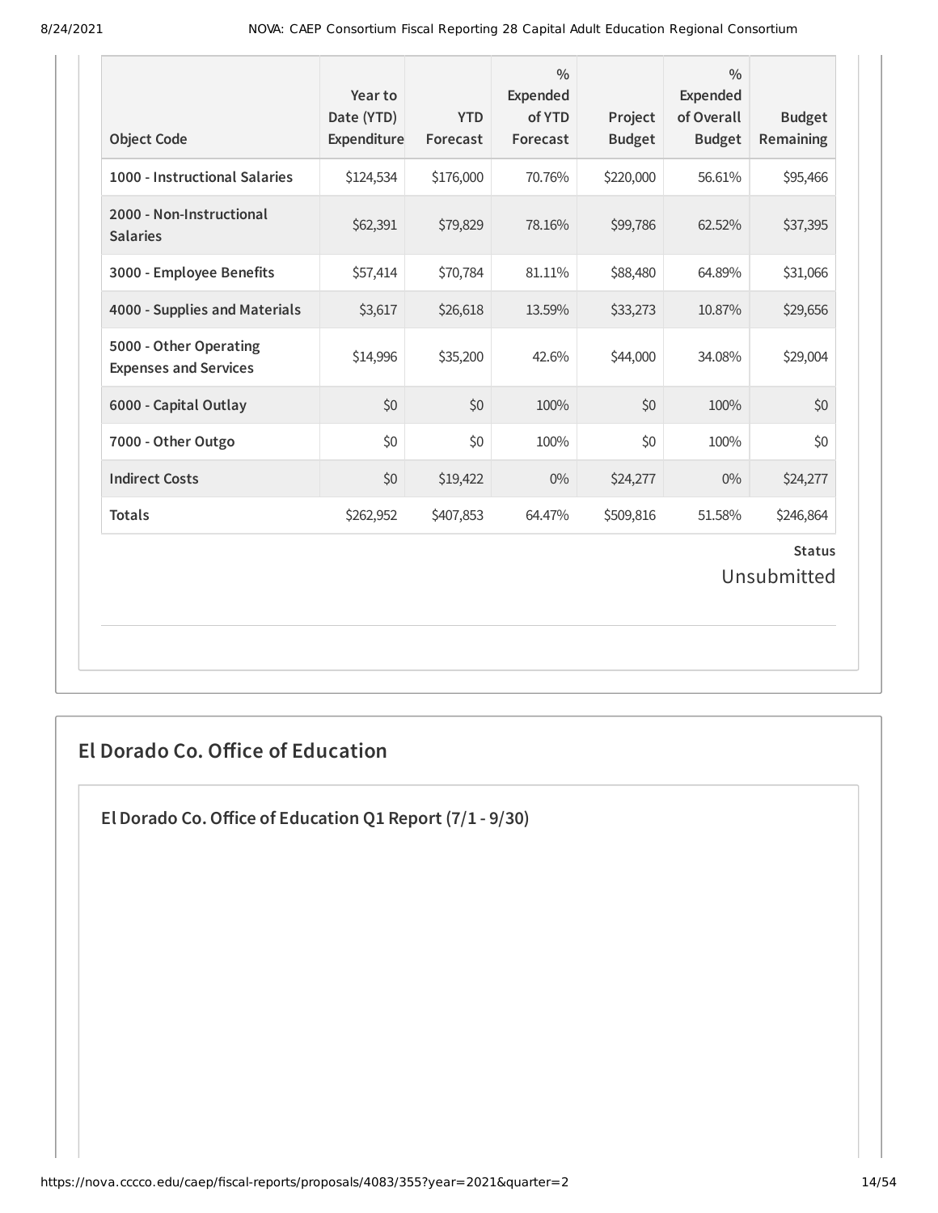| Object Code | Year to Date (YTD) Expenditure | YTD Forecast | % Expended of YTD Forecast | Project Budget | % Expended of Overall Budget | Budget Remaining |
|---|---|---|---|---|---|---|
| 1000 - Instructional Salaries | $124,534 | $176,000 | 70.76% | $220,000 | 56.61% | $95,466 |
| 2000 - Non-Instructional Salaries | $62,391 | $79,829 | 78.16% | $99,786 | 62.52% | $37,395 |
| 3000 - Employee Benefits | $57,414 | $70,784 | 81.11% | $88,480 | 64.89% | $31,066 |
| 4000 - Supplies and Materials | $3,617 | $26,618 | 13.59% | $33,273 | 10.87% | $29,656 |
| 5000 - Other Operating Expenses and Services | $14,996 | $35,200 | 42.6% | $44,000 | 34.08% | $29,004 |
| 6000 - Capital Outlay | $0 | $0 | 100% | $0 | 100% | $0 |
| 7000 - Other Outgo | $0 | $0 | 100% | $0 | 100% | $0 |
| Indirect Costs | $0 | $19,422 | 0% | $24,277 | 0% | $24,277 |
| Totals | $262,952 | $407,853 | 64.47% | $509,816 | 51.58% | $246,864 |

**Status**

Unsubmitted

## El Dorado Co. Office of Education

### El Dorado Co. Office of Education Q1 Report (7/1 - 9/30)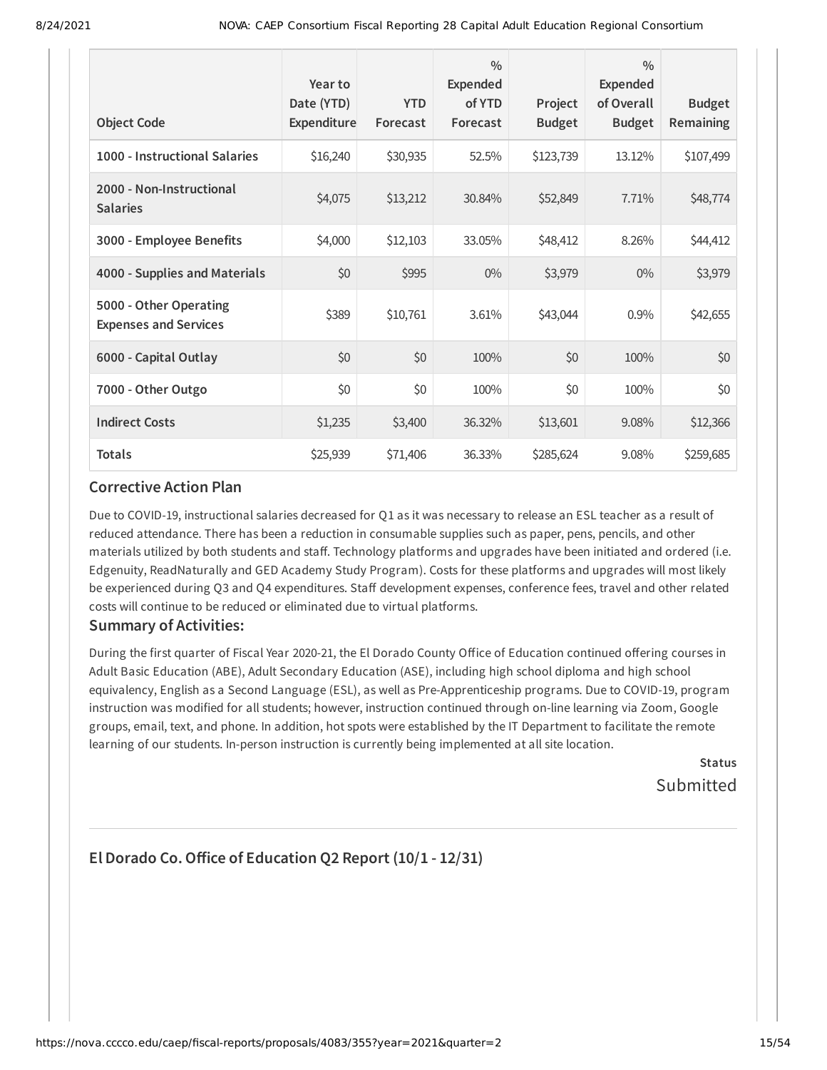| Object Code | Year to Date (YTD) Expenditure | YTD Forecast | % Expended of YTD Forecast | Project Budget | % Expended of Overall Budget | Budget Remaining |
|---|---|---|---|---|---|---|
| **1000 - Instructional Salaries** | $16,240 | $30,935 | 52.5% | $123,739 | 13.12% | $107,499 |
| **2000 - Non-Instructional Salaries** | $4,075 | $13,212 | 30.84% | $52,849 | 7.71% | $48,774 |
| **3000 - Employee Benefits** | $4,000 | $12,103 | 33.05% | $48,412 | 8.26% | $44,412 |
| **4000 - Supplies and Materials** | $0 | $995 | 0% | $3,979 | 0% | $3,979 |
| **5000 - Other Operating Expenses and Services** | $389 | $10,761 | 3.61% | $43,044 | 0.9% | $42,655 |
| **6000 - Capital Outlay** | $0 | $0 | 100% | $0 | 100% | $0 |
| **7000 - Other Outgo** | $0 | $0 | 100% | $0 | 100% | $0 |
| **Indirect Costs** | $1,235 | $3,400 | 36.32% | $13,601 | 9.08% | $12,366 |
| **Totals** | $25,939 | $71,406 | 36.33% | $285,624 | 9.08% | $259,685 |

## Corrective Action Plan

Due to COVID-19, instructional salaries decreased for Q1 as it was necessary to release an ESL teacher as a result of reduced attendance. There has been a reduction in consumable supplies such as paper, pens, pencils, and other materials utilized by both students and staff. Technology platforms and upgrades have been initiated and ordered (i.e. Edgenuity, ReadNaturally and GED Academy Study Program). Costs for these platforms and upgrades will most likely be experienced during Q3 and Q4 expenditures. Staff development expenses, conference fees, travel and other related costs will continue to be reduced or eliminated due to virtual platforms.

## Summary of Activities:

During the first quarter of Fiscal Year 2020-21, the El Dorado County Office of Education continued offering courses in Adult Basic Education (ABE), Adult Secondary Education (ASE), including high school diploma and high school equivalency, English as a Second Language (ESL), as well as Pre-Apprenticeship programs. Due to COVID-19, program instruction was modified for all students; however, instruction continued through on-line learning via Zoom, Google groups, email, text, and phone. In addition, hot spots were established by the IT Department to facilitate the remote learning of our students. In-person instruction is currently being implemented at all site location.

**Status**

Submitted

## El Dorado Co. Office of Education Q2 Report (10/1 - 12/31)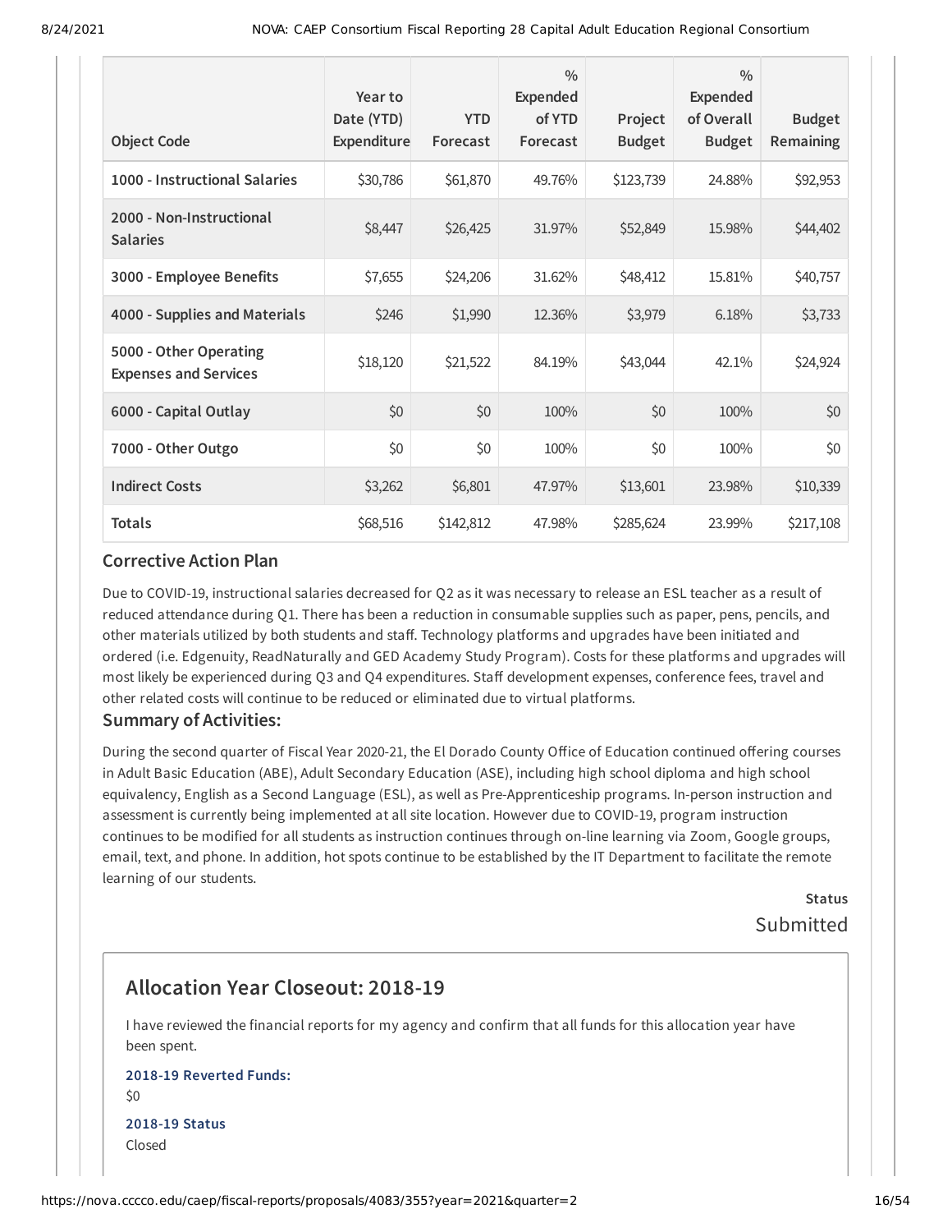| Object Code | Year to Date (YTD) Expenditure | YTD Forecast | % Expended of YTD Forecast | Project Budget | % Expended of Overall Budget | Budget Remaining |
|---|---|---|---|---|---|---|
| 1000 - Instructional Salaries | $30,786 | $61,870 | 49.76% | $123,739 | 24.88% | $92,953 |
| 2000 - Non-Instructional Salaries | $8,447 | $26,425 | 31.97% | $52,849 | 15.98% | $44,402 |
| 3000 - Employee Benefits | $7,655 | $24,206 | 31.62% | $48,412 | 15.81% | $40,757 |
| 4000 - Supplies and Materials | $246 | $1,990 | 12.36% | $3,979 | 6.18% | $3,733 |
| 5000 - Other Operating Expenses and Services | $18,120 | $21,522 | 84.19% | $43,044 | 42.1% | $24,924 |
| 6000 - Capital Outlay | $0 | $0 | 100% | $0 | 100% | $0 |
| 7000 - Other Outgo | $0 | $0 | 100% | $0 | 100% | $0 |
| Indirect Costs | $3,262 | $6,801 | 47.97% | $13,601 | 23.98% | $10,339 |
| Totals | $68,516 | $142,812 | 47.98% | $285,624 | 23.99% | $217,108 |

### Corrective Action Plan

Due to COVID-19, instructional salaries decreased for Q2 as it was necessary to release an ESL teacher as a result of reduced attendance during Q1. There has been a reduction in consumable supplies such as paper, pens, pencils, and other materials utilized by both students and staff. Technology platforms and upgrades have been initiated and ordered (i.e. Edgenuity, ReadNaturally and GED Academy Study Program). Costs for these platforms and upgrades will most likely be experienced during Q3 and Q4 expenditures. Staff development expenses, conference fees, travel and other related costs will continue to be reduced or eliminated due to virtual platforms.

### Summary of Activities:

During the second quarter of Fiscal Year 2020-21, the El Dorado County Office of Education continued offering courses in Adult Basic Education (ABE), Adult Secondary Education (ASE), including high school diploma and high school equivalency, English as a Second Language (ESL), as well as Pre-Apprenticeship programs. In-person instruction and assessment is currently being implemented at all site location. However due to COVID-19, program instruction continues to be modified for all students as instruction continues through on-line learning via Zoom, Google groups, email, text, and phone. In addition, hot spots continue to be established by the IT Department to facilitate the remote learning of our students.

**Status**

Submitted

## Allocation Year Closeout: 2018-19

I have reviewed the financial reports for my agency and confirm that all funds for this allocation year have been spent.

**2018-19 Reverted Funds:**

$0

**2018-19 Status**

Closed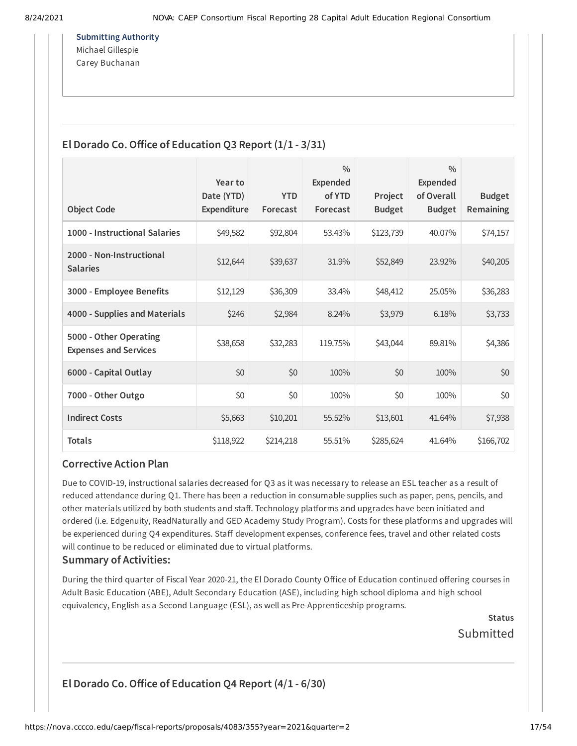**Submitting Authority**

Michael Gillespie
Carey Buchanan

## El Dorado Co. Office of Education Q3 Report (1/1 - 3/31)

| Object Code | Year to Date (YTD) Expenditure | YTD Forecast | % Expended of YTD Forecast | Project Budget | % Expended of Overall Budget | Budget Remaining |
|---|---|---|---|---|---|---|
| 1000 - Instructional Salaries | $49,582 | $92,804 | 53.43% | $123,739 | 40.07% | $74,157 |
| 2000 - Non-Instructional Salaries | $12,644 | $39,637 | 31.9% | $52,849 | 23.92% | $40,205 |
| 3000 - Employee Benefits | $12,129 | $36,309 | 33.4% | $48,412 | 25.05% | $36,283 |
| 4000 - Supplies and Materials | $246 | $2,984 | 8.24% | $3,979 | 6.18% | $3,733 |
| 5000 - Other Operating Expenses and Services | $38,658 | $32,283 | 119.75% | $43,044 | 89.81% | $4,386 |
| 6000 - Capital Outlay | $0 | $0 | 100% | $0 | 100% | $0 |
| 7000 - Other Outgo | $0 | $0 | 100% | $0 | 100% | $0 |
| Indirect Costs | $5,663 | $10,201 | 55.52% | $13,601 | 41.64% | $7,938 |
| **Totals** | $118,922 | $214,218 | 55.51% | $285,624 | 41.64% | $166,702 |

### Corrective Action Plan

Due to COVID-19, instructional salaries decreased for Q3 as it was necessary to release an ESL teacher as a result of reduced attendance during Q1. There has been a reduction in consumable supplies such as paper, pens, pencils, and other materials utilized by both students and staff. Technology platforms and upgrades have been initiated and ordered (i.e. Edgenuity, ReadNaturally and GED Academy Study Program). Costs for these platforms and upgrades will be experienced during Q4 expenditures. Staff development expenses, conference fees, travel and other related costs will continue to be reduced or eliminated due to virtual platforms.

### Summary of Activities:

During the third quarter of Fiscal Year 2020-21, the El Dorado County Office of Education continued offering courses in Adult Basic Education (ABE), Adult Secondary Education (ASE), including high school diploma and high school equivalency, English as a Second Language (ESL), as well as Pre-Apprenticeship programs.

**Status**

Submitted

## El Dorado Co. Office of Education Q4 Report (4/1 - 6/30)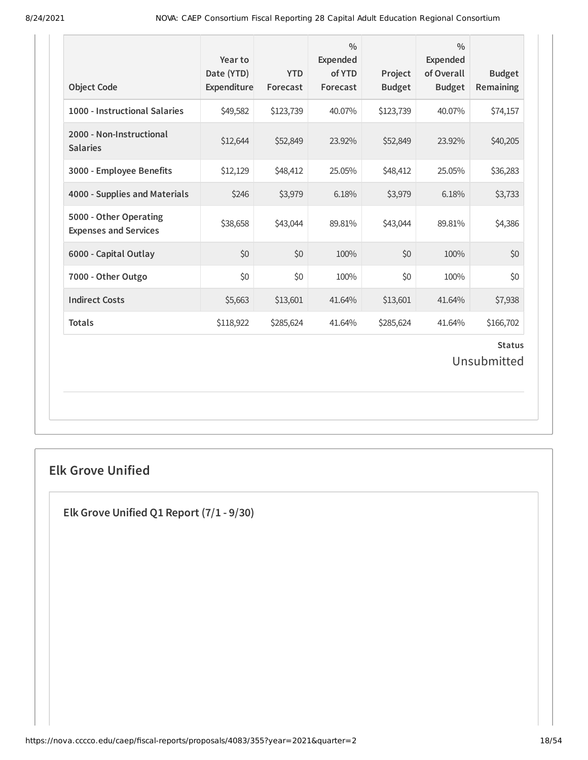| Object Code | Year to Date (YTD) Expenditure | YTD Forecast | % Expended of YTD Forecast | Project Budget | % Expended of Overall Budget | Budget Remaining |
|---|---|---|---|---|---|---|
| 1000 - Instructional Salaries | $49,582 | $123,739 | 40.07% | $123,739 | 40.07% | $74,157 |
| 2000 - Non-Instructional Salaries | $12,644 | $52,849 | 23.92% | $52,849 | 23.92% | $40,205 |
| 3000 - Employee Benefits | $12,129 | $48,412 | 25.05% | $48,412 | 25.05% | $36,283 |
| 4000 - Supplies and Materials | $246 | $3,979 | 6.18% | $3,979 | 6.18% | $3,733 |
| 5000 - Other Operating Expenses and Services | $38,658 | $43,044 | 89.81% | $43,044 | 89.81% | $4,386 |
| 6000 - Capital Outlay | $0 | $0 | 100% | $0 | 100% | $0 |
| 7000 - Other Outgo | $0 | $0 | 100% | $0 | 100% | $0 |
| Indirect Costs | $5,663 | $13,601 | 41.64% | $13,601 | 41.64% | $7,938 |
| Totals | $118,922 | $285,624 | 41.64% | $285,624 | 41.64% | $166,702 |

**Status**

Unsubmitted

## Elk Grove Unified

### Elk Grove Unified Q1 Report (7/1 - 9/30)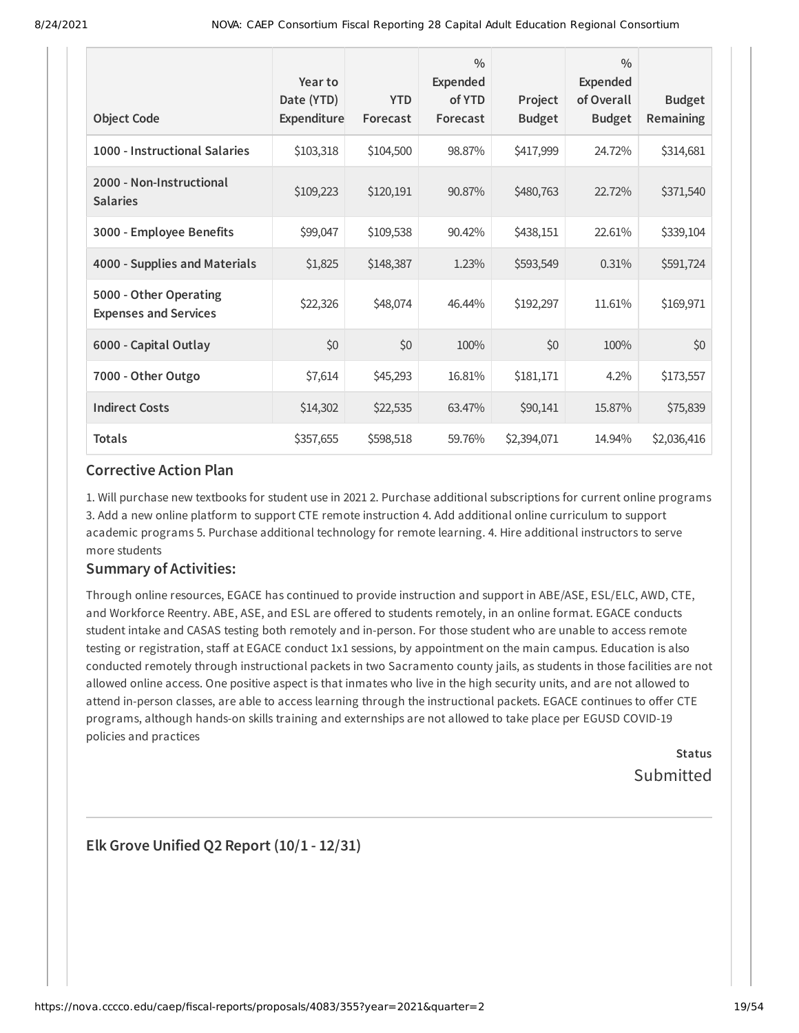| Object Code | Year to Date (YTD) Expenditure | YTD Forecast | % Expended of YTD Forecast | Project Budget | % Expended of Overall Budget | Budget Remaining |
|---|---|---|---|---|---|---|
| 1000 - Instructional Salaries | $103,318 | $104,500 | 98.87% | $417,999 | 24.72% | $314,681 |
| 2000 - Non-Instructional Salaries | $109,223 | $120,191 | 90.87% | $480,763 | 22.72% | $371,540 |
| 3000 - Employee Benefits | $99,047 | $109,538 | 90.42% | $438,151 | 22.61% | $339,104 |
| 4000 - Supplies and Materials | $1,825 | $148,387 | 1.23% | $593,549 | 0.31% | $591,724 |
| 5000 - Other Operating Expenses and Services | $22,326 | $48,074 | 46.44% | $192,297 | 11.61% | $169,971 |
| 6000 - Capital Outlay | $0 | $0 | 100% | $0 | 100% | $0 |
| 7000 - Other Outgo | $7,614 | $45,293 | 16.81% | $181,171 | 4.2% | $173,557 |
| Indirect Costs | $14,302 | $22,535 | 63.47% | $90,141 | 15.87% | $75,839 |
| Totals | $357,655 | $598,518 | 59.76% | $2,394,071 | 14.94% | $2,036,416 |

### Corrective Action Plan

1. Will purchase new textbooks for student use in 2021 2. Purchase additional subscriptions for current online programs 3. Add a new online platform to support CTE remote instruction 4. Add additional online curriculum to support academic programs 5. Purchase additional technology for remote learning. 4. Hire additional instructors to serve more students

### Summary of Activities:

Through online resources, EGACE has continued to provide instruction and support in ABE/ASE, ESL/ELC, AWD, CTE, and Workforce Reentry. ABE, ASE, and ESL are offered to students remotely, in an online format. EGACE conducts student intake and CASAS testing both remotely and in-person. For those student who are unable to access remote testing or registration, staff at EGACE conduct 1x1 sessions, by appointment on the main campus. Education is also conducted remotely through instructional packets in two Sacramento county jails, as students in those facilities are not allowed online access. One positive aspect is that inmates who live in the high security units, and are not allowed to attend in-person classes, are able to access learning through the instructional packets. EGACE continues to offer CTE programs, although hands-on skills training and externships are not allowed to take place per EGUSD COVID-19 policies and practices

**Status**

Submitted

---

## Elk Grove Unified Q2 Report (10/1 - 12/31)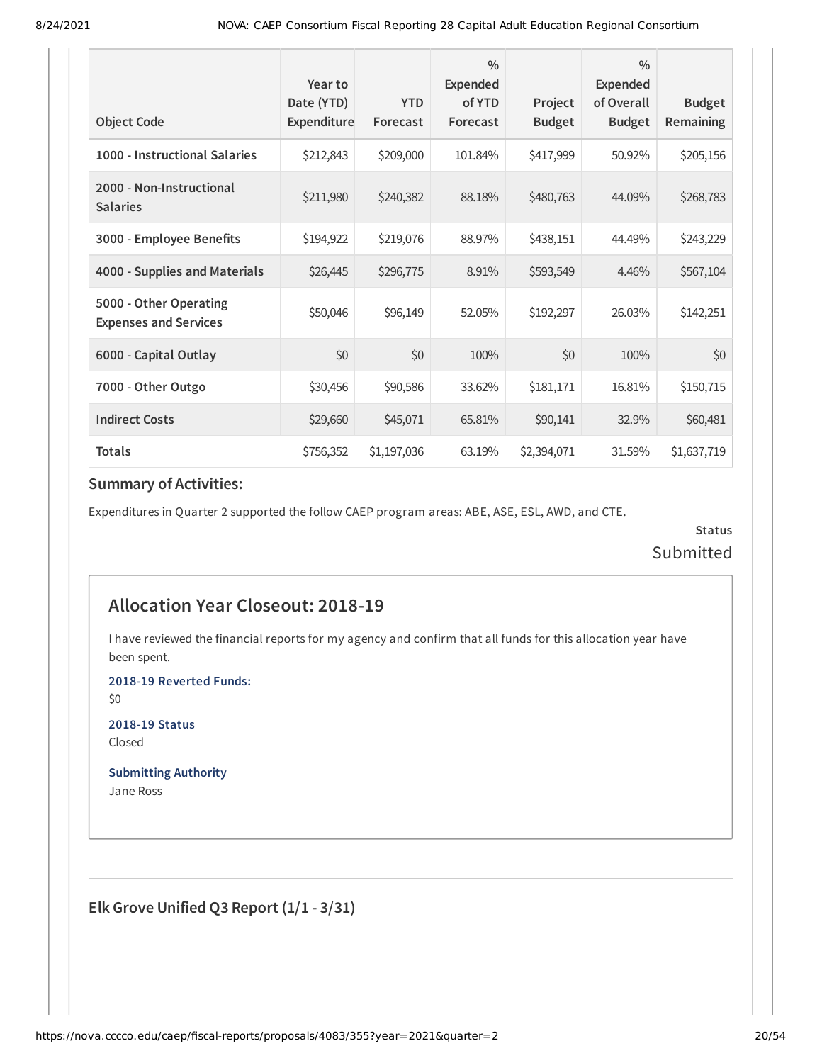| Object Code | Year to Date (YTD) Expenditure | YTD Forecast | % Expended of YTD Forecast | Project Budget | % Expended of Overall Budget | Budget Remaining |
|---|---|---|---|---|---|---|
| 1000 - Instructional Salaries | $212,843 | $209,000 | 101.84% | $417,999 | 50.92% | $205,156 |
| 2000 - Non-Instructional Salaries | $211,980 | $240,382 | 88.18% | $480,763 | 44.09% | $268,783 |
| 3000 - Employee Benefits | $194,922 | $219,076 | 88.97% | $438,151 | 44.49% | $243,229 |
| 4000 - Supplies and Materials | $26,445 | $296,775 | 8.91% | $593,549 | 4.46% | $567,104 |
| 5000 - Other Operating Expenses and Services | $50,046 | $96,149 | 52.05% | $192,297 | 26.03% | $142,251 |
| 6000 - Capital Outlay | $0 | $0 | 100% | $0 | 100% | $0 |
| 7000 - Other Outgo | $30,456 | $90,586 | 33.62% | $181,171 | 16.81% | $150,715 |
| Indirect Costs | $29,660 | $45,071 | 65.81% | $90,141 | 32.9% | $60,481 |
| Totals | $756,352 | $1,197,036 | 63.19% | $2,394,071 | 31.59% | $1,637,719 |

### Summary of Activities:

Expenditures in Quarter 2 supported the follow CAEP program areas: ABE, ASE, ESL, AWD, and CTE.

**Status**
Submitted

## Allocation Year Closeout: 2018-19

I have reviewed the financial reports for my agency and confirm that all funds for this allocation year have been spent.

**2018-19 Reverted Funds:**
$0

**2018-19 Status**
Closed

**Submitting Authority**
Jane Ross

### Elk Grove Unified Q3 Report (1/1 - 3/31)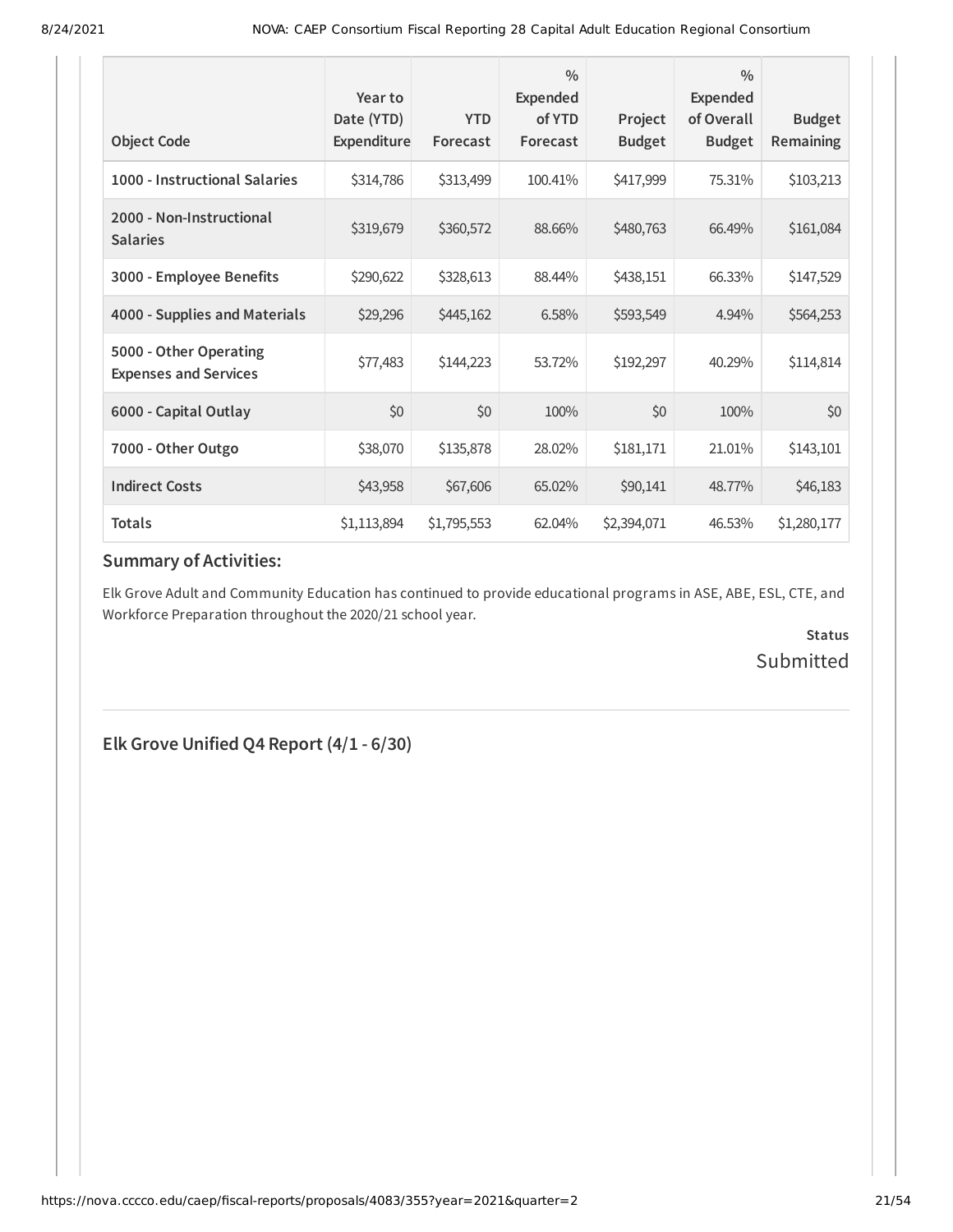| Object Code | Year to Date (YTD) Expenditure | YTD Forecast | % Expended of YTD Forecast | Project Budget | % Expended of Overall Budget | Budget Remaining |
|---|---|---|---|---|---|---|
| **1000 - Instructional Salaries** | $314,786 | $313,499 | 100.41% | $417,999 | 75.31% | $103,213 |
| **2000 - Non-Instructional Salaries** | $319,679 | $360,572 | 88.66% | $480,763 | 66.49% | $161,084 |
| **3000 - Employee Benefits** | $290,622 | $328,613 | 88.44% | $438,151 | 66.33% | $147,529 |
| **4000 - Supplies and Materials** | $29,296 | $445,162 | 6.58% | $593,549 | 4.94% | $564,253 |
| **5000 - Other Operating Expenses and Services** | $77,483 | $144,223 | 53.72% | $192,297 | 40.29% | $114,814 |
| **6000 - Capital Outlay** | $0 | $0 | 100% | $0 | 100% | $0 |
| **7000 - Other Outgo** | $38,070 | $135,878 | 28.02% | $181,171 | 21.01% | $143,101 |
| **Indirect Costs** | $43,958 | $67,606 | 65.02% | $90,141 | 48.77% | $46,183 |
| **Totals** | $1,113,894 | $1,795,553 | 62.04% | $2,394,071 | 46.53% | $1,280,177 |

## Summary of Activities:

Elk Grove Adult and Community Education has continued to provide educational programs in ASE, ABE, ESL, CTE, and Workforce Preparation throughout the 2020/21 school year.

**Status**
Submitted

## Elk Grove Unified Q4 Report (4/1 - 6/30)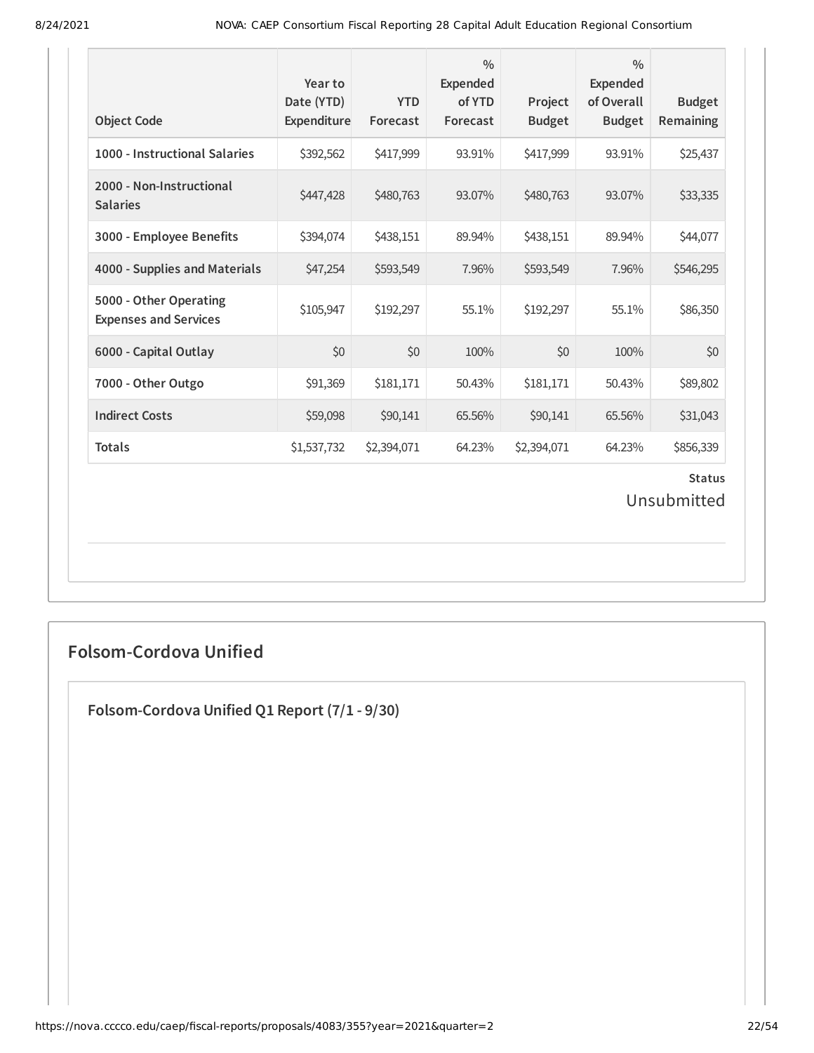| Object Code | Year to Date (YTD) Expenditure | YTD Forecast | % Expended of YTD Forecast | Project Budget | % Expended of Overall Budget | Budget Remaining |
| --- | --- | --- | --- | --- | --- | --- |
| 1000 - Instructional Salaries | $392,562 | $417,999 | 93.91% | $417,999 | 93.91% | $25,437 |
| 2000 - Non-Instructional Salaries | $447,428 | $480,763 | 93.07% | $480,763 | 93.07% | $33,335 |
| 3000 - Employee Benefits | $394,074 | $438,151 | 89.94% | $438,151 | 89.94% | $44,077 |
| 4000 - Supplies and Materials | $47,254 | $593,549 | 7.96% | $593,549 | 7.96% | $546,295 |
| 5000 - Other Operating Expenses and Services | $105,947 | $192,297 | 55.1% | $192,297 | 55.1% | $86,350 |
| 6000 - Capital Outlay | $0 | $0 | 100% | $0 | 100% | $0 |
| 7000 - Other Outgo | $91,369 | $181,171 | 50.43% | $181,171 | 50.43% | $89,802 |
| Indirect Costs | $59,098 | $90,141 | 65.56% | $90,141 | 65.56% | $31,043 |
| Totals | $1,537,732 | $2,394,071 | 64.23% | $2,394,071 | 64.23% | $856,339 |

**Status**

Unsubmitted

## Folsom-Cordova Unified

### Folsom-Cordova Unified Q1 Report (7/1 - 9/30)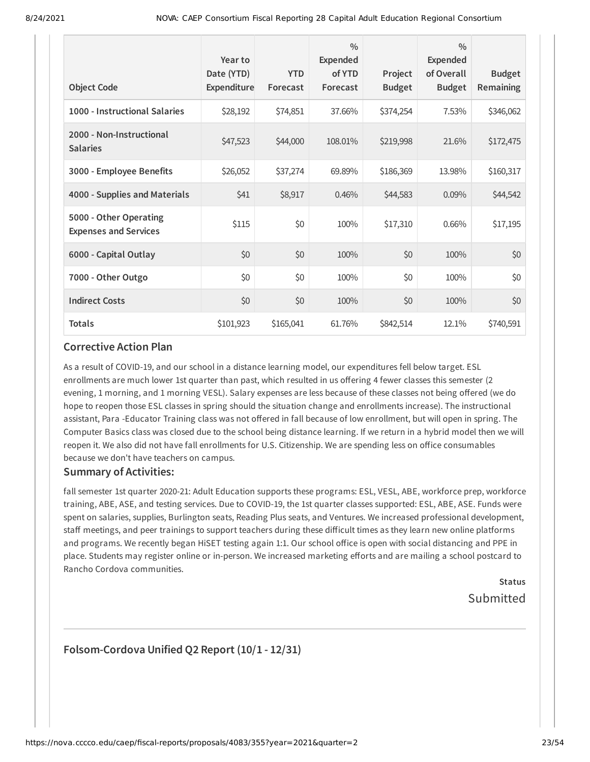| Object Code | Year to Date (YTD) Expenditure | YTD Forecast | % Expended of YTD Forecast | Project Budget | % Expended of Overall Budget | Budget Remaining |
|---|---|---|---|---|---|---|
| 1000 - Instructional Salaries | $28,192 | $74,851 | 37.66% | $374,254 | 7.53% | $346,062 |
| 2000 - Non-Instructional Salaries | $47,523 | $44,000 | 108.01% | $219,998 | 21.6% | $172,475 |
| 3000 - Employee Benefits | $26,052 | $37,274 | 69.89% | $186,369 | 13.98% | $160,317 |
| 4000 - Supplies and Materials | $41 | $8,917 | 0.46% | $44,583 | 0.09% | $44,542 |
| 5000 - Other Operating Expenses and Services | $115 | $0 | 100% | $17,310 | 0.66% | $17,195 |
| 6000 - Capital Outlay | $0 | $0 | 100% | $0 | 100% | $0 |
| 7000 - Other Outgo | $0 | $0 | 100% | $0 | 100% | $0 |
| Indirect Costs | $0 | $0 | 100% | $0 | 100% | $0 |
| Totals | $101,923 | $165,041 | 61.76% | $842,514 | 12.1% | $740,591 |

### Corrective Action Plan

As a result of COVID-19, and our school in a distance learning model, our expenditures fell below target. ESL enrollments are much lower 1st quarter than past, which resulted in us offering 4 fewer classes this semester (2 evening, 1 morning, and 1 morning VESL). Salary expenses are less because of these classes not being offered (we do hope to reopen those ESL classes in spring should the situation change and enrollments increase). The instructional assistant, Para -Educator Training class was not offered in fall because of low enrollment, but will open in spring. The Computer Basics class was closed due to the school being distance learning. If we return in a hybrid model then we will reopen it. We also did not have fall enrollments for U.S. Citizenship. We are spending less on office consumables because we don't have teachers on campus.

### Summary of Activities:

fall semester 1st quarter 2020-21: Adult Education supports these programs: ESL, VESL, ABE, workforce prep, workforce training, ABE, ASE, and testing services. Due to COVID-19, the 1st quarter classes supported: ESL, ABE, ASE. Funds were spent on salaries, supplies, Burlington seats, Reading Plus seats, and Ventures. We increased professional development, staff meetings, and peer trainings to support teachers during these difficult times as they learn new online platforms and programs. We recently began HiSET testing again 1:1. Our school office is open with social distancing and PPE in place. Students may register online or in-person. We increased marketing efforts and are mailing a school postcard to Rancho Cordova communities.

**Status**

Submitted

## Folsom-Cordova Unified Q2 Report (10/1 - 12/31)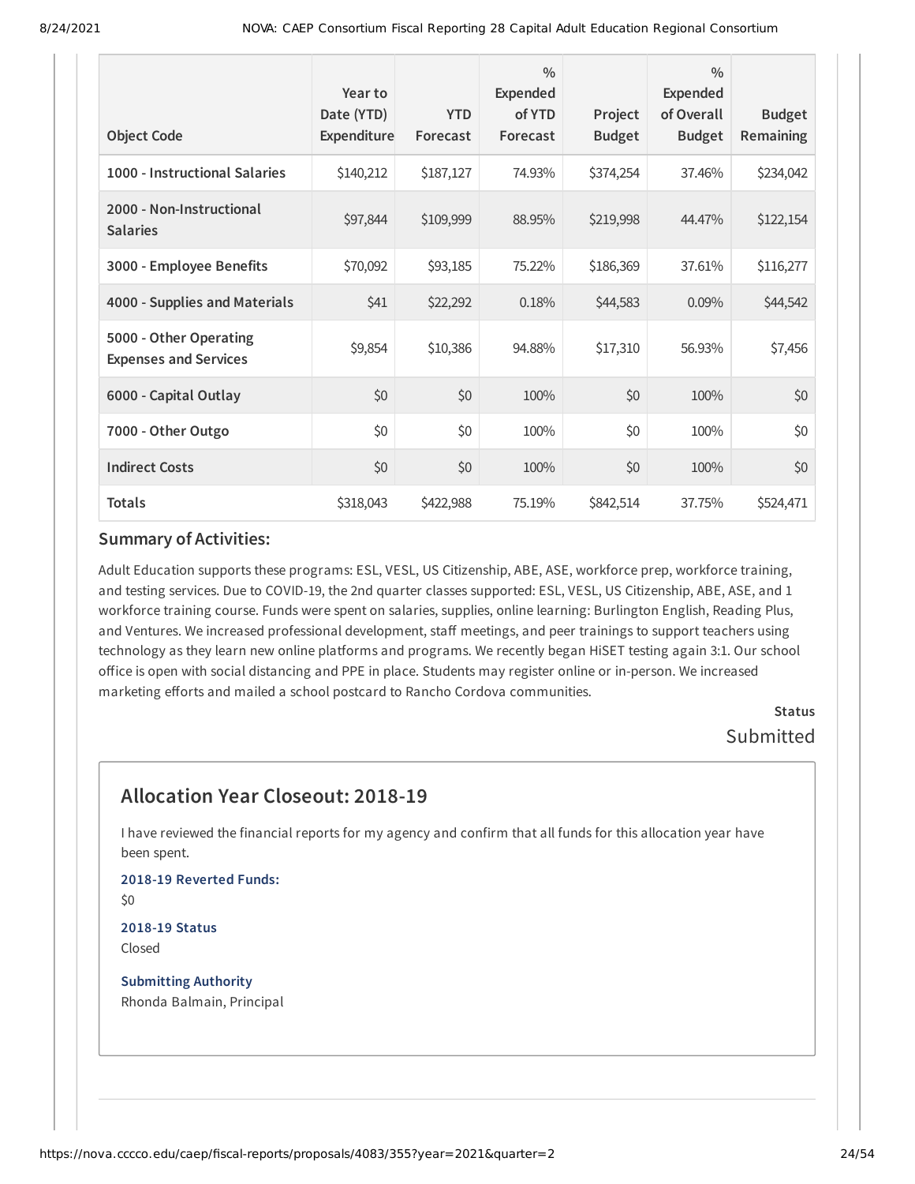| Object Code | Year to Date (YTD) Expenditure | YTD Forecast | % Expended of YTD Forecast | Project Budget | % Expended of Overall Budget | Budget Remaining |
|---|---|---|---|---|---|---|
| 1000 - Instructional Salaries | $140,212 | $187,127 | 74.93% | $374,254 | 37.46% | $234,042 |
| 2000 - Non-Instructional Salaries | $97,844 | $109,999 | 88.95% | $219,998 | 44.47% | $122,154 |
| 3000 - Employee Benefits | $70,092 | $93,185 | 75.22% | $186,369 | 37.61% | $116,277 |
| 4000 - Supplies and Materials | $41 | $22,292 | 0.18% | $44,583 | 0.09% | $44,542 |
| 5000 - Other Operating Expenses and Services | $9,854 | $10,386 | 94.88% | $17,310 | 56.93% | $7,456 |
| 6000 - Capital Outlay | $0 | $0 | 100% | $0 | 100% | $0 |
| 7000 - Other Outgo | $0 | $0 | 100% | $0 | 100% | $0 |
| Indirect Costs | $0 | $0 | 100% | $0 | 100% | $0 |
| Totals | $318,043 | $422,988 | 75.19% | $842,514 | 37.75% | $524,471 |

### Summary of Activities:

Adult Education supports these programs: ESL, VESL, US Citizenship, ABE, ASE, workforce prep, workforce training, and testing services. Due to COVID-19, the 2nd quarter classes supported: ESL, VESL, US Citizenship, ABE, ASE, and 1 workforce training course. Funds were spent on salaries, supplies, online learning: Burlington English, Reading Plus, and Ventures. We increased professional development, staff meetings, and peer trainings to support teachers using technology as they learn new online platforms and programs. We recently began HiSET testing again 3:1. Our school office is open with social distancing and PPE in place. Students may register online or in-person. We increased marketing efforts and mailed a school postcard to Rancho Cordova communities.

**Status**

Submitted

## Allocation Year Closeout: 2018-19

I have reviewed the financial reports for my agency and confirm that all funds for this allocation year have been spent.

**2018-19 Reverted Funds:**

$0

**2018-19 Status**

Closed

**Submitting Authority**

Rhonda Balmain, Principal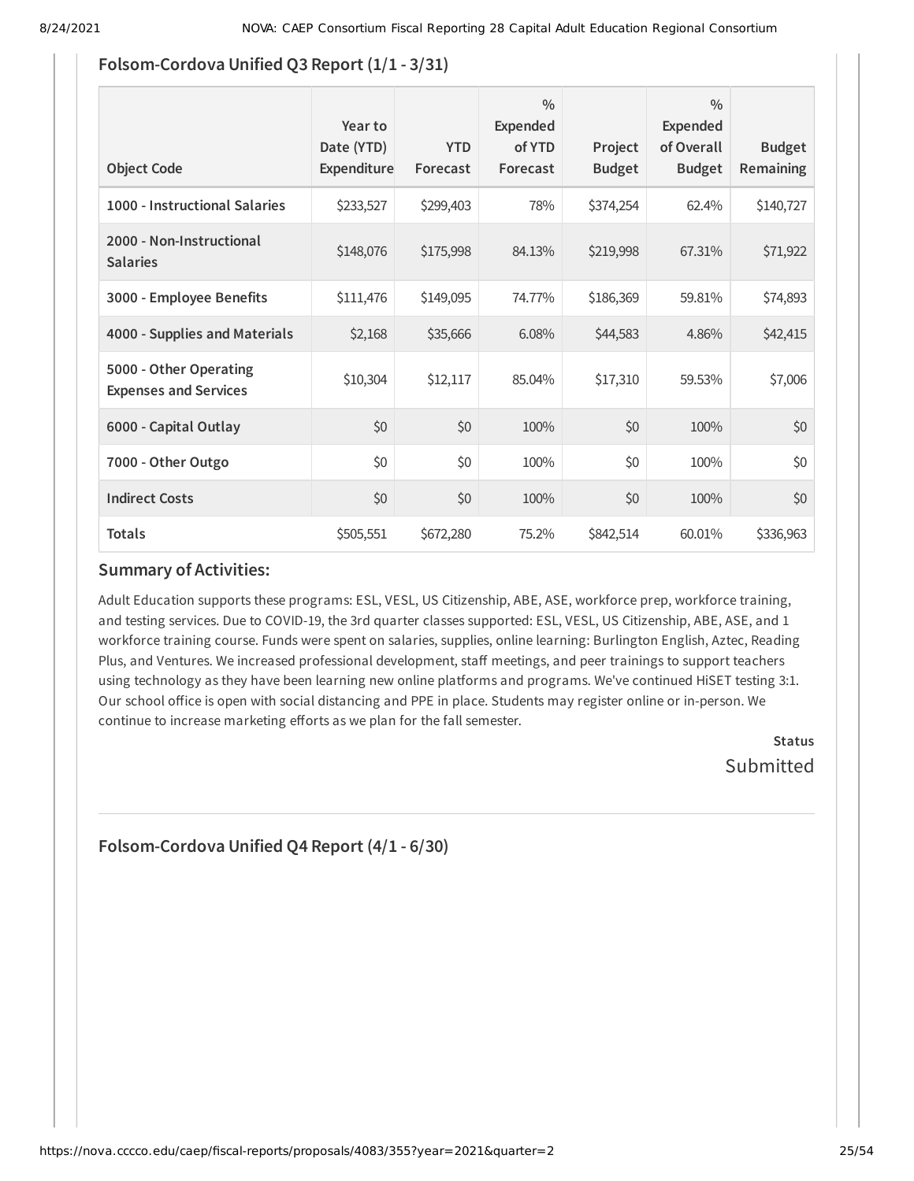## Folsom-Cordova Unified Q3 Report (1/1 - 3/31)

| Object Code | Year to Date (YTD) Expenditure | YTD Forecast | % Expended of YTD Forecast | Project Budget | % Expended of Overall Budget | Budget Remaining |
|---|---|---|---|---|---|---|
| **1000 - Instructional Salaries** | $233,527 | $299,403 | 78% | $374,254 | 62.4% | $140,727 |
| **2000 - Non-Instructional Salaries** | $148,076 | $175,998 | 84.13% | $219,998 | 67.31% | $71,922 |
| **3000 - Employee Benefits** | $111,476 | $149,095 | 74.77% | $186,369 | 59.81% | $74,893 |
| **4000 - Supplies and Materials** | $2,168 | $35,666 | 6.08% | $44,583 | 4.86% | $42,415 |
| **5000 - Other Operating Expenses and Services** | $10,304 | $12,117 | 85.04% | $17,310 | 59.53% | $7,006 |
| **6000 - Capital Outlay** | $0 | $0 | 100% | $0 | 100% | $0 |
| **7000 - Other Outgo** | $0 | $0 | 100% | $0 | 100% | $0 |
| **Indirect Costs** | $0 | $0 | 100% | $0 | 100% | $0 |
| **Totals** | $505,551 | $672,280 | 75.2% | $842,514 | 60.01% | $336,963 |

### Summary of Activities:

Adult Education supports these programs: ESL, VESL, US Citizenship, ABE, ASE, workforce prep, workforce training, and testing services. Due to COVID-19, the 3rd quarter classes supported: ESL, VESL, US Citizenship, ABE, ASE, and 1 workforce training course. Funds were spent on salaries, supplies, online learning: Burlington English, Aztec, Reading Plus, and Ventures. We increased professional development, staff meetings, and peer trainings to support teachers using technology as they have been learning new online platforms and programs. We've continued HiSET testing 3:1. Our school office is open with social distancing and PPE in place. Students may register online or in-person. We continue to increase marketing efforts as we plan for the fall semester.

**Status**

Submitted

## Folsom-Cordova Unified Q4 Report (4/1 - 6/30)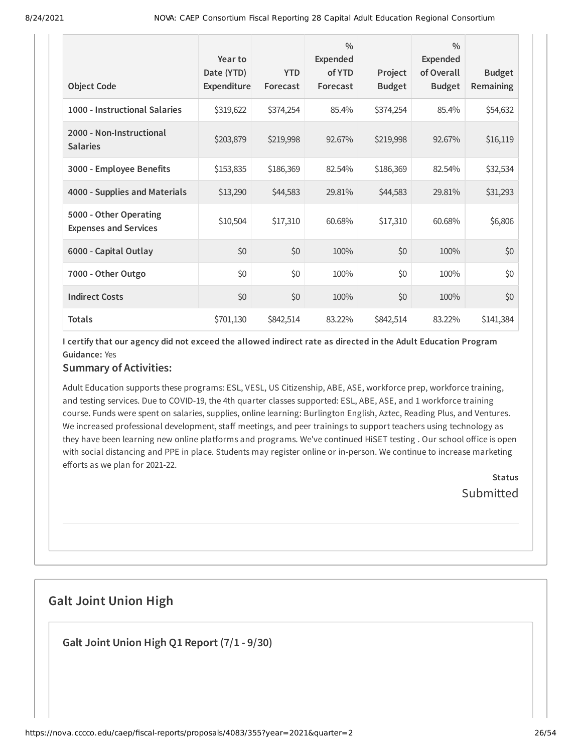| Object Code | Year to Date (YTD) Expenditure | YTD Forecast | % Expended of YTD Forecast | Project Budget | % Expended of Overall Budget | Budget Remaining |
|---|---|---|---|---|---|---|
| **1000 - Instructional Salaries** | $319,622 | $374,254 | 85.4% | $374,254 | 85.4% | $54,632 |
| **2000 - Non-Instructional Salaries** | $203,879 | $219,998 | 92.67% | $219,998 | 92.67% | $16,119 |
| **3000 - Employee Benefits** | $153,835 | $186,369 | 82.54% | $186,369 | 82.54% | $32,534 |
| **4000 - Supplies and Materials** | $13,290 | $44,583 | 29.81% | $44,583 | 29.81% | $31,293 |
| **5000 - Other Operating Expenses and Services** | $10,504 | $17,310 | 60.68% | $17,310 | 60.68% | $6,806 |
| **6000 - Capital Outlay** | $0 | $0 | 100% | $0 | 100% | $0 |
| **7000 - Other Outgo** | $0 | $0 | 100% | $0 | 100% | $0 |
| **Indirect Costs** | $0 | $0 | 100% | $0 | 100% | $0 |
| **Totals** | $701,130 | $842,514 | 83.22% | $842,514 | 83.22% | $141,384 |

**I certify that our agency did not exceed the allowed indirect rate as directed in the Adult Education Program Guidance:** Yes

### Summary of Activities:

Adult Education supports these programs: ESL, VESL, US Citizenship, ABE, ASE, workforce prep, workforce training, and testing services. Due to COVID-19, the 4th quarter classes supported: ESL, ABE, ASE, and 1 workforce training course. Funds were spent on salaries, supplies, online learning: Burlington English, Aztec, Reading Plus, and Ventures. We increased professional development, staff meetings, and peer trainings to support teachers using technology as they have been learning new online platforms and programs. We've continued HiSET testing . Our school office is open with social distancing and PPE in place. Students may register online or in-person. We continue to increase marketing efforts as we plan for 2021-22.

**Status**

Submitted

## Galt Joint Union High

### Galt Joint Union High Q1 Report (7/1 - 9/30)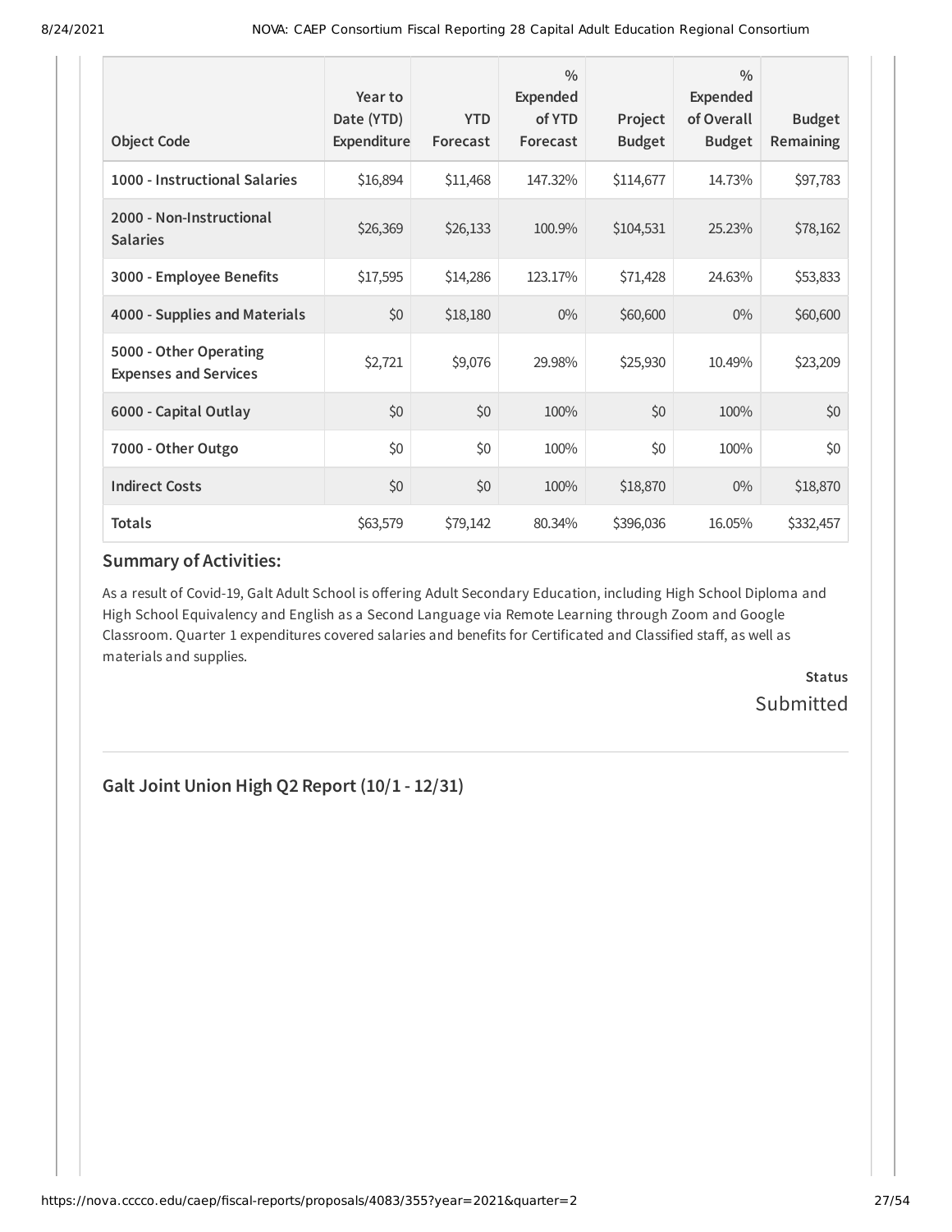| Object Code | Year to Date (YTD) Expenditure | YTD Forecast | % Expended of YTD Forecast | Project Budget | % Expended of Overall Budget | Budget Remaining |
|---|---|---|---|---|---|---|
| 1000 - Instructional Salaries | $16,894 | $11,468 | 147.32% | $114,677 | 14.73% | $97,783 |
| 2000 - Non-Instructional Salaries | $26,369 | $26,133 | 100.9% | $104,531 | 25.23% | $78,162 |
| 3000 - Employee Benefits | $17,595 | $14,286 | 123.17% | $71,428 | 24.63% | $53,833 |
| 4000 - Supplies and Materials | $0 | $18,180 | 0% | $60,600 | 0% | $60,600 |
| 5000 - Other Operating Expenses and Services | $2,721 | $9,076 | 29.98% | $25,930 | 10.49% | $23,209 |
| 6000 - Capital Outlay | $0 | $0 | 100% | $0 | 100% | $0 |
| 7000 - Other Outgo | $0 | $0 | 100% | $0 | 100% | $0 |
| Indirect Costs | $0 | $0 | 100% | $18,870 | 0% | $18,870 |
| Totals | $63,579 | $79,142 | 80.34% | $396,036 | 16.05% | $332,457 |

### Summary of Activities:

As a result of Covid-19, Galt Adult School is offering Adult Secondary Education, including High School Diploma and High School Equivalency and English as a Second Language via Remote Learning through Zoom and Google Classroom. Quarter 1 expenditures covered salaries and benefits for Certificated and Classified staff, as well as materials and supplies.

**Status**

Submitted

## Galt Joint Union High Q2 Report (10/1 - 12/31)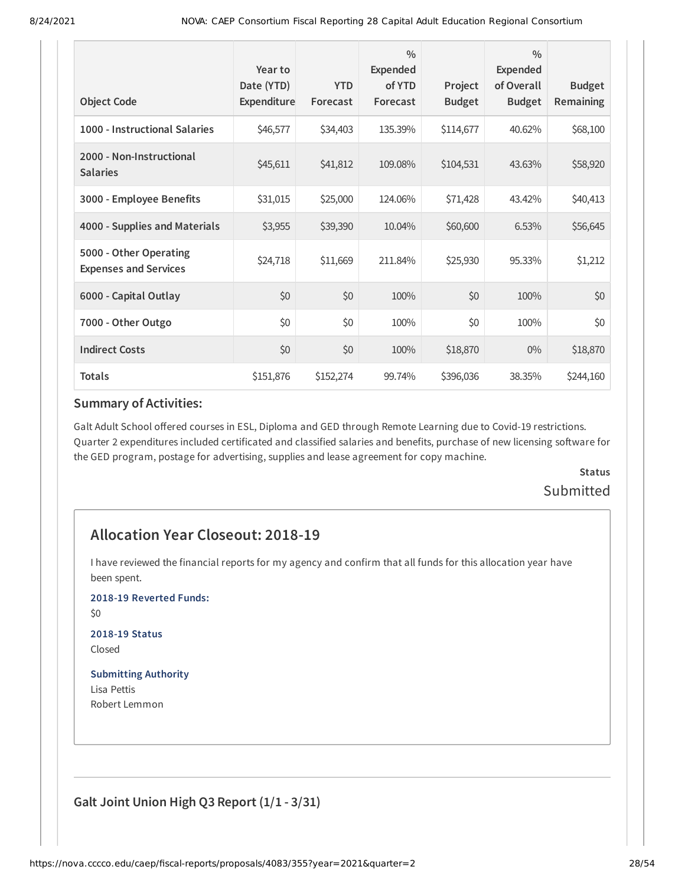| Object Code | Year to Date (YTD) Expenditure | YTD Forecast | % Expended of YTD Forecast | Project Budget | % Expended of Overall Budget | Budget Remaining |
|---|---|---|---|---|---|---|
| 1000 - Instructional Salaries | $46,577 | $34,403 | 135.39% | $114,677 | 40.62% | $68,100 |
| 2000 - Non-Instructional Salaries | $45,611 | $41,812 | 109.08% | $104,531 | 43.63% | $58,920 |
| 3000 - Employee Benefits | $31,015 | $25,000 | 124.06% | $71,428 | 43.42% | $40,413 |
| 4000 - Supplies and Materials | $3,955 | $39,390 | 10.04% | $60,600 | 6.53% | $56,645 |
| 5000 - Other Operating Expenses and Services | $24,718 | $11,669 | 211.84% | $25,930 | 95.33% | $1,212 |
| 6000 - Capital Outlay | $0 | $0 | 100% | $0 | 100% | $0 |
| 7000 - Other Outgo | $0 | $0 | 100% | $0 | 100% | $0 |
| Indirect Costs | $0 | $0 | 100% | $18,870 | 0% | $18,870 |
| Totals | $151,876 | $152,274 | 99.74% | $396,036 | 38.35% | $244,160 |

### Summary of Activities:

Galt Adult School offered courses in ESL, Diploma and GED through Remote Learning due to Covid-19 restrictions. Quarter 2 expenditures included certificated and classified salaries and benefits, purchase of new licensing software for the GED program, postage for advertising, supplies and lease agreement for copy machine.

**Status**
Submitted

## Allocation Year Closeout: 2018-19

I have reviewed the financial reports for my agency and confirm that all funds for this allocation year have been spent.

**2018-19 Reverted Funds:**
$0

**2018-19 Status**
Closed

**Submitting Authority**
Lisa Pettis
Robert Lemmon

### Galt Joint Union High Q3 Report (1/1 - 3/31)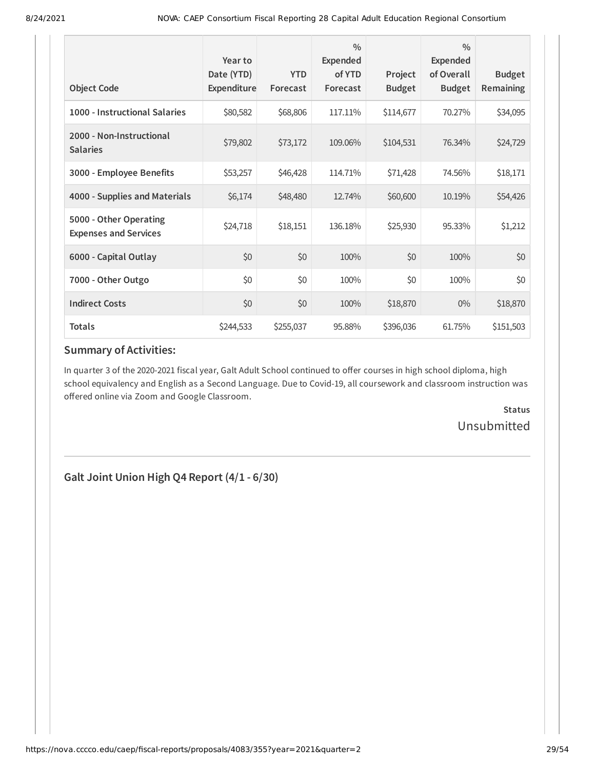| Object Code | Year to Date (YTD) Expenditure | YTD Forecast | % Expended of YTD Forecast | Project Budget | % Expended of Overall Budget | Budget Remaining |
|---|---|---|---|---|---|---|
| **1000 - Instructional Salaries** | $80,582 | $68,806 | 117.11% | $114,677 | 70.27% | $34,095 |
| **2000 - Non-Instructional Salaries** | $79,802 | $73,172 | 109.06% | $104,531 | 76.34% | $24,729 |
| **3000 - Employee Benefits** | $53,257 | $46,428 | 114.71% | $71,428 | 74.56% | $18,171 |
| **4000 - Supplies and Materials** | $6,174 | $48,480 | 12.74% | $60,600 | 10.19% | $54,426 |
| **5000 - Other Operating Expenses and Services** | $24,718 | $18,151 | 136.18% | $25,930 | 95.33% | $1,212 |
| **6000 - Capital Outlay** | $0 | $0 | 100% | $0 | 100% | $0 |
| **7000 - Other Outgo** | $0 | $0 | 100% | $0 | 100% | $0 |
| **Indirect Costs** | $0 | $0 | 100% | $18,870 | 0% | $18,870 |
| **Totals** | $244,533 | $255,037 | 95.88% | $396,036 | 61.75% | $151,503 |

## Summary of Activities:

In quarter 3 of the 2020-2021 fiscal year, Galt Adult School continued to offer courses in high school diploma, high school equivalency and English as a Second Language. Due to Covid-19, all coursework and classroom instruction was offered online via Zoom and Google Classroom.

**Status**

Unsubmitted

## Galt Joint Union High Q4 Report (4/1 - 6/30)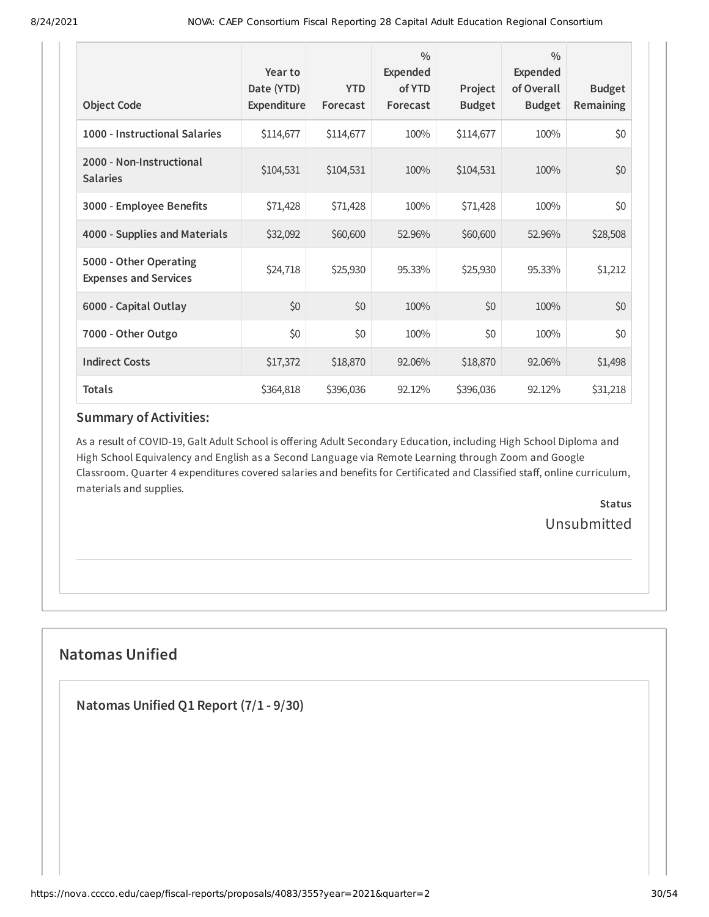| Object Code | Year to Date (YTD) Expenditure | YTD Forecast | % Expended of YTD Forecast | Project Budget | % Expended of Overall Budget | Budget Remaining |
|---|---|---|---|---|---|---|
| **1000 - Instructional Salaries** | $114,677 | $114,677 | 100% | $114,677 | 100% | $0 |
| **2000 - Non-Instructional Salaries** | $104,531 | $104,531 | 100% | $104,531 | 100% | $0 |
| **3000 - Employee Benefits** | $71,428 | $71,428 | 100% | $71,428 | 100% | $0 |
| **4000 - Supplies and Materials** | $32,092 | $60,600 | 52.96% | $60,600 | 52.96% | $28,508 |
| **5000 - Other Operating Expenses and Services** | $24,718 | $25,930 | 95.33% | $25,930 | 95.33% | $1,212 |
| **6000 - Capital Outlay** | $0 | $0 | 100% | $0 | 100% | $0 |
| **7000 - Other Outgo** | $0 | $0 | 100% | $0 | 100% | $0 |
| **Indirect Costs** | $17,372 | $18,870 | 92.06% | $18,870 | 92.06% | $1,498 |
| **Totals** | $364,818 | $396,036 | 92.12% | $396,036 | 92.12% | $31,218 |

### Summary of Activities:

As a result of COVID-19, Galt Adult School is offering Adult Secondary Education, including High School Diploma and High School Equivalency and English as a Second Language via Remote Learning through Zoom and Google Classroom. Quarter 4 expenditures covered salaries and benefits for Certificated and Classified staff, online curriculum, materials and supplies.

**Status**

Unsubmitted

## Natomas Unified

### Natomas Unified Q1 Report (7/1 - 9/30)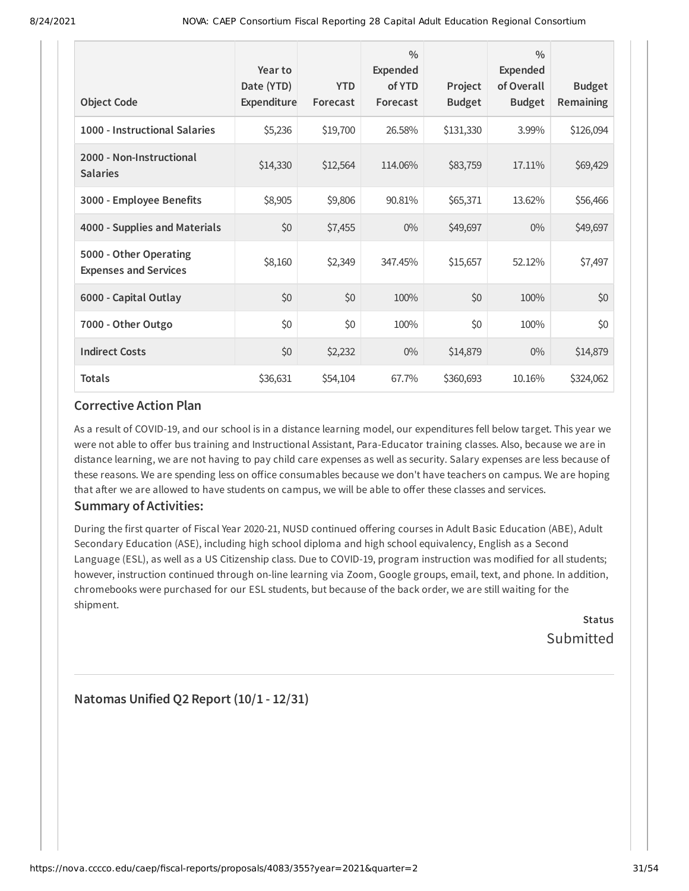| Object Code | Year to Date (YTD) Expenditure | YTD Forecast | % Expended of YTD Forecast | Project Budget | % Expended of Overall Budget | Budget Remaining |
|---|---|---|---|---|---|---|
| 1000 - Instructional Salaries | $5,236 | $19,700 | 26.58% | $131,330 | 3.99% | $126,094 |
| 2000 - Non-Instructional Salaries | $14,330 | $12,564 | 114.06% | $83,759 | 17.11% | $69,429 |
| 3000 - Employee Benefits | $8,905 | $9,806 | 90.81% | $65,371 | 13.62% | $56,466 |
| 4000 - Supplies and Materials | $0 | $7,455 | 0% | $49,697 | 0% | $49,697 |
| 5000 - Other Operating Expenses and Services | $8,160 | $2,349 | 347.45% | $15,657 | 52.12% | $7,497 |
| 6000 - Capital Outlay | $0 | $0 | 100% | $0 | 100% | $0 |
| 7000 - Other Outgo | $0 | $0 | 100% | $0 | 100% | $0 |
| Indirect Costs | $0 | $2,232 | 0% | $14,879 | 0% | $14,879 |
| Totals | $36,631 | $54,104 | 67.7% | $360,693 | 10.16% | $324,062 |

### Corrective Action Plan

As a result of COVID-19, and our school is in a distance learning model, our expenditures fell below target. This year we were not able to offer bus training and Instructional Assistant, Para-Educator training classes. Also, because we are in distance learning, we are not having to pay child care expenses as well as security. Salary expenses are less because of these reasons. We are spending less on office consumables because we don't have teachers on campus. We are hoping that after we are allowed to have students on campus, we will be able to offer these classes and services.

### Summary of Activities:

During the first quarter of Fiscal Year 2020-21, NUSD continued offering courses in Adult Basic Education (ABE), Adult Secondary Education (ASE), including high school diploma and high school equivalency, English as a Second Language (ESL), as well as a US Citizenship class. Due to COVID-19, program instruction was modified for all students; however, instruction continued through on-line learning via Zoom, Google groups, email, text, and phone. In addition, chromebooks were purchased for our ESL students, but because of the back order, we are still waiting for the shipment.

**Status**
Submitted

## Natomas Unified Q2 Report (10/1 - 12/31)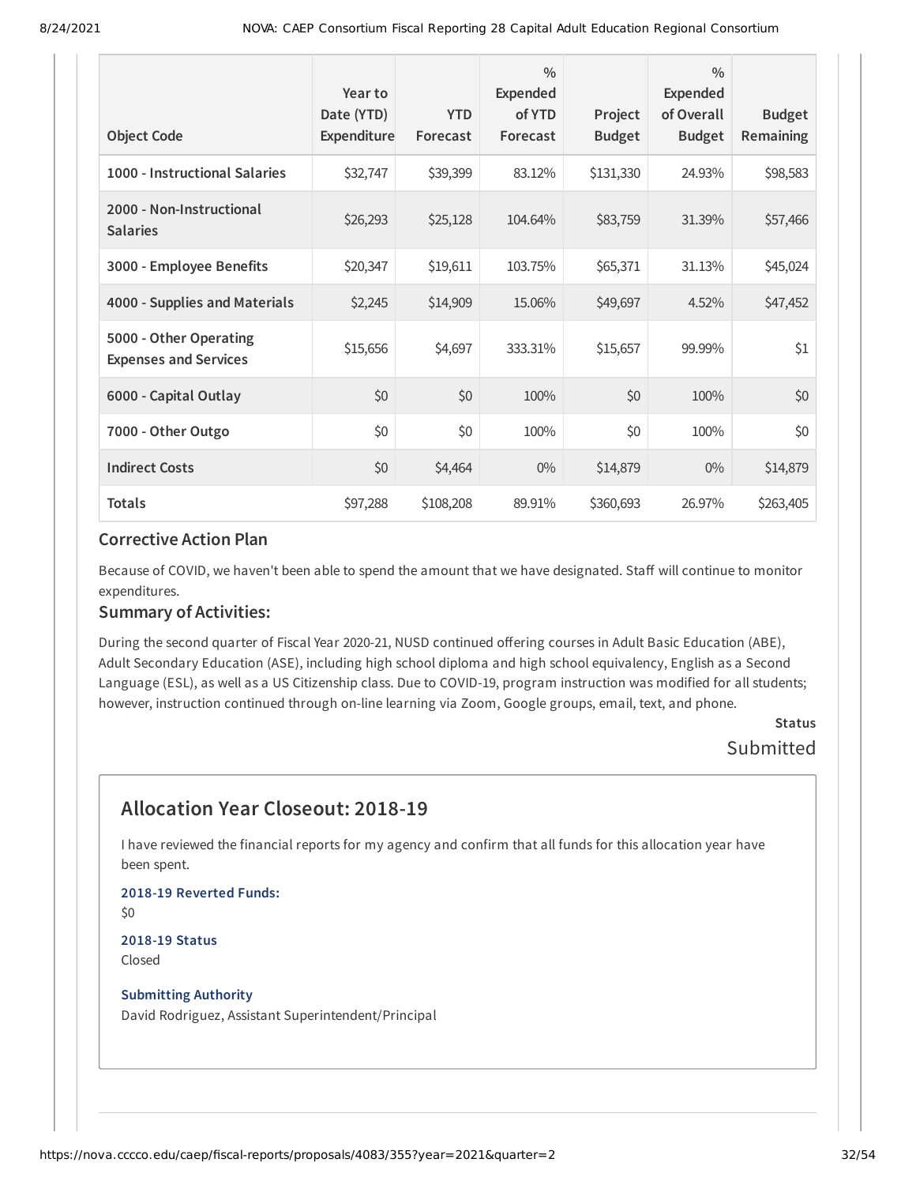| Object Code | Year to Date (YTD) Expenditure | YTD Forecast | % Expended of YTD Forecast | Project Budget | % Expended of Overall Budget | Budget Remaining |
|---|---|---|---|---|---|---|
| 1000 - Instructional Salaries | $32,747 | $39,399 | 83.12% | $131,330 | 24.93% | $98,583 |
| 2000 - Non-Instructional Salaries | $26,293 | $25,128 | 104.64% | $83,759 | 31.39% | $57,466 |
| 3000 - Employee Benefits | $20,347 | $19,611 | 103.75% | $65,371 | 31.13% | $45,024 |
| 4000 - Supplies and Materials | $2,245 | $14,909 | 15.06% | $49,697 | 4.52% | $47,452 |
| 5000 - Other Operating Expenses and Services | $15,656 | $4,697 | 333.31% | $15,657 | 99.99% | $1 |
| 6000 - Capital Outlay | $0 | $0 | 100% | $0 | 100% | $0 |
| 7000 - Other Outgo | $0 | $0 | 100% | $0 | 100% | $0 |
| Indirect Costs | $0 | $4,464 | 0% | $14,879 | 0% | $14,879 |
| Totals | $97,288 | $108,208 | 89.91% | $360,693 | 26.97% | $263,405 |

### Corrective Action Plan

Because of COVID, we haven't been able to spend the amount that we have designated. Staff will continue to monitor expenditures.

### Summary of Activities:

During the second quarter of Fiscal Year 2020-21, NUSD continued offering courses in Adult Basic Education (ABE), Adult Secondary Education (ASE), including high school diploma and high school equivalency, English as a Second Language (ESL), as well as a US Citizenship class. Due to COVID-19, program instruction was modified for all students; however, instruction continued through on-line learning via Zoom, Google groups, email, text, and phone.

**Status**

Submitted

## Allocation Year Closeout: 2018-19

I have reviewed the financial reports for my agency and confirm that all funds for this allocation year have been spent.

**2018-19 Reverted Funds:**

$0

**2018-19 Status**

Closed

**Submitting Authority**

David Rodriguez, Assistant Superintendent/Principal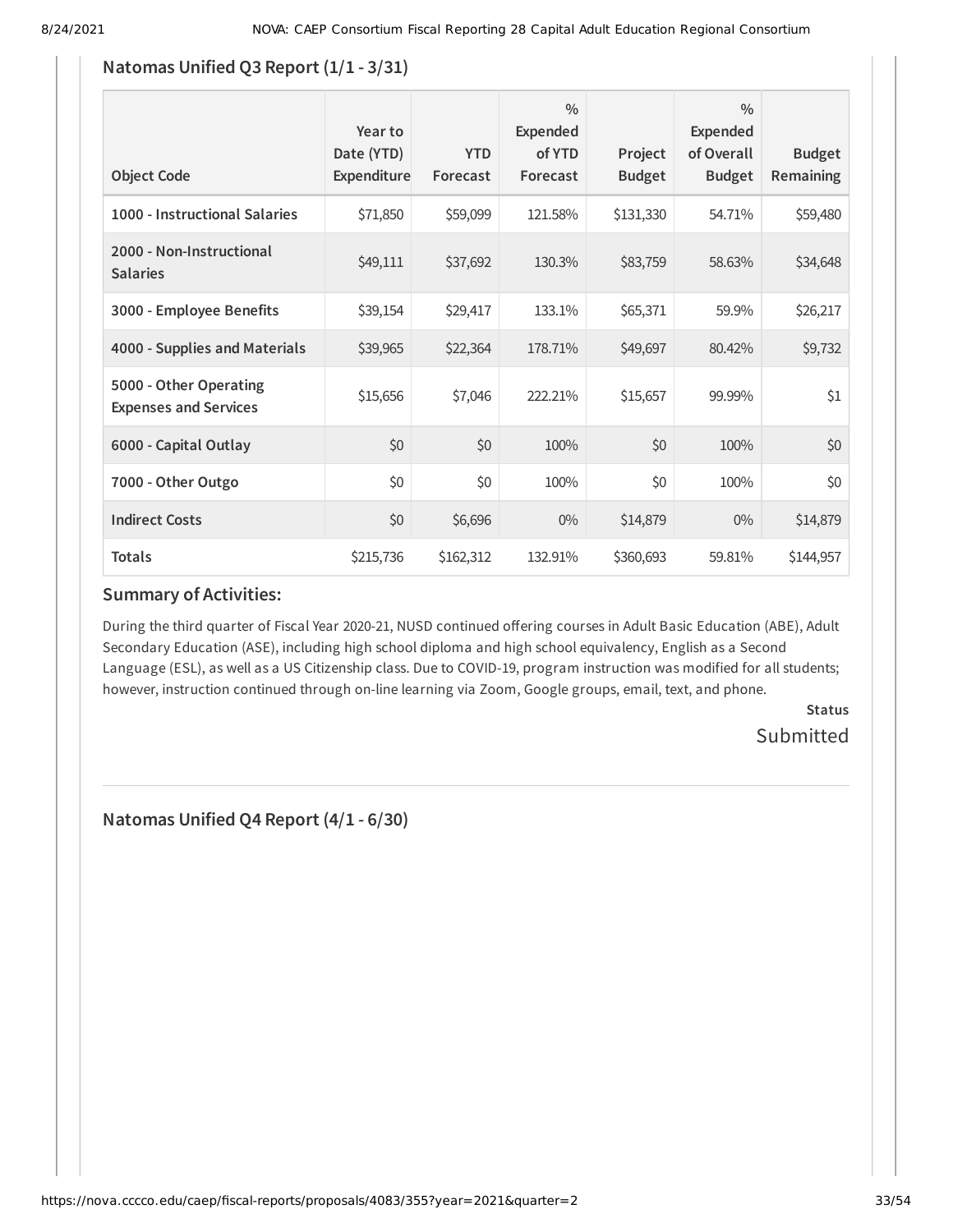## Natomas Unified Q3 Report (1/1 - 3/31)

| Object Code | Year to Date (YTD) Expenditure | YTD Forecast | % Expended of YTD Forecast | Project Budget | % Expended of Overall Budget | Budget Remaining |
|---|---|---|---|---|---|---|
| 1000 - Instructional Salaries | $71,850 | $59,099 | 121.58% | $131,330 | 54.71% | $59,480 |
| 2000 - Non-Instructional Salaries | $49,111 | $37,692 | 130.3% | $83,759 | 58.63% | $34,648 |
| 3000 - Employee Benefits | $39,154 | $29,417 | 133.1% | $65,371 | 59.9% | $26,217 |
| 4000 - Supplies and Materials | $39,965 | $22,364 | 178.71% | $49,697 | 80.42% | $9,732 |
| 5000 - Other Operating Expenses and Services | $15,656 | $7,046 | 222.21% | $15,657 | 99.99% | $1 |
| 6000 - Capital Outlay | $0 | $0 | 100% | $0 | 100% | $0 |
| 7000 - Other Outgo | $0 | $0 | 100% | $0 | 100% | $0 |
| Indirect Costs | $0 | $6,696 | 0% | $14,879 | 0% | $14,879 |
| Totals | $215,736 | $162,312 | 132.91% | $360,693 | 59.81% | $144,957 |

### Summary of Activities:

During the third quarter of Fiscal Year 2020-21, NUSD continued offering courses in Adult Basic Education (ABE), Adult Secondary Education (ASE), including high school diploma and high school equivalency, English as a Second Language (ESL), as well as a US Citizenship class. Due to COVID-19, program instruction was modified for all students; however, instruction continued through on-line learning via Zoom, Google groups, email, text, and phone.

**Status**

Submitted

## Natomas Unified Q4 Report (4/1 - 6/30)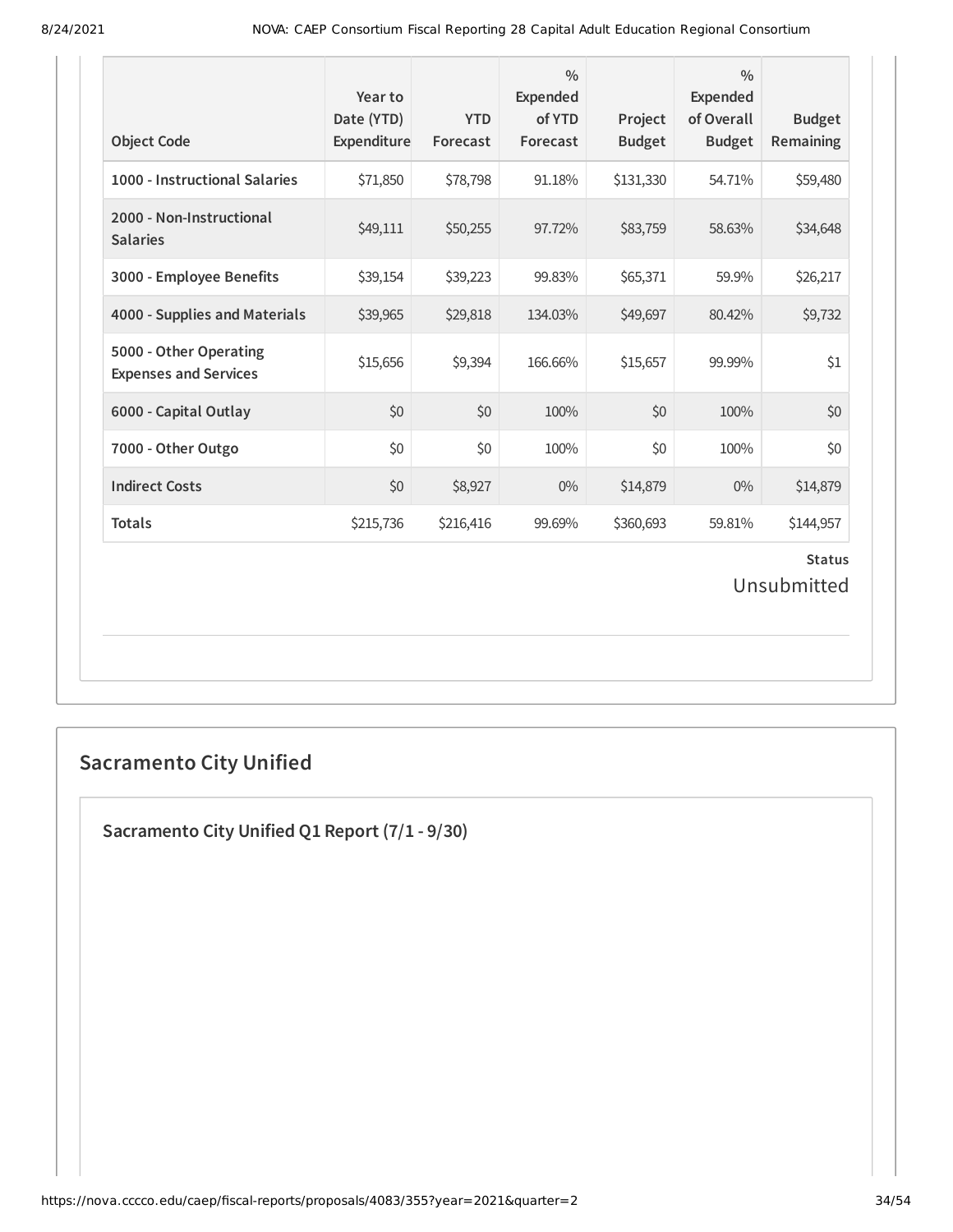| Object Code | Year to Date (YTD) Expenditure | YTD Forecast | % Expended of YTD Forecast | Project Budget | % Expended of Overall Budget | Budget Remaining |
| --- | --- | --- | --- | --- | --- | --- |
| 1000 - Instructional Salaries | $71,850 | $78,798 | 91.18% | $131,330 | 54.71% | $59,480 |
| 2000 - Non-Instructional Salaries | $49,111 | $50,255 | 97.72% | $83,759 | 58.63% | $34,648 |
| 3000 - Employee Benefits | $39,154 | $39,223 | 99.83% | $65,371 | 59.9% | $26,217 |
| 4000 - Supplies and Materials | $39,965 | $29,818 | 134.03% | $49,697 | 80.42% | $9,732 |
| 5000 - Other Operating Expenses and Services | $15,656 | $9,394 | 166.66% | $15,657 | 99.99% | $1 |
| 6000 - Capital Outlay | $0 | $0 | 100% | $0 | 100% | $0 |
| 7000 - Other Outgo | $0 | $0 | 100% | $0 | 100% | $0 |
| Indirect Costs | $0 | $8,927 | 0% | $14,879 | 0% | $14,879 |
| Totals | $215,736 | $216,416 | 99.69% | $360,693 | 59.81% | $144,957 |

**Status**

Unsubmitted

## Sacramento City Unified

### Sacramento City Unified Q1 Report (7/1 - 9/30)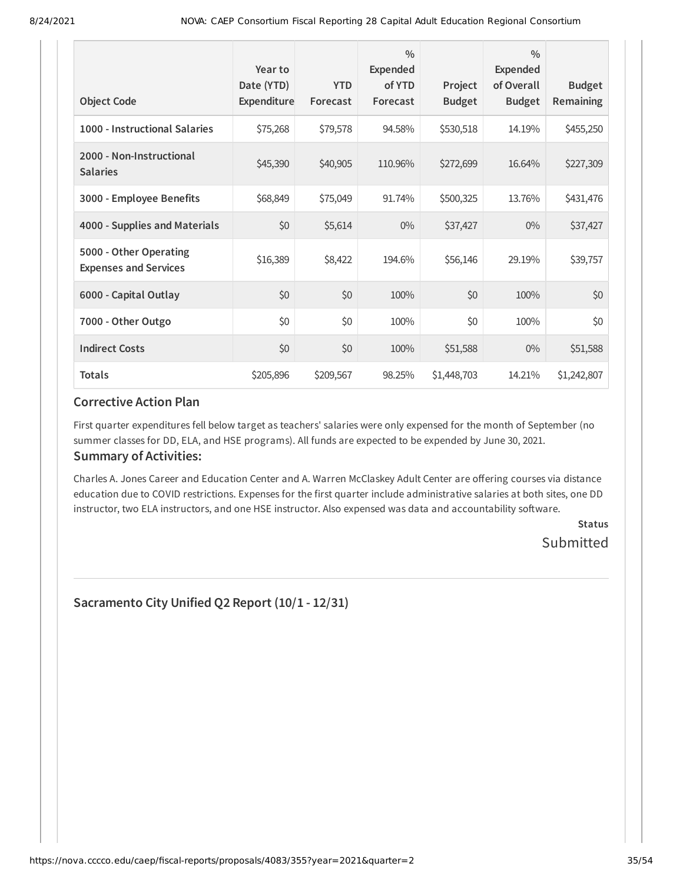| Object Code | Year to Date (YTD) Expenditure | YTD Forecast | % Expended of YTD Forecast | Project Budget | % Expended of Overall Budget | Budget Remaining |
|---|---|---|---|---|---|---|
| **1000 - Instructional Salaries** | $75,268 | $79,578 | 94.58% | $530,518 | 14.19% | $455,250 |
| **2000 - Non-Instructional Salaries** | $45,390 | $40,905 | 110.96% | $272,699 | 16.64% | $227,309 |
| **3000 - Employee Benefits** | $68,849 | $75,049 | 91.74% | $500,325 | 13.76% | $431,476 |
| **4000 - Supplies and Materials** | $0 | $5,614 | 0% | $37,427 | 0% | $37,427 |
| **5000 - Other Operating Expenses and Services** | $16,389 | $8,422 | 194.6% | $56,146 | 29.19% | $39,757 |
| **6000 - Capital Outlay** | $0 | $0 | 100% | $0 | 100% | $0 |
| **7000 - Other Outgo** | $0 | $0 | 100% | $0 | 100% | $0 |
| **Indirect Costs** | $0 | $0 | 100% | $51,588 | 0% | $51,588 |
| **Totals** | $205,896 | $209,567 | 98.25% | $1,448,703 | 14.21% | $1,242,807 |

### Corrective Action Plan

First quarter expenditures fell below target as teachers' salaries were only expensed for the month of September (no summer classes for DD, ELA, and HSE programs). All funds are expected to be expended by June 30, 2021.

### Summary of Activities:

Charles A. Jones Career and Education Center and A. Warren McClaskey Adult Center are offering courses via distance education due to COVID restrictions. Expenses for the first quarter include administrative salaries at both sites, one DD instructor, two ELA instructors, and one HSE instructor. Also expensed was data and accountability software.

**Status**

Submitted

## Sacramento City Unified Q2 Report (10/1 - 12/31)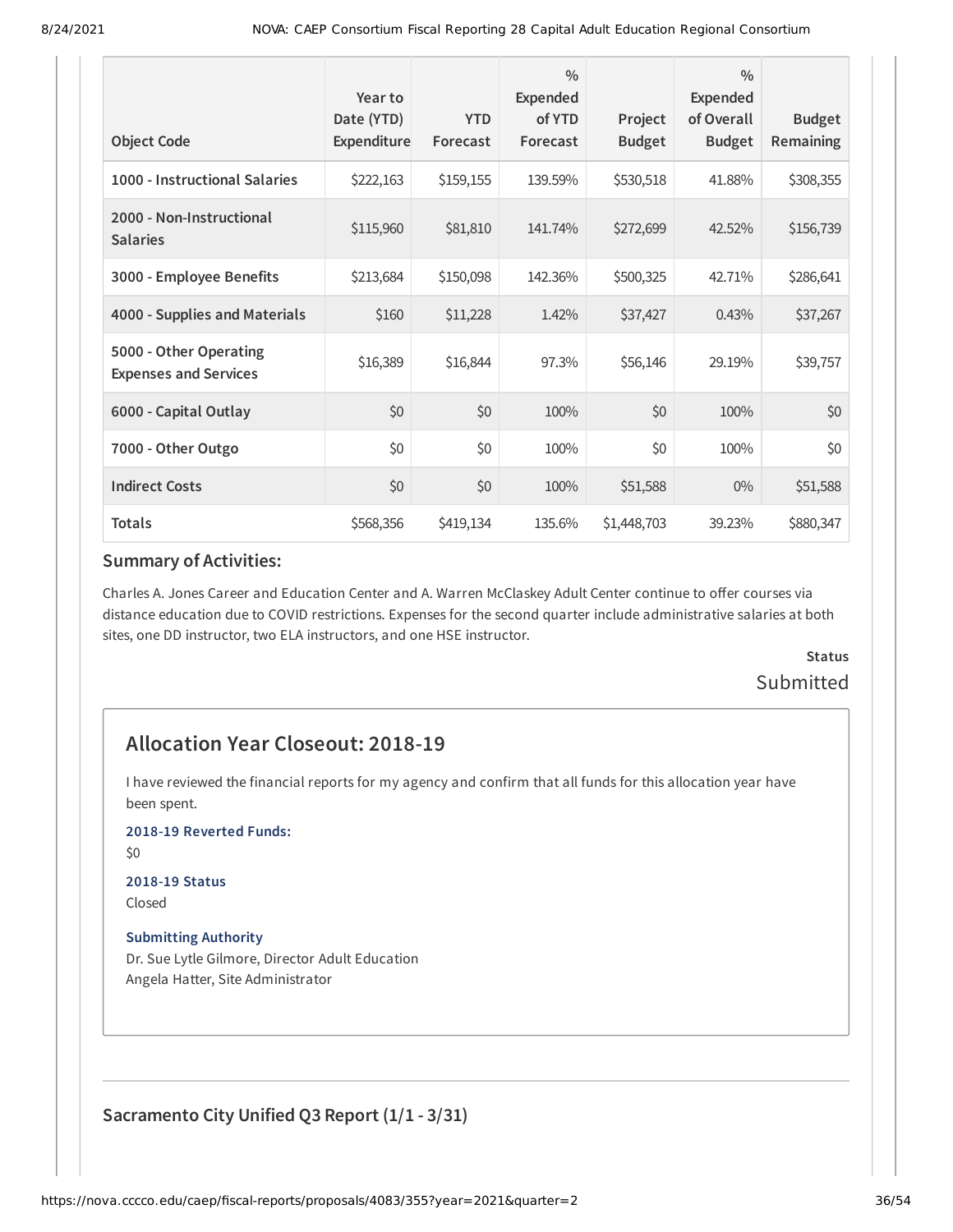| Object Code | Year to Date (YTD) Expenditure | YTD Forecast | % Expended of YTD Forecast | Project Budget | % Expended of Overall Budget | Budget Remaining |
|---|---|---|---|---|---|---|
| 1000 - Instructional Salaries | $222,163 | $159,155 | 139.59% | $530,518 | 41.88% | $308,355 |
| 2000 - Non-Instructional Salaries | $115,960 | $81,810 | 141.74% | $272,699 | 42.52% | $156,739 |
| 3000 - Employee Benefits | $213,684 | $150,098 | 142.36% | $500,325 | 42.71% | $286,641 |
| 4000 - Supplies and Materials | $160 | $11,228 | 1.42% | $37,427 | 0.43% | $37,267 |
| 5000 - Other Operating Expenses and Services | $16,389 | $16,844 | 97.3% | $56,146 | 29.19% | $39,757 |
| 6000 - Capital Outlay | $0 | $0 | 100% | $0 | 100% | $0 |
| 7000 - Other Outgo | $0 | $0 | 100% | $0 | 100% | $0 |
| Indirect Costs | $0 | $0 | 100% | $51,588 | 0% | $51,588 |
| Totals | $568,356 | $419,134 | 135.6% | $1,448,703 | 39.23% | $880,347 |

### Summary of Activities:

Charles A. Jones Career and Education Center and A. Warren McClaskey Adult Center continue to offer courses via distance education due to COVID restrictions. Expenses for the second quarter include administrative salaries at both sites, one DD instructor, two ELA instructors, and one HSE instructor.

**Status**

Submitted

## Allocation Year Closeout: 2018-19

I have reviewed the financial reports for my agency and confirm that all funds for this allocation year have been spent.

**2018-19 Reverted Funds:**

$0

**2018-19 Status**

Closed

**Submitting Authority**

Dr. Sue Lytle Gilmore, Director Adult Education
Angela Hatter, Site Administrator

## Sacramento City Unified Q3 Report (1/1 - 3/31)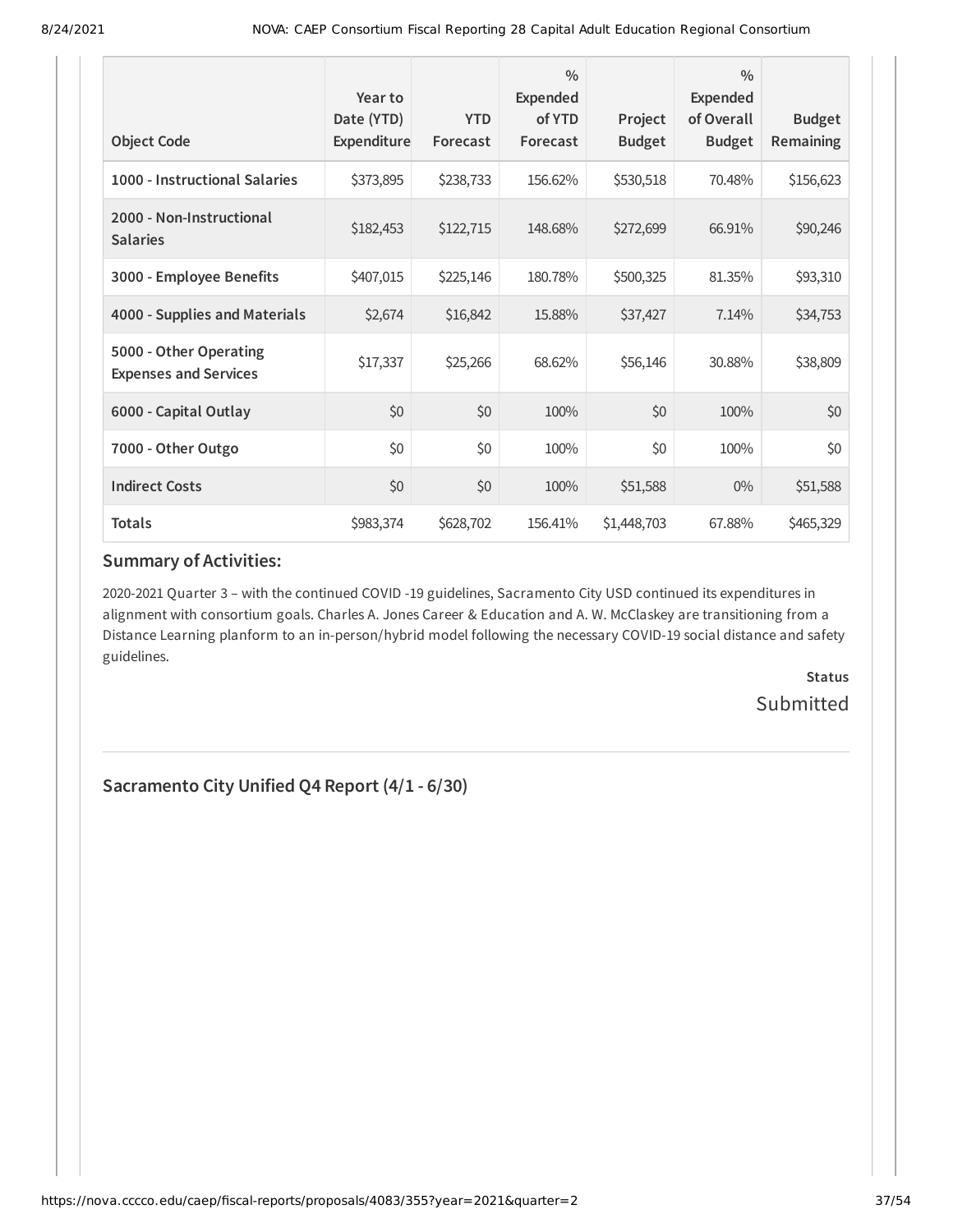| Object Code | Year to Date (YTD) Expenditure | YTD Forecast | % Expended of YTD Forecast | Project Budget | % Expended of Overall Budget | Budget Remaining |
|---|---|---|---|---|---|---|
| **1000 - Instructional Salaries** | $373,895 | $238,733 | 156.62% | $530,518 | 70.48% | $156,623 |
| **2000 - Non-Instructional Salaries** | $182,453 | $122,715 | 148.68% | $272,699 | 66.91% | $90,246 |
| **3000 - Employee Benefits** | $407,015 | $225,146 | 180.78% | $500,325 | 81.35% | $93,310 |
| **4000 - Supplies and Materials** | $2,674 | $16,842 | 15.88% | $37,427 | 7.14% | $34,753 |
| **5000 - Other Operating Expenses and Services** | $17,337 | $25,266 | 68.62% | $56,146 | 30.88% | $38,809 |
| **6000 - Capital Outlay** | $0 | $0 | 100% | $0 | 100% | $0 |
| **7000 - Other Outgo** | $0 | $0 | 100% | $0 | 100% | $0 |
| **Indirect Costs** | $0 | $0 | 100% | $51,588 | 0% | $51,588 |
| **Totals** | $983,374 | $628,702 | 156.41% | $1,448,703 | 67.88% | $465,329 |

## Summary of Activities:

2020-2021 Quarter 3 – with the continued COVID -19 guidelines, Sacramento City USD continued its expenditures in alignment with consortium goals. Charles A. Jones Career & Education and A. W. McClaskey are transitioning from a Distance Learning planform to an in-person/hybrid model following the necessary COVID-19 social distance and safety guidelines.

**Status**

Submitted

## Sacramento City Unified Q4 Report (4/1 - 6/30)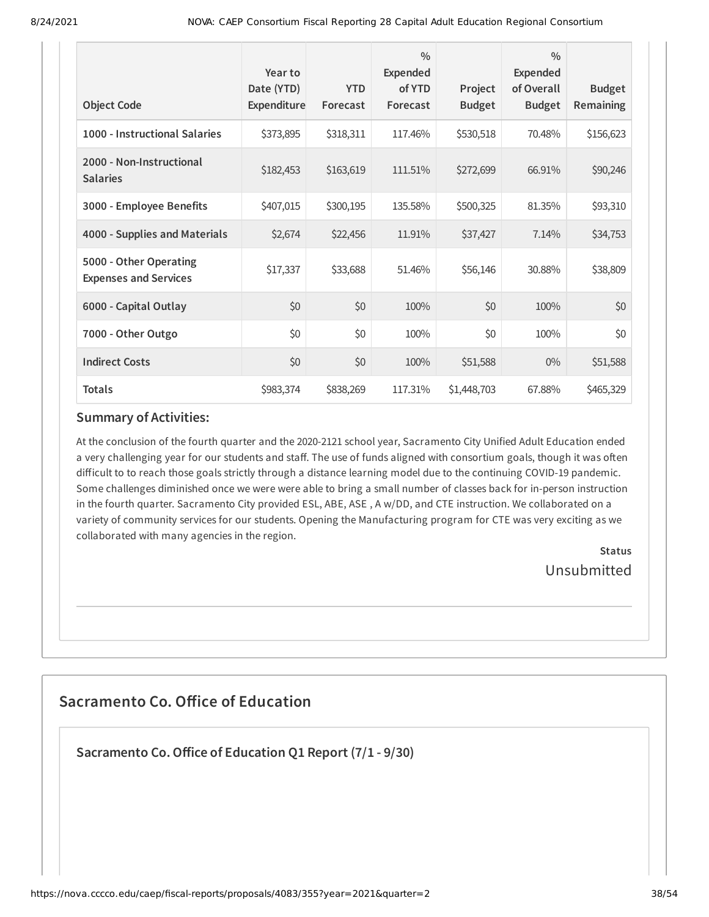| Object Code | Year to Date (YTD) Expenditure | YTD Forecast | % Expended of YTD Forecast | Project Budget | % Expended of Overall Budget | Budget Remaining |
|---|---|---|---|---|---|---|
| **1000 - Instructional Salaries** | $373,895 | $318,311 | 117.46% | $530,518 | 70.48% | $156,623 |
| **2000 - Non-Instructional Salaries** | $182,453 | $163,619 | 111.51% | $272,699 | 66.91% | $90,246 |
| **3000 - Employee Benefits** | $407,015 | $300,195 | 135.58% | $500,325 | 81.35% | $93,310 |
| **4000 - Supplies and Materials** | $2,674 | $22,456 | 11.91% | $37,427 | 7.14% | $34,753 |
| **5000 - Other Operating Expenses and Services** | $17,337 | $33,688 | 51.46% | $56,146 | 30.88% | $38,809 |
| **6000 - Capital Outlay** | $0 | $0 | 100% | $0 | 100% | $0 |
| **7000 - Other Outgo** | $0 | $0 | 100% | $0 | 100% | $0 |
| **Indirect Costs** | $0 | $0 | 100% | $51,588 | 0% | $51,588 |
| **Totals** | $983,374 | $838,269 | 117.31% | $1,448,703 | 67.88% | $465,329 |

### Summary of Activities:

At the conclusion of the fourth quarter and the 2020-2121 school year, Sacramento City Unified Adult Education ended a very challenging year for our students and staff. The use of funds aligned with consortium goals, though it was often difficult to to reach those goals strictly through a distance learning model due to the continuing COVID-19 pandemic. Some challenges diminished once we were were able to bring a small number of classes back for in-person instruction in the fourth quarter. Sacramento City provided ESL, ABE, ASE , A w/DD, and CTE instruction. We collaborated on a variety of community services for our students. Opening the Manufacturing program for CTE was very exciting as we collaborated with many agencies in the region.

**Status**

Unsubmitted

## Sacramento Co. Office of Education

### Sacramento Co. Office of Education Q1 Report (7/1 - 9/30)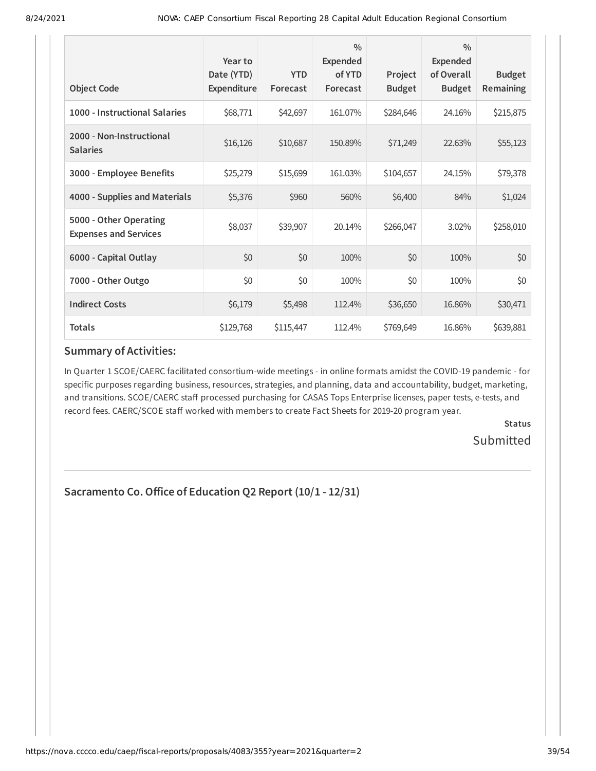| Object Code | Year to Date (YTD) Expenditure | YTD Forecast | % Expended of YTD Forecast | Project Budget | % Expended of Overall Budget | Budget Remaining |
|---|---|---|---|---|---|---|
| **1000 - Instructional Salaries** | $68,771 | $42,697 | 161.07% | $284,646 | 24.16% | $215,875 |
| **2000 - Non-Instructional Salaries** | $16,126 | $10,687 | 150.89% | $71,249 | 22.63% | $55,123 |
| **3000 - Employee Benefits** | $25,279 | $15,699 | 161.03% | $104,657 | 24.15% | $79,378 |
| **4000 - Supplies and Materials** | $5,376 | $960 | 560% | $6,400 | 84% | $1,024 |
| **5000 - Other Operating Expenses and Services** | $8,037 | $39,907 | 20.14% | $266,047 | 3.02% | $258,010 |
| **6000 - Capital Outlay** | $0 | $0 | 100% | $0 | 100% | $0 |
| **7000 - Other Outgo** | $0 | $0 | 100% | $0 | 100% | $0 |
| **Indirect Costs** | $6,179 | $5,498 | 112.4% | $36,650 | 16.86% | $30,471 |
| **Totals** | $129,768 | $115,447 | 112.4% | $769,649 | 16.86% | $639,881 |

### Summary of Activities:

In Quarter 1 SCOE/CAERC facilitated consortium-wide meetings - in online formats amidst the COVID-19 pandemic - for specific purposes regarding business, resources, strategies, and planning, data and accountability, budget, marketing, and transitions. SCOE/CAERC staff processed purchasing for CASAS Tops Enterprise licenses, paper tests, e-tests, and record fees. CAERC/SCOE staff worked with members to create Fact Sheets for 2019-20 program year.

**Status**

Submitted

---

## Sacramento Co. Office of Education Q2 Report (10/1 - 12/31)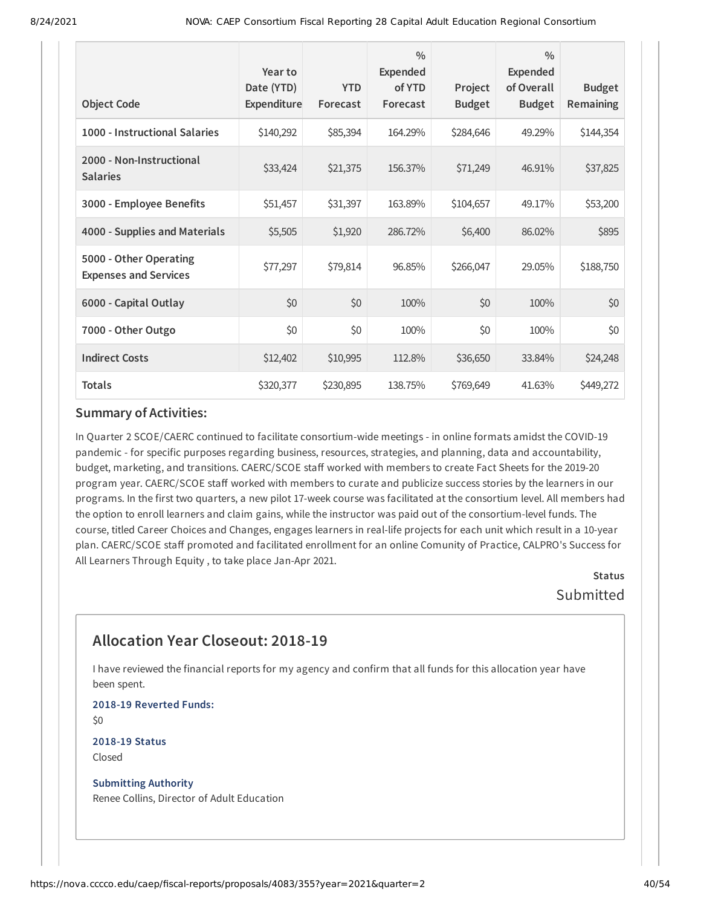| Object Code | Year to Date (YTD) Expenditure | YTD Forecast | % Expended of YTD Forecast | Project Budget | % Expended of Overall Budget | Budget Remaining |
|---|---|---|---|---|---|---|
| 1000 - Instructional Salaries | $140,292 | $85,394 | 164.29% | $284,646 | 49.29% | $144,354 |
| 2000 - Non-Instructional Salaries | $33,424 | $21,375 | 156.37% | $71,249 | 46.91% | $37,825 |
| 3000 - Employee Benefits | $51,457 | $31,397 | 163.89% | $104,657 | 49.17% | $53,200 |
| 4000 - Supplies and Materials | $5,505 | $1,920 | 286.72% | $6,400 | 86.02% | $895 |
| 5000 - Other Operating Expenses and Services | $77,297 | $79,814 | 96.85% | $266,047 | 29.05% | $188,750 |
| 6000 - Capital Outlay | $0 | $0 | 100% | $0 | 100% | $0 |
| 7000 - Other Outgo | $0 | $0 | 100% | $0 | 100% | $0 |
| Indirect Costs | $12,402 | $10,995 | 112.8% | $36,650 | 33.84% | $24,248 |
| Totals | $320,377 | $230,895 | 138.75% | $769,649 | 41.63% | $449,272 |

### Summary of Activities:

In Quarter 2 SCOE/CAERC continued to facilitate consortium-wide meetings - in online formats amidst the COVID-19 pandemic - for specific purposes regarding business, resources, strategies, and planning, data and accountability, budget, marketing, and transitions. CAERC/SCOE staff worked with members to create Fact Sheets for the 2019-20 program year. CAERC/SCOE staff worked with members to curate and publicize success stories by the learners in our programs. In the first two quarters, a new pilot 17-week course was facilitated at the consortium level. All members had the option to enroll learners and claim gains, while the instructor was paid out of the consortium-level funds. The course, titled Career Choices and Changes, engages learners in real-life projects for each unit which result in a 10-year plan. CAERC/SCOE staff promoted and facilitated enrollment for an online Comunity of Practice, CALPRO's Success for All Learners Through Equity , to take place Jan-Apr 2021.

**Status**

Submitted

## Allocation Year Closeout: 2018-19

I have reviewed the financial reports for my agency and confirm that all funds for this allocation year have been spent.

**2018-19 Reverted Funds:**

$0

**2018-19 Status**

Closed

**Submitting Authority**

Renee Collins, Director of Adult Education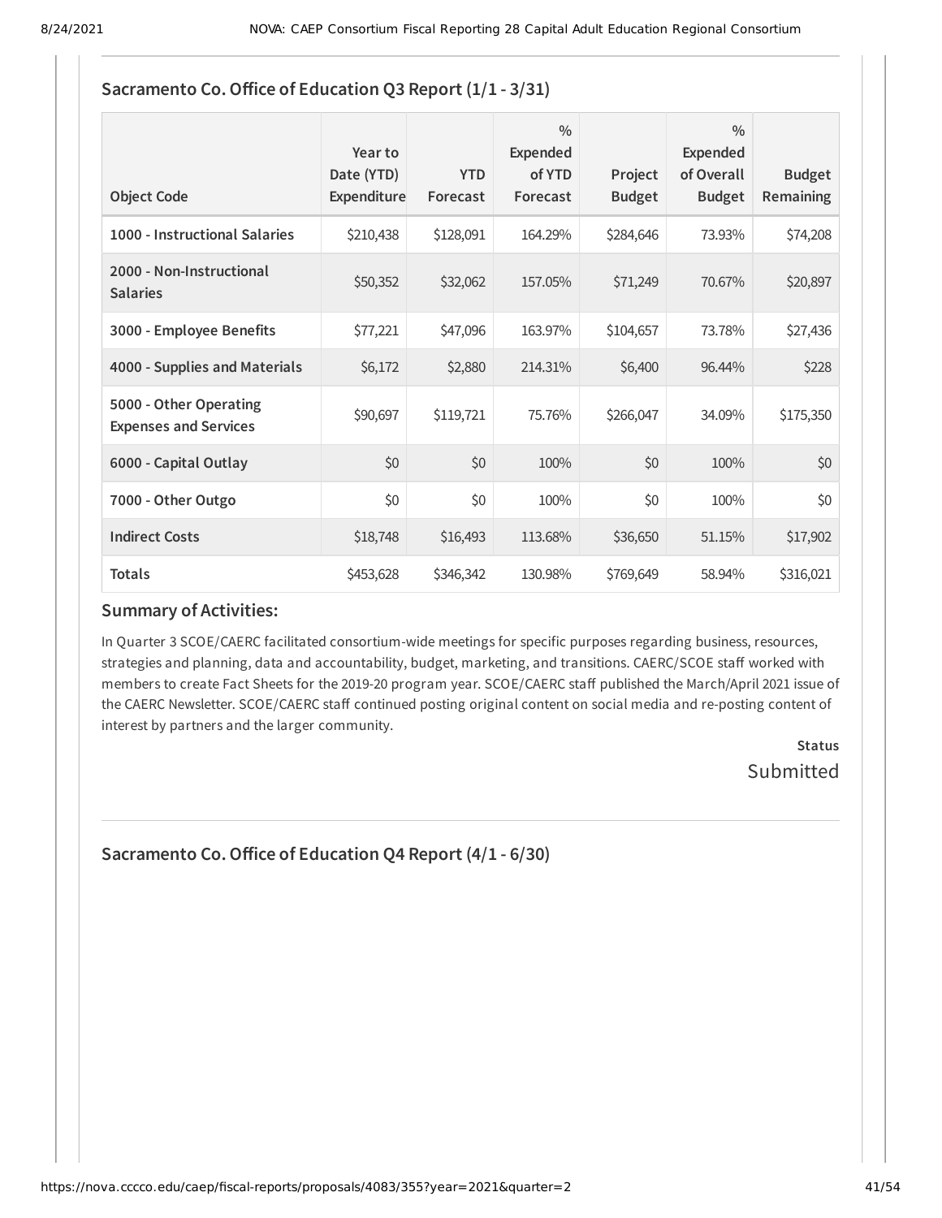## Sacramento Co. Office of Education Q3 Report (1/1 - 3/31)

| Object Code | Year to Date (YTD) Expenditure | YTD Forecast | % Expended of YTD Forecast | Project Budget | % Expended of Overall Budget | Budget Remaining |
|---|---|---|---|---|---|---|
| 1000 - Instructional Salaries | $210,438 | $128,091 | 164.29% | $284,646 | 73.93% | $74,208 |
| 2000 - Non-Instructional Salaries | $50,352 | $32,062 | 157.05% | $71,249 | 70.67% | $20,897 |
| 3000 - Employee Benefits | $77,221 | $47,096 | 163.97% | $104,657 | 73.78% | $27,436 |
| 4000 - Supplies and Materials | $6,172 | $2,880 | 214.31% | $6,400 | 96.44% | $228 |
| 5000 - Other Operating Expenses and Services | $90,697 | $119,721 | 75.76% | $266,047 | 34.09% | $175,350 |
| 6000 - Capital Outlay | $0 | $0 | 100% | $0 | 100% | $0 |
| 7000 - Other Outgo | $0 | $0 | 100% | $0 | 100% | $0 |
| Indirect Costs | $18,748 | $16,493 | 113.68% | $36,650 | 51.15% | $17,902 |
| Totals | $453,628 | $346,342 | 130.98% | $769,649 | 58.94% | $316,021 |

### Summary of Activities:

In Quarter 3 SCOE/CAERC facilitated consortium-wide meetings for specific purposes regarding business, resources, strategies and planning, data and accountability, budget, marketing, and transitions. CAERC/SCOE staff worked with members to create Fact Sheets for the 2019-20 program year. SCOE/CAERC staff published the March/April 2021 issue of the CAERC Newsletter. SCOE/CAERC staff continued posting original content on social media and re-posting content of interest by partners and the larger community.

**Status**
Submitted

## Sacramento Co. Office of Education Q4 Report (4/1 - 6/30)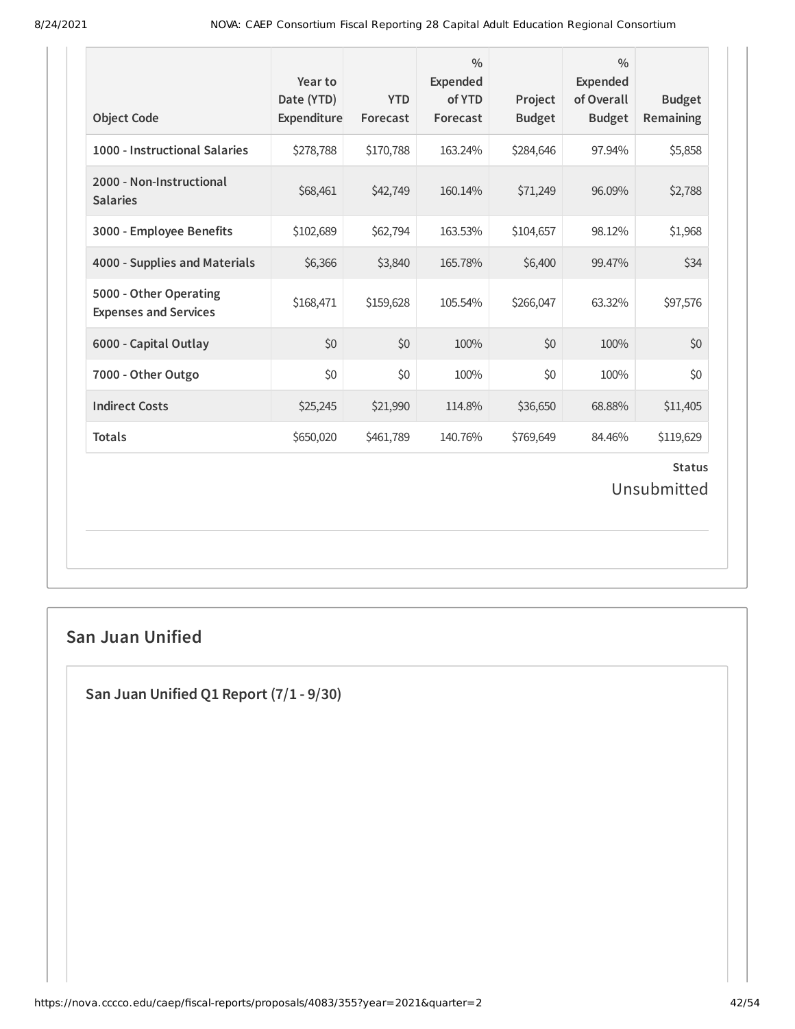| Object Code | Year to Date (YTD) Expenditure | YTD Forecast | % Expended of YTD Forecast | Project Budget | % Expended of Overall Budget | Budget Remaining |
|---|---|---|---|---|---|---|
| **1000 - Instructional Salaries** | $278,788 | $170,788 | 163.24% | $284,646 | 97.94% | $5,858 |
| **2000 - Non-Instructional Salaries** | $68,461 | $42,749 | 160.14% | $71,249 | 96.09% | $2,788 |
| **3000 - Employee Benefits** | $102,689 | $62,794 | 163.53% | $104,657 | 98.12% | $1,968 |
| **4000 - Supplies and Materials** | $6,366 | $3,840 | 165.78% | $6,400 | 99.47% | $34 |
| **5000 - Other Operating Expenses and Services** | $168,471 | $159,628 | 105.54% | $266,047 | 63.32% | $97,576 |
| **6000 - Capital Outlay** | $0 | $0 | 100% | $0 | 100% | $0 |
| **7000 - Other Outgo** | $0 | $0 | 100% | $0 | 100% | $0 |
| **Indirect Costs** | $25,245 | $21,990 | 114.8% | $36,650 | 68.88% | $11,405 |
| **Totals** | $650,020 | $461,789 | 140.76% | $769,649 | 84.46% | $119,629 |

**Status**

Unsubmitted

## San Juan Unified

### San Juan Unified Q1 Report (7/1 - 9/30)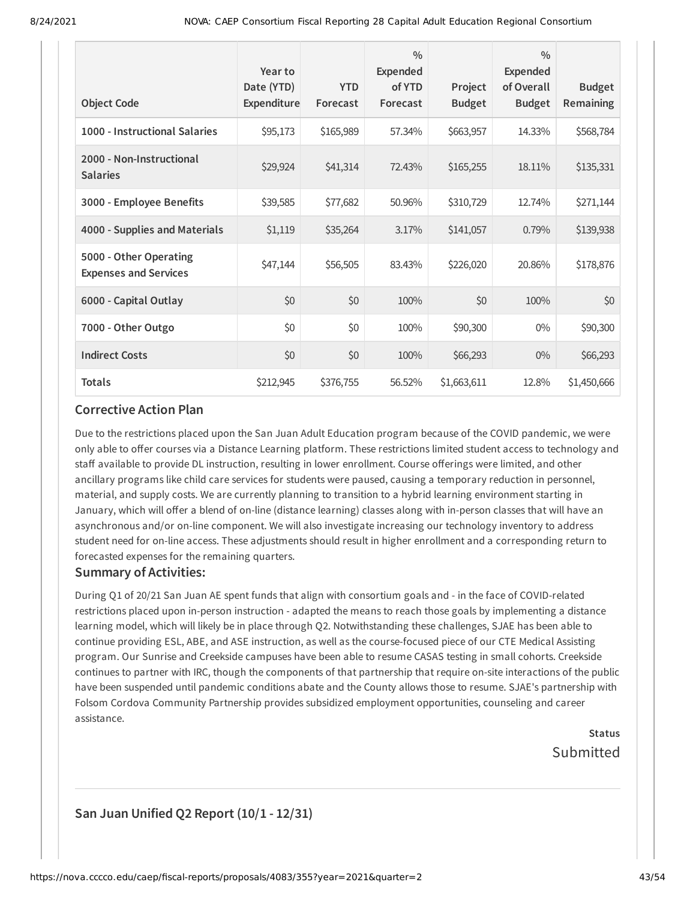| Object Code | Year to Date (YTD) Expenditure | YTD Forecast | % Expended of YTD Forecast | Project Budget | % Expended of Overall Budget | Budget Remaining |
|---|---|---|---|---|---|---|
| **1000 - Instructional Salaries** | $95,173 | $165,989 | 57.34% | $663,957 | 14.33% | $568,784 |
| **2000 - Non-Instructional Salaries** | $29,924 | $41,314 | 72.43% | $165,255 | 18.11% | $135,331 |
| **3000 - Employee Benefits** | $39,585 | $77,682 | 50.96% | $310,729 | 12.74% | $271,144 |
| **4000 - Supplies and Materials** | $1,119 | $35,264 | 3.17% | $141,057 | 0.79% | $139,938 |
| **5000 - Other Operating Expenses and Services** | $47,144 | $56,505 | 83.43% | $226,020 | 20.86% | $178,876 |
| **6000 - Capital Outlay** | $0 | $0 | 100% | $0 | 100% | $0 |
| **7000 - Other Outgo** | $0 | $0 | 100% | $90,300 | 0% | $90,300 |
| **Indirect Costs** | $0 | $0 | 100% | $66,293 | 0% | $66,293 |
| **Totals** | $212,945 | $376,755 | 56.52% | $1,663,611 | 12.8% | $1,450,666 |

## Corrective Action Plan

Due to the restrictions placed upon the San Juan Adult Education program because of the COVID pandemic, we were only able to offer courses via a Distance Learning platform. These restrictions limited student access to technology and staff available to provide DL instruction, resulting in lower enrollment. Course offerings were limited, and other ancillary programs like child care services for students were paused, causing a temporary reduction in personnel, material, and supply costs. We are currently planning to transition to a hybrid learning environment starting in January, which will offer a blend of on-line (distance learning) classes along with in-person classes that will have an asynchronous and/or on-line component. We will also investigate increasing our technology inventory to address student need for on-line access. These adjustments should result in higher enrollment and a corresponding return to forecasted expenses for the remaining quarters.

## Summary of Activities:

During Q1 of 20/21 San Juan AE spent funds that align with consortium goals and - in the face of COVID-related restrictions placed upon in-person instruction - adapted the means to reach those goals by implementing a distance learning model, which will likely be in place through Q2. Notwithstanding these challenges, SJAE has been able to continue providing ESL, ABE, and ASE instruction, as well as the course-focused piece of our CTE Medical Assisting program. Our Sunrise and Creekside campuses have been able to resume CASAS testing in small cohorts. Creekside continues to partner with IRC, though the components of that partnership that require on-site interactions of the public have been suspended until pandemic conditions abate and the County allows those to resume. SJAE's partnership with Folsom Cordova Community Partnership provides subsidized employment opportunities, counseling and career assistance.

**Status**
Submitted

## San Juan Unified Q2 Report (10/1 - 12/31)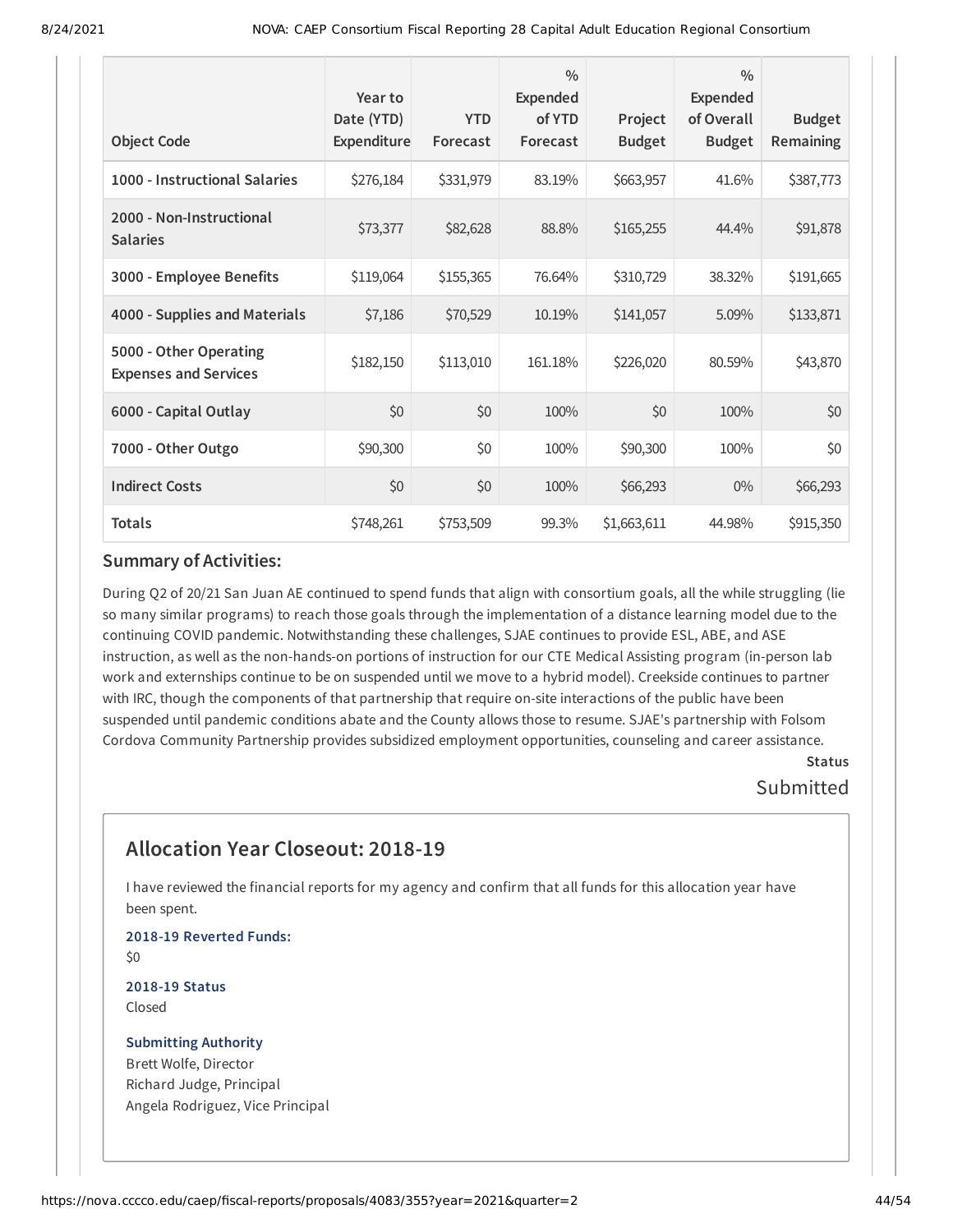| Object Code | Year to Date (YTD) Expenditure | YTD Forecast | % Expended of YTD Forecast | Project Budget | % Expended of Overall Budget | Budget Remaining |
|---|---|---|---|---|---|---|
| 1000 - Instructional Salaries | $276,184 | $331,979 | 83.19% | $663,957 | 41.6% | $387,773 |
| 2000 - Non-Instructional Salaries | $73,377 | $82,628 | 88.8% | $165,255 | 44.4% | $91,878 |
| 3000 - Employee Benefits | $119,064 | $155,365 | 76.64% | $310,729 | 38.32% | $191,665 |
| 4000 - Supplies and Materials | $7,186 | $70,529 | 10.19% | $141,057 | 5.09% | $133,871 |
| 5000 - Other Operating Expenses and Services | $182,150 | $113,010 | 161.18% | $226,020 | 80.59% | $43,870 |
| 6000 - Capital Outlay | $0 | $0 | 100% | $0 | 100% | $0 |
| 7000 - Other Outgo | $90,300 | $0 | 100% | $90,300 | 100% | $0 |
| Indirect Costs | $0 | $0 | 100% | $66,293 | 0% | $66,293 |
| Totals | $748,261 | $753,509 | 99.3% | $1,663,611 | 44.98% | $915,350 |

### Summary of Activities:

During Q2 of 20/21 San Juan AE continued to spend funds that align with consortium goals, all the while struggling (lie so many similar programs) to reach those goals through the implementation of a distance learning model due to the continuing COVID pandemic. Notwithstanding these challenges, SJAE continues to provide ESL, ABE, and ASE instruction, as well as the non-hands-on portions of instruction for our CTE Medical Assisting program (in-person lab work and externships continue to be on suspended until we move to a hybrid model). Creekside continues to partner with IRC, though the components of that partnership that require on-site interactions of the public have been suspended until pandemic conditions abate and the County allows those to resume. SJAE's partnership with Folsom Cordova Community Partnership provides subsidized employment opportunities, counseling and career assistance.

**Status**

Submitted

## Allocation Year Closeout: 2018-19

I have reviewed the financial reports for my agency and confirm that all funds for this allocation year have been spent.

**2018-19 Reverted Funds:**

$0

**2018-19 Status**

Closed

**Submitting Authority**

Brett Wolfe, Director
Richard Judge, Principal
Angela Rodriguez, Vice Principal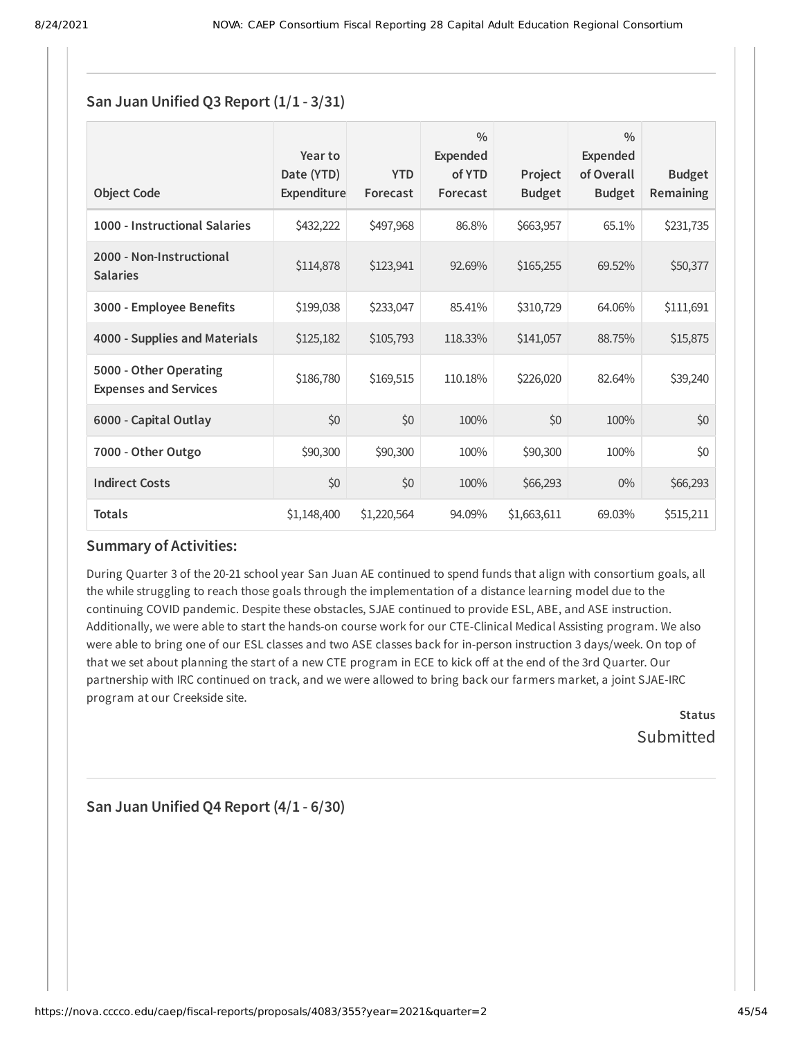## San Juan Unified Q3 Report (1/1 - 3/31)

| Object Code | Year to Date (YTD) Expenditure | YTD Forecast | % Expended of YTD Forecast | Project Budget | % Expended of Overall Budget | Budget Remaining |
|---|---|---|---|---|---|---|
| 1000 - Instructional Salaries | $432,222 | $497,968 | 86.8% | $663,957 | 65.1% | $231,735 |
| 2000 - Non-Instructional Salaries | $114,878 | $123,941 | 92.69% | $165,255 | 69.52% | $50,377 |
| 3000 - Employee Benefits | $199,038 | $233,047 | 85.41% | $310,729 | 64.06% | $111,691 |
| 4000 - Supplies and Materials | $125,182 | $105,793 | 118.33% | $141,057 | 88.75% | $15,875 |
| 5000 - Other Operating Expenses and Services | $186,780 | $169,515 | 110.18% | $226,020 | 82.64% | $39,240 |
| 6000 - Capital Outlay | $0 | $0 | 100% | $0 | 100% | $0 |
| 7000 - Other Outgo | $90,300 | $90,300 | 100% | $90,300 | 100% | $0 |
| Indirect Costs | $0 | $0 | 100% | $66,293 | 0% | $66,293 |
| Totals | $1,148,400 | $1,220,564 | 94.09% | $1,663,611 | 69.03% | $515,211 |

### Summary of Activities:

During Quarter 3 of the 20-21 school year San Juan AE continued to spend funds that align with consortium goals, all the while struggling to reach those goals through the implementation of a distance learning model due to the continuing COVID pandemic. Despite these obstacles, SJAE continued to provide ESL, ABE, and ASE instruction. Additionally, we were able to start the hands-on course work for our CTE-Clinical Medical Assisting program. We also were able to bring one of our ESL classes and two ASE classes back for in-person instruction 3 days/week. On top of that we set about planning the start of a new CTE program in ECE to kick off at the end of the 3rd Quarter. Our partnership with IRC continued on track, and we were allowed to bring back our farmers market, a joint SJAE-IRC program at our Creekside site.

**Status**

Submitted

## San Juan Unified Q4 Report (4/1 - 6/30)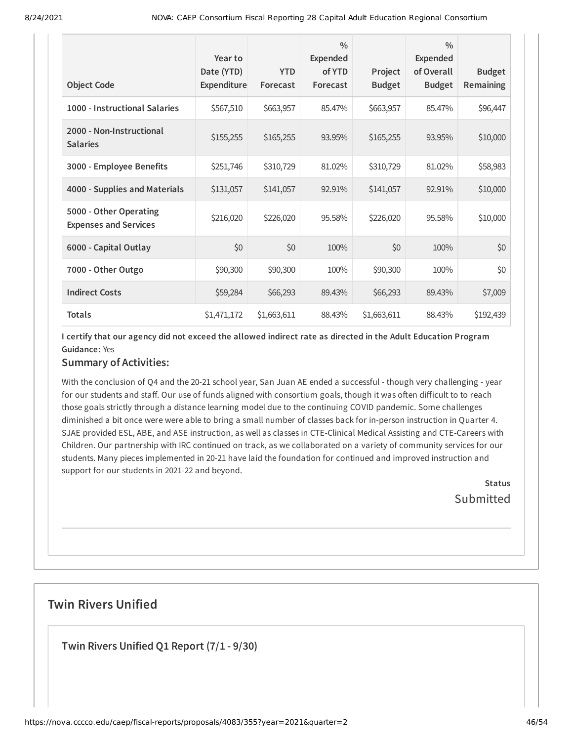| Object Code | Year to Date (YTD) Expenditure | YTD Forecast | % Expended of YTD Forecast | Project Budget | % Expended of Overall Budget | Budget Remaining |
|---|---|---|---|---|---|---|
| 1000 - Instructional Salaries | $567,510 | $663,957 | 85.47% | $663,957 | 85.47% | $96,447 |
| 2000 - Non-Instructional Salaries | $155,255 | $165,255 | 93.95% | $165,255 | 93.95% | $10,000 |
| 3000 - Employee Benefits | $251,746 | $310,729 | 81.02% | $310,729 | 81.02% | $58,983 |
| 4000 - Supplies and Materials | $131,057 | $141,057 | 92.91% | $141,057 | 92.91% | $10,000 |
| 5000 - Other Operating Expenses and Services | $216,020 | $226,020 | 95.58% | $226,020 | 95.58% | $10,000 |
| 6000 - Capital Outlay | $0 | $0 | 100% | $0 | 100% | $0 |
| 7000 - Other Outgo | $90,300 | $90,300 | 100% | $90,300 | 100% | $0 |
| Indirect Costs | $59,284 | $66,293 | 89.43% | $66,293 | 89.43% | $7,009 |
| Totals | $1,471,172 | $1,663,611 | 88.43% | $1,663,611 | 88.43% | $192,439 |

**I certify that our agency did not exceed the allowed indirect rate as directed in the Adult Education Program Guidance:** Yes

### Summary of Activities:

With the conclusion of Q4 and the 20-21 school year, San Juan AE ended a successful - though very challenging - year for our students and staff. Our use of funds aligned with consortium goals, though it was often difficult to to reach those goals strictly through a distance learning model due to the continuing COVID pandemic. Some challenges diminished a bit once were were able to bring a small number of classes back for in-person instruction in Quarter 4. SJAE provided ESL, ABE, and ASE instruction, as well as classes in CTE-Clinical Medical Assisting and CTE-Careers with Children. Our partnership with IRC continued on track, as we collaborated on a variety of community services for our students. Many pieces implemented in 20-21 have laid the foundation for continued and improved instruction and support for our students in 2021-22 and beyond.

**Status**

Submitted

## Twin Rivers Unified

### Twin Rivers Unified Q1 Report (7/1 - 9/30)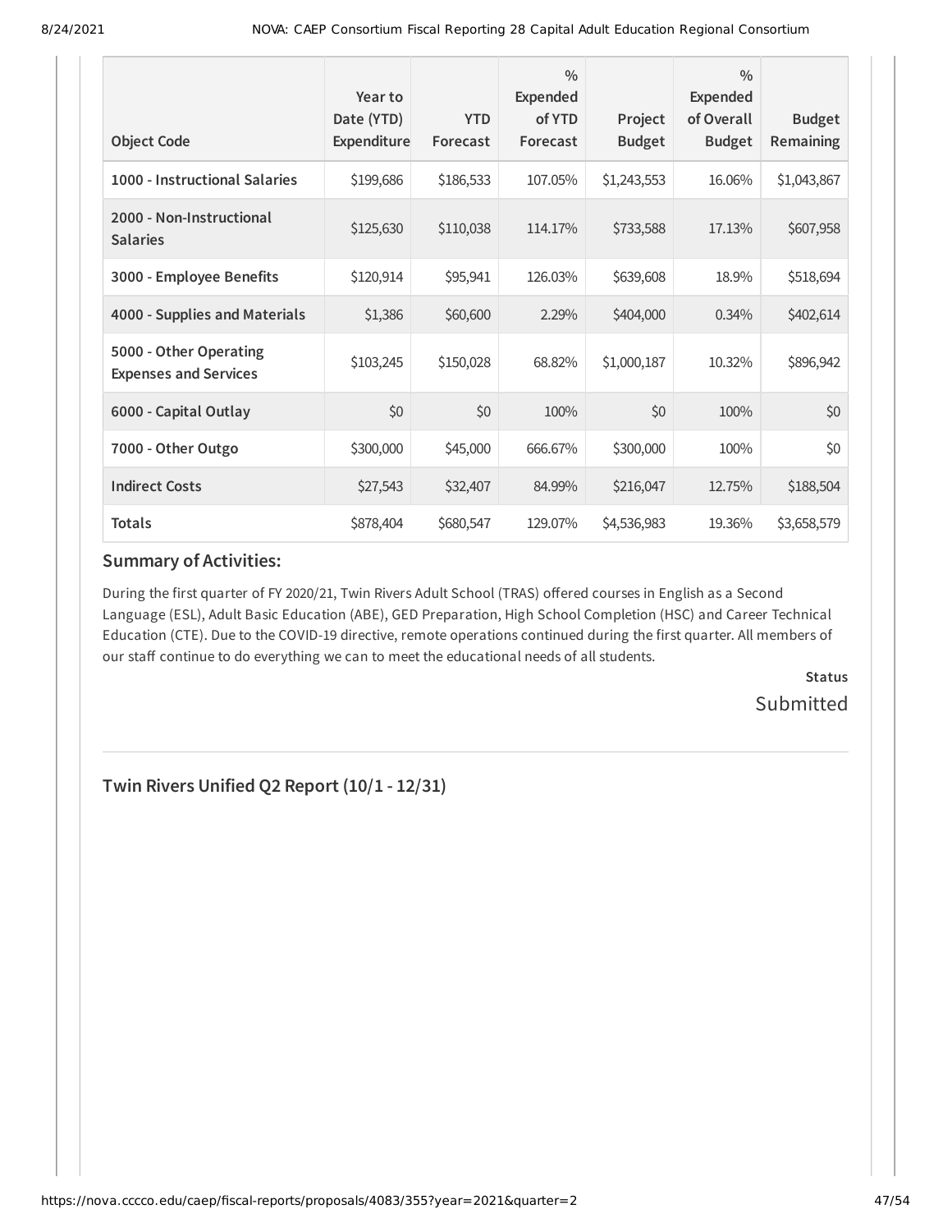| Object Code | Year to Date (YTD) Expenditure | YTD Forecast | % Expended of YTD Forecast | Project Budget | % Expended of Overall Budget | Budget Remaining |
|---|---|---|---|---|---|---|
| **1000 - Instructional Salaries** | $199,686 | $186,533 | 107.05% | $1,243,553 | 16.06% | $1,043,867 |
| **2000 - Non-Instructional Salaries** | $125,630 | $110,038 | 114.17% | $733,588 | 17.13% | $607,958 |
| **3000 - Employee Benefits** | $120,914 | $95,941 | 126.03% | $639,608 | 18.9% | $518,694 |
| **4000 - Supplies and Materials** | $1,386 | $60,600 | 2.29% | $404,000 | 0.34% | $402,614 |
| **5000 - Other Operating Expenses and Services** | $103,245 | $150,028 | 68.82% | $1,000,187 | 10.32% | $896,942 |
| **6000 - Capital Outlay** | $0 | $0 | 100% | $0 | 100% | $0 |
| **7000 - Other Outgo** | $300,000 | $45,000 | 666.67% | $300,000 | 100% | $0 |
| **Indirect Costs** | $27,543 | $32,407 | 84.99% | $216,047 | 12.75% | $188,504 |
| **Totals** | $878,404 | $680,547 | 129.07% | $4,536,983 | 19.36% | $3,658,579 |

### Summary of Activities:

During the first quarter of FY 2020/21, Twin Rivers Adult School (TRAS) offered courses in English as a Second Language (ESL), Adult Basic Education (ABE), GED Preparation, High School Completion (HSC) and Career Technical Education (CTE). Due to the COVID-19 directive, remote operations continued during the first quarter. All members of our staff continue to do everything we can to meet the educational needs of all students.

**Status**

Submitted

## Twin Rivers Unified Q2 Report (10/1 - 12/31)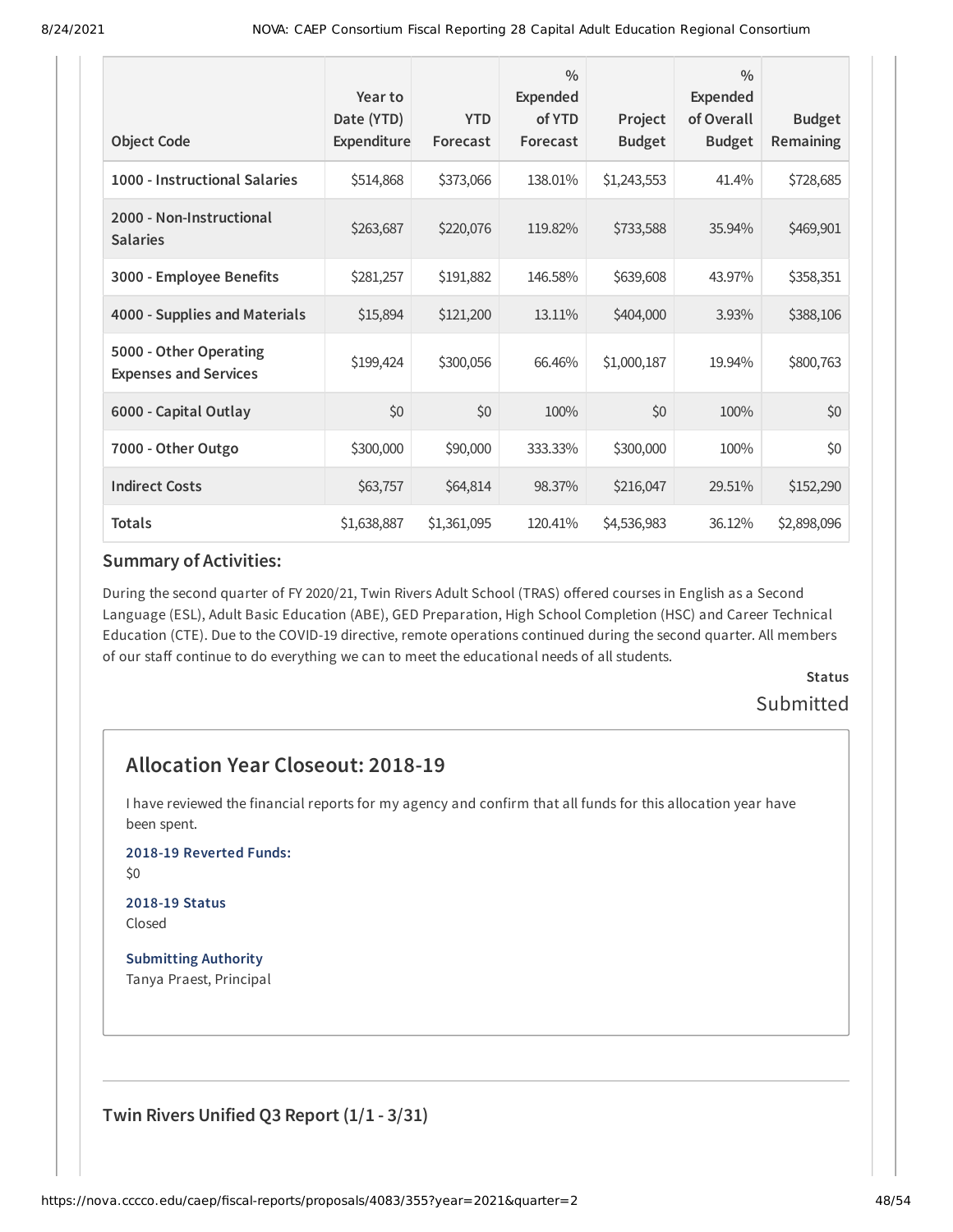| Object Code | Year to Date (YTD) Expenditure | YTD Forecast | % Expended of YTD Forecast | Project Budget | % Expended of Overall Budget | Budget Remaining |
|---|---|---|---|---|---|---|
| 1000 - Instructional Salaries | $514,868 | $373,066 | 138.01% | $1,243,553 | 41.4% | $728,685 |
| 2000 - Non-Instructional Salaries | $263,687 | $220,076 | 119.82% | $733,588 | 35.94% | $469,901 |
| 3000 - Employee Benefits | $281,257 | $191,882 | 146.58% | $639,608 | 43.97% | $358,351 |
| 4000 - Supplies and Materials | $15,894 | $121,200 | 13.11% | $404,000 | 3.93% | $388,106 |
| 5000 - Other Operating Expenses and Services | $199,424 | $300,056 | 66.46% | $1,000,187 | 19.94% | $800,763 |
| 6000 - Capital Outlay | $0 | $0 | 100% | $0 | 100% | $0 |
| 7000 - Other Outgo | $300,000 | $90,000 | 333.33% | $300,000 | 100% | $0 |
| Indirect Costs | $63,757 | $64,814 | 98.37% | $216,047 | 29.51% | $152,290 |
| Totals | $1,638,887 | $1,361,095 | 120.41% | $4,536,983 | 36.12% | $2,898,096 |

### Summary of Activities:

During the second quarter of FY 2020/21, Twin Rivers Adult School (TRAS) offered courses in English as a Second Language (ESL), Adult Basic Education (ABE), GED Preparation, High School Completion (HSC) and Career Technical Education (CTE). Due to the COVID-19 directive, remote operations continued during the second quarter. All members of our staff continue to do everything we can to meet the educational needs of all students.

**Status**

Submitted

## Allocation Year Closeout: 2018-19

I have reviewed the financial reports for my agency and confirm that all funds for this allocation year have been spent.

**2018-19 Reverted Funds:**

$0

**2018-19 Status**

Closed

**Submitting Authority**

Tanya Praest, Principal

## Twin Rivers Unified Q3 Report (1/1 - 3/31)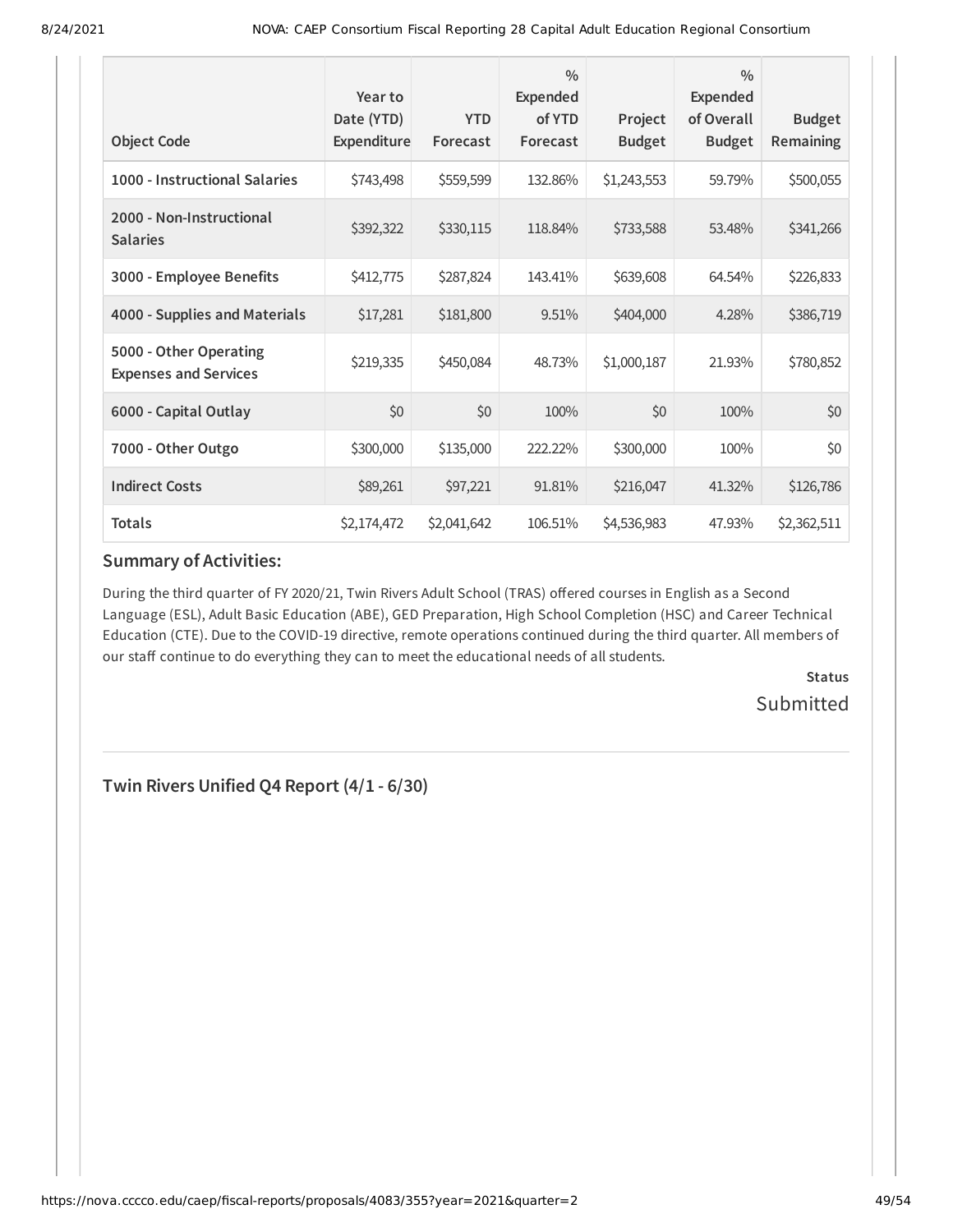| Object Code | Year to Date (YTD) Expenditure | YTD Forecast | % Expended of YTD Forecast | Project Budget | % Expended of Overall Budget | Budget Remaining |
|---|---|---|---|---|---|---|
| **1000 - Instructional Salaries** | $743,498 | $559,599 | 132.86% | $1,243,553 | 59.79% | $500,055 |
| **2000 - Non-Instructional Salaries** | $392,322 | $330,115 | 118.84% | $733,588 | 53.48% | $341,266 |
| **3000 - Employee Benefits** | $412,775 | $287,824 | 143.41% | $639,608 | 64.54% | $226,833 |
| **4000 - Supplies and Materials** | $17,281 | $181,800 | 9.51% | $404,000 | 4.28% | $386,719 |
| **5000 - Other Operating Expenses and Services** | $219,335 | $450,084 | 48.73% | $1,000,187 | 21.93% | $780,852 |
| **6000 - Capital Outlay** | $0 | $0 | 100% | $0 | 100% | $0 |
| **7000 - Other Outgo** | $300,000 | $135,000 | 222.22% | $300,000 | 100% | $0 |
| **Indirect Costs** | $89,261 | $97,221 | 91.81% | $216,047 | 41.32% | $126,786 |
| **Totals** | $2,174,472 | $2,041,642 | 106.51% | $4,536,983 | 47.93% | $2,362,511 |

### Summary of Activities:

During the third quarter of FY 2020/21, Twin Rivers Adult School (TRAS) offered courses in English as a Second Language (ESL), Adult Basic Education (ABE), GED Preparation, High School Completion (HSC) and Career Technical Education (CTE). Due to the COVID-19 directive, remote operations continued during the third quarter. All members of our staff continue to do everything they can to meet the educational needs of all students.

**Status**

Submitted

---

### Twin Rivers Unified Q4 Report (4/1 - 6/30)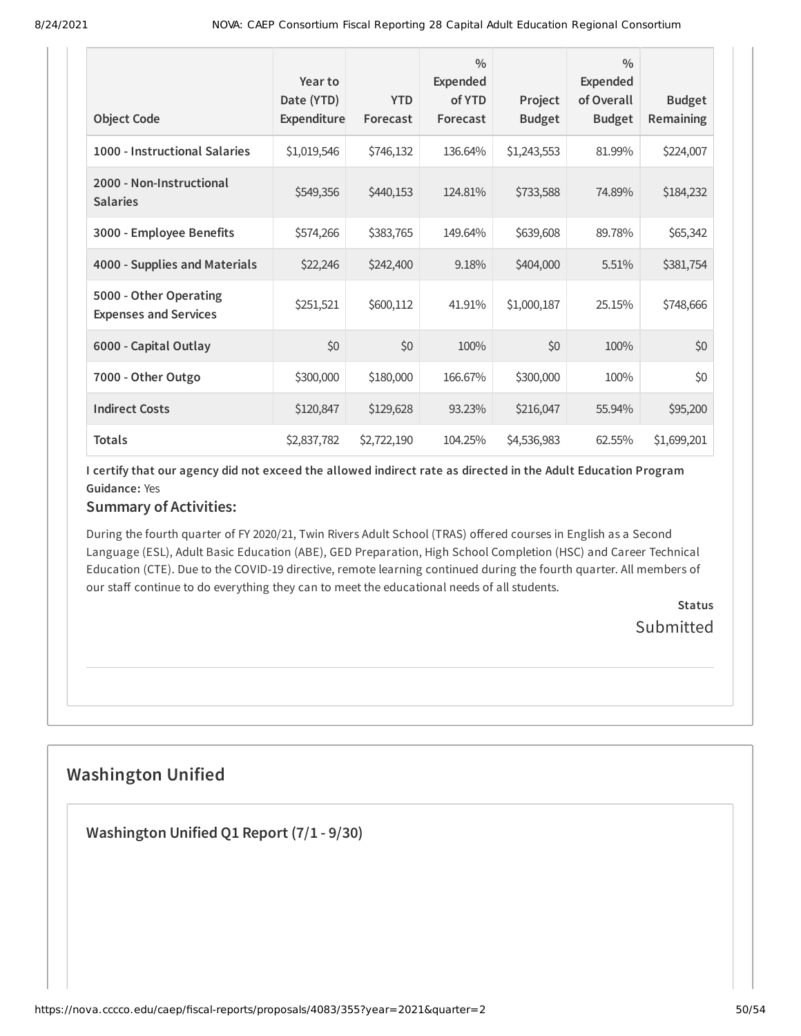| Object Code | Year to Date (YTD) Expenditure | YTD Forecast | % Expended of YTD Forecast | Project Budget | % Expended of Overall Budget | Budget Remaining |
|---|---|---|---|---|---|---|
| **1000 - Instructional Salaries** | $1,019,546 | $746,132 | 136.64% | $1,243,553 | 81.99% | $224,007 |
| **2000 - Non-Instructional Salaries** | $549,356 | $440,153 | 124.81% | $733,588 | 74.89% | $184,232 |
| **3000 - Employee Benefits** | $574,266 | $383,765 | 149.64% | $639,608 | 89.78% | $65,342 |
| **4000 - Supplies and Materials** | $22,246 | $242,400 | 9.18% | $404,000 | 5.51% | $381,754 |
| **5000 - Other Operating Expenses and Services** | $251,521 | $600,112 | 41.91% | $1,000,187 | 25.15% | $748,666 |
| **6000 - Capital Outlay** | $0 | $0 | 100% | $0 | 100% | $0 |
| **7000 - Other Outgo** | $300,000 | $180,000 | 166.67% | $300,000 | 100% | $0 |
| **Indirect Costs** | $120,847 | $129,628 | 93.23% | $216,047 | 55.94% | $95,200 |
| **Totals** | $2,837,782 | $2,722,190 | 104.25% | $4,536,983 | 62.55% | $1,699,201 |

**I certify that our agency did not exceed the allowed indirect rate as directed in the Adult Education Program Guidance:** Yes

### Summary of Activities:

During the fourth quarter of FY 2020/21, Twin Rivers Adult School (TRAS) offered courses in English as a Second Language (ESL), Adult Basic Education (ABE), GED Preparation, High School Completion (HSC) and Career Technical Education (CTE). Due to the COVID-19 directive, remote learning continued during the fourth quarter. All members of our staff continue to do everything they can to meet the educational needs of all students.

**Status**

Submitted

## Washington Unified

### Washington Unified Q1 Report (7/1 - 9/30)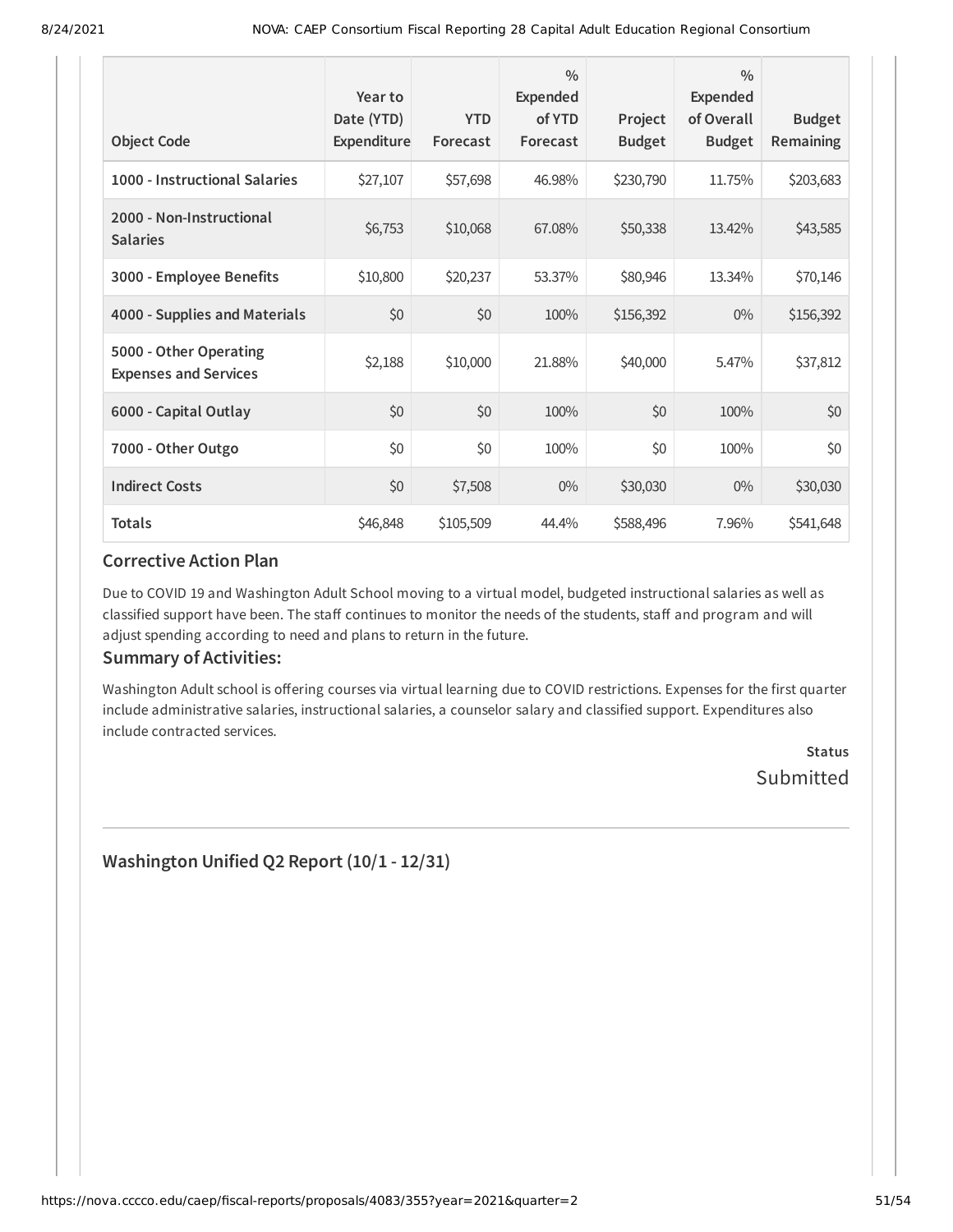| Object Code | Year to Date (YTD) Expenditure | YTD Forecast | % Expended of YTD Forecast | Project Budget | % Expended of Overall Budget | Budget Remaining |
|---|---|---|---|---|---|---|
| 1000 - Instructional Salaries | $27,107 | $57,698 | 46.98% | $230,790 | 11.75% | $203,683 |
| 2000 - Non-Instructional Salaries | $6,753 | $10,068 | 67.08% | $50,338 | 13.42% | $43,585 |
| 3000 - Employee Benefits | $10,800 | $20,237 | 53.37% | $80,946 | 13.34% | $70,146 |
| 4000 - Supplies and Materials | $0 | $0 | 100% | $156,392 | 0% | $156,392 |
| 5000 - Other Operating Expenses and Services | $2,188 | $10,000 | 21.88% | $40,000 | 5.47% | $37,812 |
| 6000 - Capital Outlay | $0 | $0 | 100% | $0 | 100% | $0 |
| 7000 - Other Outgo | $0 | $0 | 100% | $0 | 100% | $0 |
| Indirect Costs | $0 | $7,508 | 0% | $30,030 | 0% | $30,030 |
| Totals | $46,848 | $105,509 | 44.4% | $588,496 | 7.96% | $541,648 |

### Corrective Action Plan

Due to COVID 19 and Washington Adult School moving to a virtual model, budgeted instructional salaries as well as classified support have been. The staff continues to monitor the needs of the students, staff and program and will adjust spending according to need and plans to return in the future.

### Summary of Activities:

Washington Adult school is offering courses via virtual learning due to COVID restrictions. Expenses for the first quarter include administrative salaries, instructional salaries, a counselor salary and classified support. Expenditures also include contracted services.

**Status**

Submitted

## Washington Unified Q2 Report (10/1 - 12/31)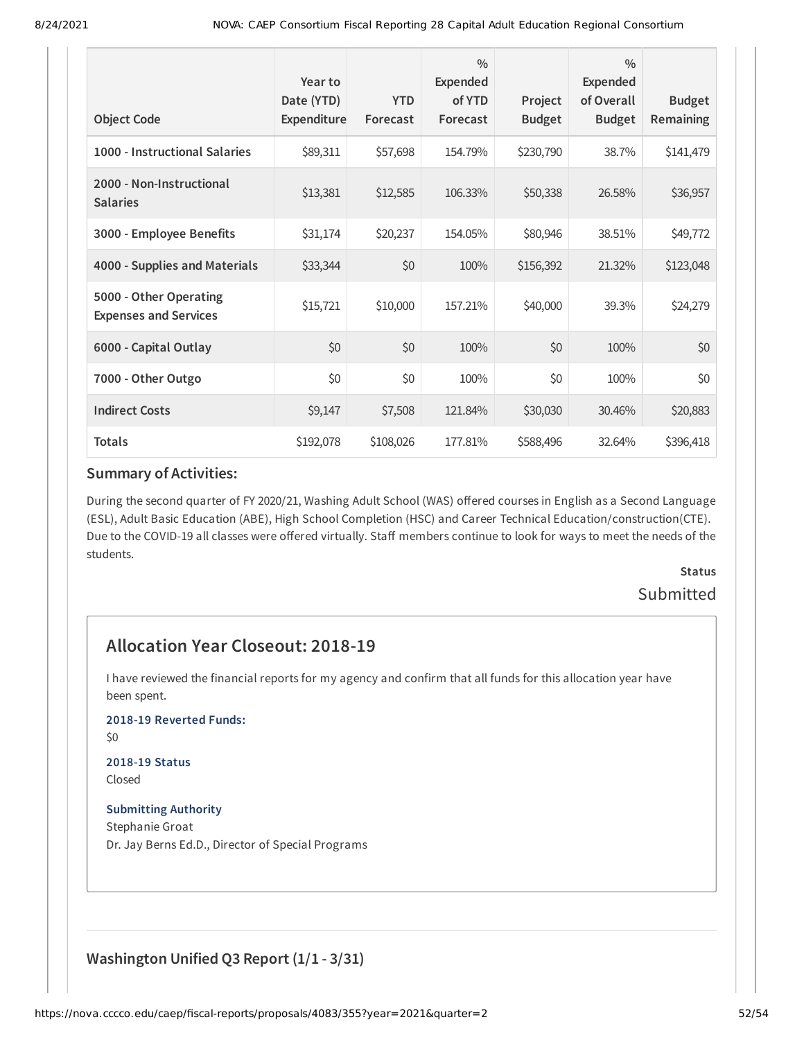| Object Code | Year to Date (YTD) Expenditure | YTD Forecast | % Expended of YTD Forecast | Project Budget | % Expended of Overall Budget | Budget Remaining |
|---|---|---|---|---|---|---|
| 1000 - Instructional Salaries | $89,311 | $57,698 | 154.79% | $230,790 | 38.7% | $141,479 |
| 2000 - Non-Instructional Salaries | $13,381 | $12,585 | 106.33% | $50,338 | 26.58% | $36,957 |
| 3000 - Employee Benefits | $31,174 | $20,237 | 154.05% | $80,946 | 38.51% | $49,772 |
| 4000 - Supplies and Materials | $33,344 | $0 | 100% | $156,392 | 21.32% | $123,048 |
| 5000 - Other Operating Expenses and Services | $15,721 | $10,000 | 157.21% | $40,000 | 39.3% | $24,279 |
| 6000 - Capital Outlay | $0 | $0 | 100% | $0 | 100% | $0 |
| 7000 - Other Outgo | $0 | $0 | 100% | $0 | 100% | $0 |
| Indirect Costs | $9,147 | $7,508 | 121.84% | $30,030 | 30.46% | $20,883 |
| Totals | $192,078 | $108,026 | 177.81% | $588,496 | 32.64% | $396,418 |

### Summary of Activities:

During the second quarter of FY 2020/21, Washing Adult School (WAS) offered courses in English as a Second Language (ESL), Adult Basic Education (ABE), High School Completion (HSC) and Career Technical Education/construction(CTE). Due to the COVID-19 all classes were offered virtually. Staff members continue to look for ways to meet the needs of the students.

**Status**

Submitted

## Allocation Year Closeout: 2018-19

I have reviewed the financial reports for my agency and confirm that all funds for this allocation year have been spent.

**2018-19 Reverted Funds:**

$0

**2018-19 Status**

Closed

**Submitting Authority**

Stephanie Groat

Dr. Jay Berns Ed.D., Director of Special Programs

## Washington Unified Q3 Report (1/1 - 3/31)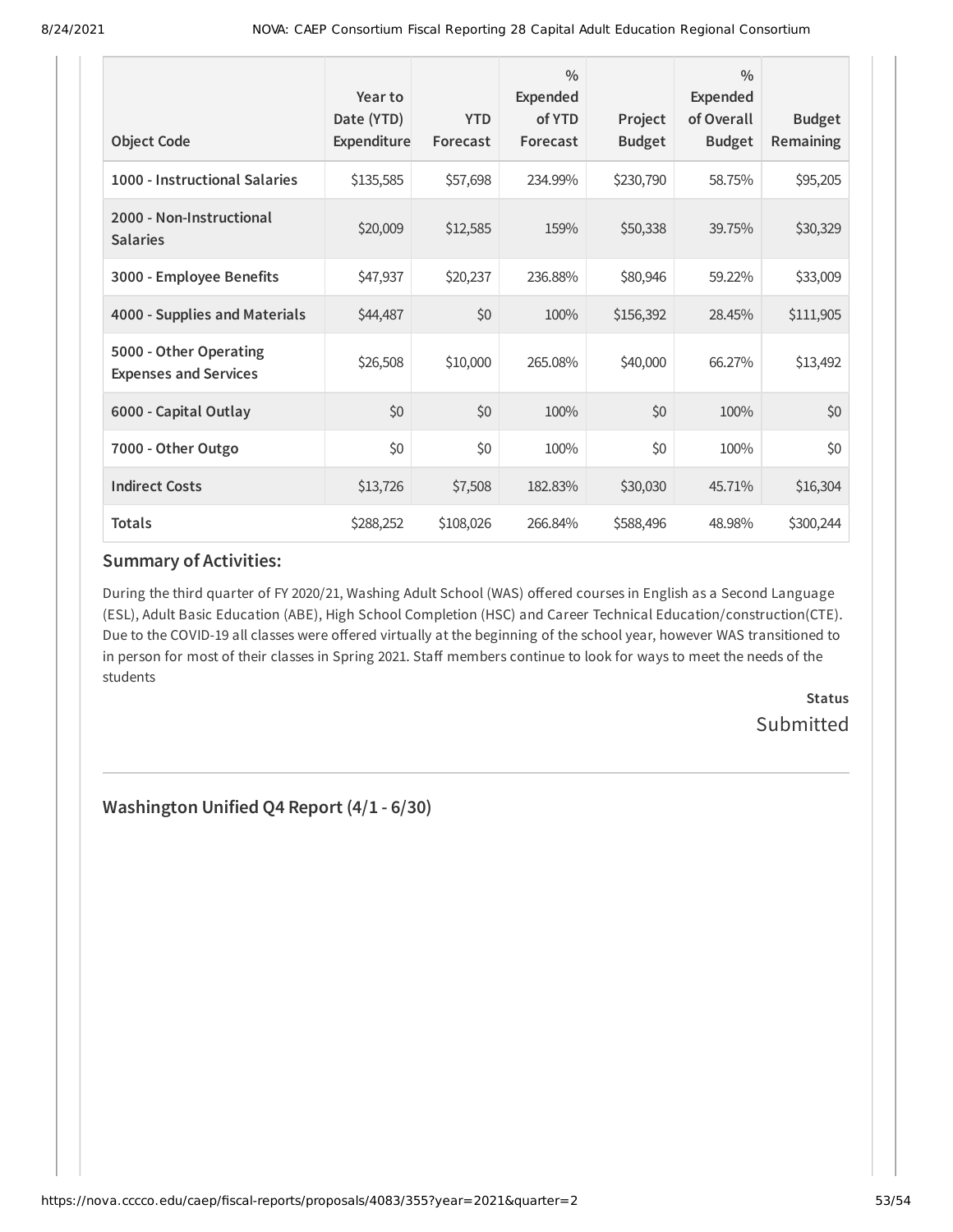| Object Code | Year to Date (YTD) Expenditure | YTD Forecast | % Expended of YTD Forecast | Project Budget | % Expended of Overall Budget | Budget Remaining |
|---|---|---|---|---|---|---|
| **1000 - Instructional Salaries** | $135,585 | $57,698 | 234.99% | $230,790 | 58.75% | $95,205 |
| **2000 - Non-Instructional Salaries** | $20,009 | $12,585 | 159% | $50,338 | 39.75% | $30,329 |
| **3000 - Employee Benefits** | $47,937 | $20,237 | 236.88% | $80,946 | 59.22% | $33,009 |
| **4000 - Supplies and Materials** | $44,487 | $0 | 100% | $156,392 | 28.45% | $111,905 |
| **5000 - Other Operating Expenses and Services** | $26,508 | $10,000 | 265.08% | $40,000 | 66.27% | $13,492 |
| **6000 - Capital Outlay** | $0 | $0 | 100% | $0 | 100% | $0 |
| **7000 - Other Outgo** | $0 | $0 | 100% | $0 | 100% | $0 |
| **Indirect Costs** | $13,726 | $7,508 | 182.83% | $30,030 | 45.71% | $16,304 |
| **Totals** | $288,252 | $108,026 | 266.84% | $588,496 | 48.98% | $300,244 |

### Summary of Activities:

During the third quarter of FY 2020/21, Washing Adult School (WAS) offered courses in English as a Second Language (ESL), Adult Basic Education (ABE), High School Completion (HSC) and Career Technical Education/construction(CTE). Due to the COVID-19 all classes were offered virtually at the beginning of the school year, however WAS transitioned to in person for most of their classes in Spring 2021. Staff members continue to look for ways to meet the needs of the students

**Status**
Submitted

## Washington Unified Q4 Report (4/1 - 6/30)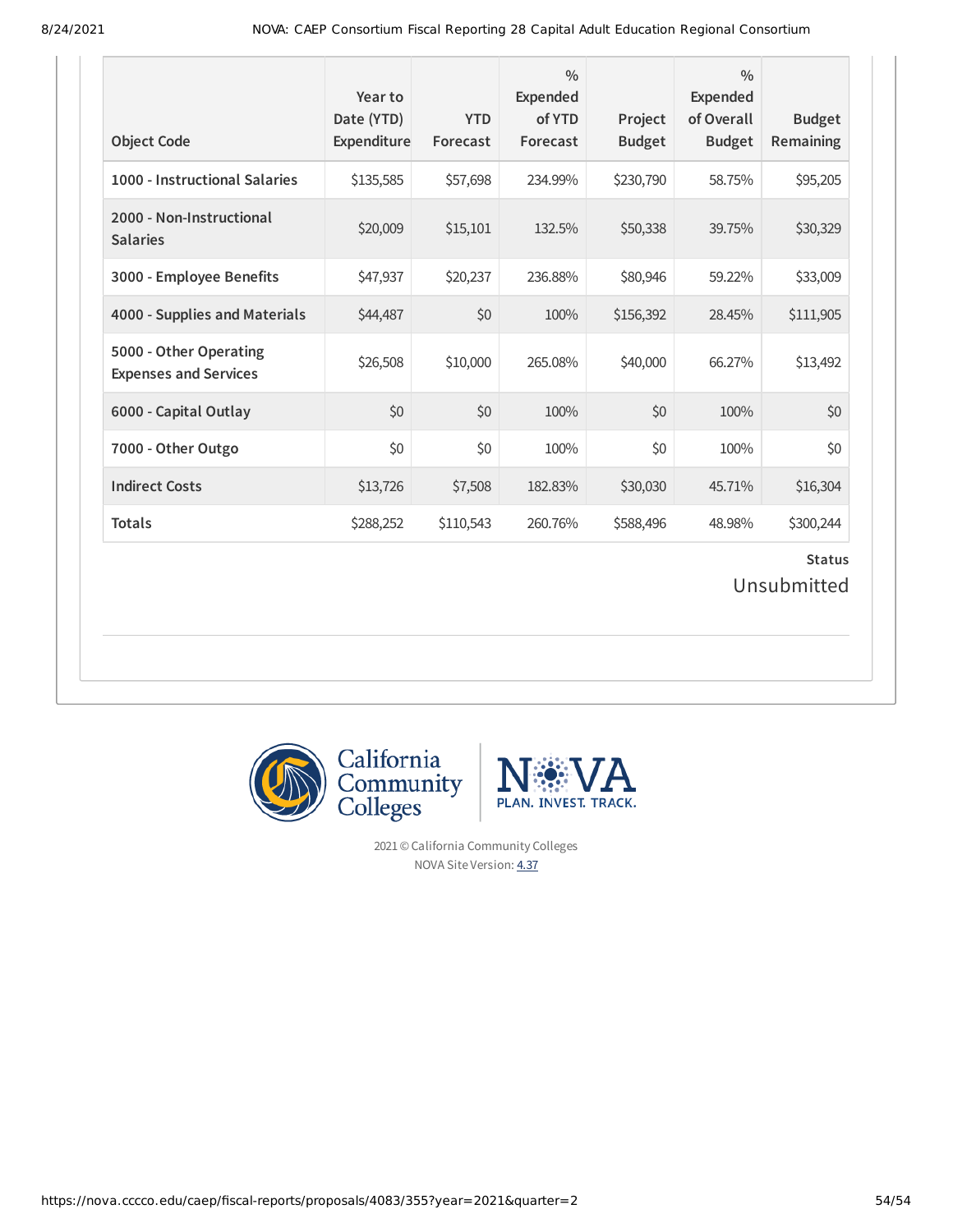| Object Code | Year to Date (YTD) Expenditure | YTD Forecast | % Expended of YTD Forecast | Project Budget | % Expended of Overall Budget | Budget Remaining |
|---|---|---|---|---|---|---|
| **1000 - Instructional Salaries** | $135,585 | $57,698 | 234.99% | $230,790 | 58.75% | $95,205 |
| **2000 - Non-Instructional Salaries** | $20,009 | $15,101 | 132.5% | $50,338 | 39.75% | $30,329 |
| **3000 - Employee Benefits** | $47,937 | $20,237 | 236.88% | $80,946 | 59.22% | $33,009 |
| **4000 - Supplies and Materials** | $44,487 | $0 | 100% | $156,392 | 28.45% | $111,905 |
| **5000 - Other Operating Expenses and Services** | $26,508 | $10,000 | 265.08% | $40,000 | 66.27% | $13,492 |
| **6000 - Capital Outlay** | $0 | $0 | 100% | $0 | 100% | $0 |
| **7000 - Other Outgo** | $0 | $0 | 100% | $0 | 100% | $0 |
| **Indirect Costs** | $13,726 | $7,508 | 182.83% | $30,030 | 45.71% | $16,304 |
| **Totals** | $288,252 | $110,543 | 260.76% | $588,496 | 48.98% | $300,244 |

**Status**

Unsubmitted

California Community Colleges

NOVA PLAN. INVEST. TRACK.

2021 © California Community Colleges

NOVA Site Version: 4.37